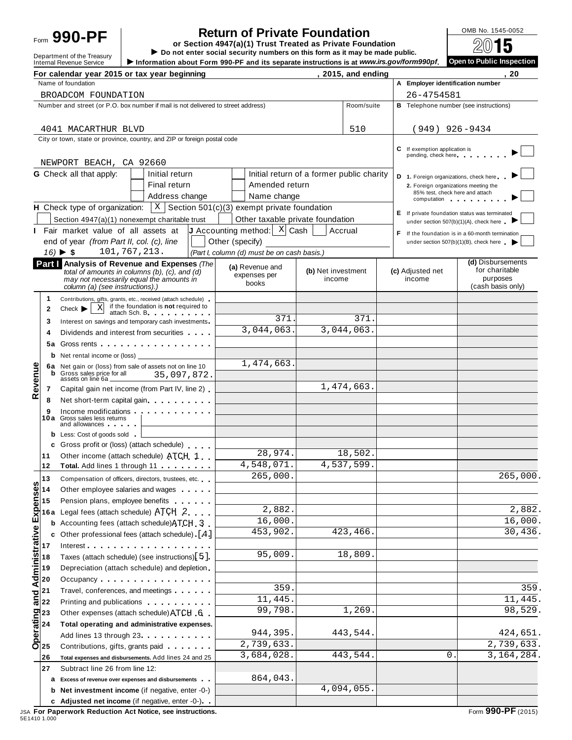Form **990-PF**

Department of the Treasury
Internal Revenue Service

# Return of Private Foundation

**or Section 4947(a)(1) Trust Treated as Private Foundation**

▶ **Do not enter social security numbers on this form as it may be made public.**

▶ **Information about Form 990-PF and its separate instructions is at** ***www.irs.gov/form990pf*****.**

OMB No. 1545-0052

**2015**

**Open to Public Inspection**

**For calendar year 2015 or tax year beginning , 2015, and ending , 20**

Name of foundation

BROADCOM FOUNDATION

**A Employer identification number**

26-4754581

Number and street (or P.O. box number if mail is not delivered to street address) — Room/suite

4041 MACARTHUR BLVD — 510

**B** Telephone number (see instructions)

(949) 926-9434

City or town, state or province, country, and ZIP or foreign postal code

NEWPORT BEACH, CA 92660

**C** If exemption application is pending, check here ▶ ☐

**G** Check all that apply: ☐ Initial return ☐ Initial return of a former public charity ☐ Final return ☐ Amended return ☐ Address change ☐ Name change

**D 1.** Foreign organizations, check here ▶ ☐

**2.** Foreign organizations meeting the 85% test, check here and attach computation ▶ ☐

**H** Check type of organization: ☒ Section 501(c)(3) exempt private foundation ☐ Section 4947(a)(1) nonexempt charitable trust ☐ Other taxable private foundation

**E** If private foundation status was terminated under section 507(b)(1)(A), check here ▶ ☐

**I** Fair market value of all assets at end of year *(from Part II, col. (c), line 16)* ▶ $ 101,767,213.

**J** Accounting method: ☒ Cash ☐ Accrual ☐ Other (specify) *(Part I, column (d) must be on cash basis.)*

**F** If the foundation is in a 60-month termination under section 507(b)(1)(B), check here ▶ ☐

| **Part I** Analysis of Revenue and Expenses *(The total of amounts in columns (b), (c), and (d) may not necessarily equal the amounts in column (a) (see instructions).)* | (a) Revenue and expenses per books | (b) Net investment income | (c) Adjusted net income | (d) Disbursements for charitable purposes (cash basis only) |
|---|---|---|---|---|
| **Revenue** | | | | |
| 1 Contributions, gifts, grants, etc., received (attach schedule) | | | | |
| 2 Check ▶ ☒ if the foundation is **not** required to attach Sch. B | | | | |
| 3 Interest on savings and temporary cash investments | 371. | 371. | | |
| 4 Dividends and interest from securities | 3,044,063. | 3,044,063. | | |
| 5a Gross rents | | | | |
| b Net rental income or (loss) | | | | |
| 6a Net gain or (loss) from sale of assets not on line 10 | 1,474,663. | | | |
| b Gross sales price for all assets on line 6a 35,097,872. | | | | |
| 7 Capital gain net income (from Part IV, line 2) | | 1,474,663. | | |
| 8 Net short-term capital gain | | | | |
| 9 Income modifications | | | | |
| 10a Gross sales less returns and allowances | | | | |
| b Less: Cost of goods sold | | | | |
| c Gross profit or (loss) (attach schedule) | | | | |
| 11 Other income (attach schedule) ATCH 1 | 28,974. | 18,502. | | |
| 12 **Total.** Add lines 1 through 11 | 4,548,071. | 4,537,599. | | |
| **Operating and Administrative Expenses** | | | | |
| 13 Compensation of officers, directors, trustees, etc. | 265,000. | | | 265,000. |
| 14 Other employee salaries and wages | | | | |
| 15 Pension plans, employee benefits | | | | |
| 16a Legal fees (attach schedule) ATCH 2 | 2,882. | | | 2,882. |
| b Accounting fees (attach schedule) ATCH 3 | 16,000. | | | 16,000. |
| c Other professional fees (attach schedule) [4] | 453,902. | 423,466. | | 30,436. |
| 17 Interest | | | | |
| 18 Taxes (attach schedule) (see instructions) [5] | 95,009. | 18,809. | | |
| 19 Depreciation (attach schedule) and depletion | | | | |
| 20 Occupancy | | | | |
| 21 Travel, conferences, and meetings | 359. | | | 359. |
| 22 Printing and publications | 11,445. | | | 11,445. |
| 23 Other expenses (attach schedule) ATCH 6 | 99,798. | 1,269. | | 98,529. |
| 24 **Total operating and administrative expenses.** Add lines 13 through 23 | 944,395. | 443,544. | | 424,651. |
| 25 Contributions, gifts, grants paid | 2,739,633. | | | 2,739,633. |
| 26 **Total expenses and disbursements.** Add lines 24 and 25 | 3,684,028. | 443,544. | 0. | 3,164,284. |
| 27 Subtract line 26 from line 12: | | | | |
| a **Excess of revenue over expenses and disbursements** | 864,043. | | | |
| b **Net investment income** (if negative, enter -0-) | | 4,094,055. | | |
| c **Adjusted net income** (if negative, enter -0-) | | | | |

JSA **For Paperwork Reduction Act Notice, see instructions.**
5E1410 1.000

Form **990-PF** (2015)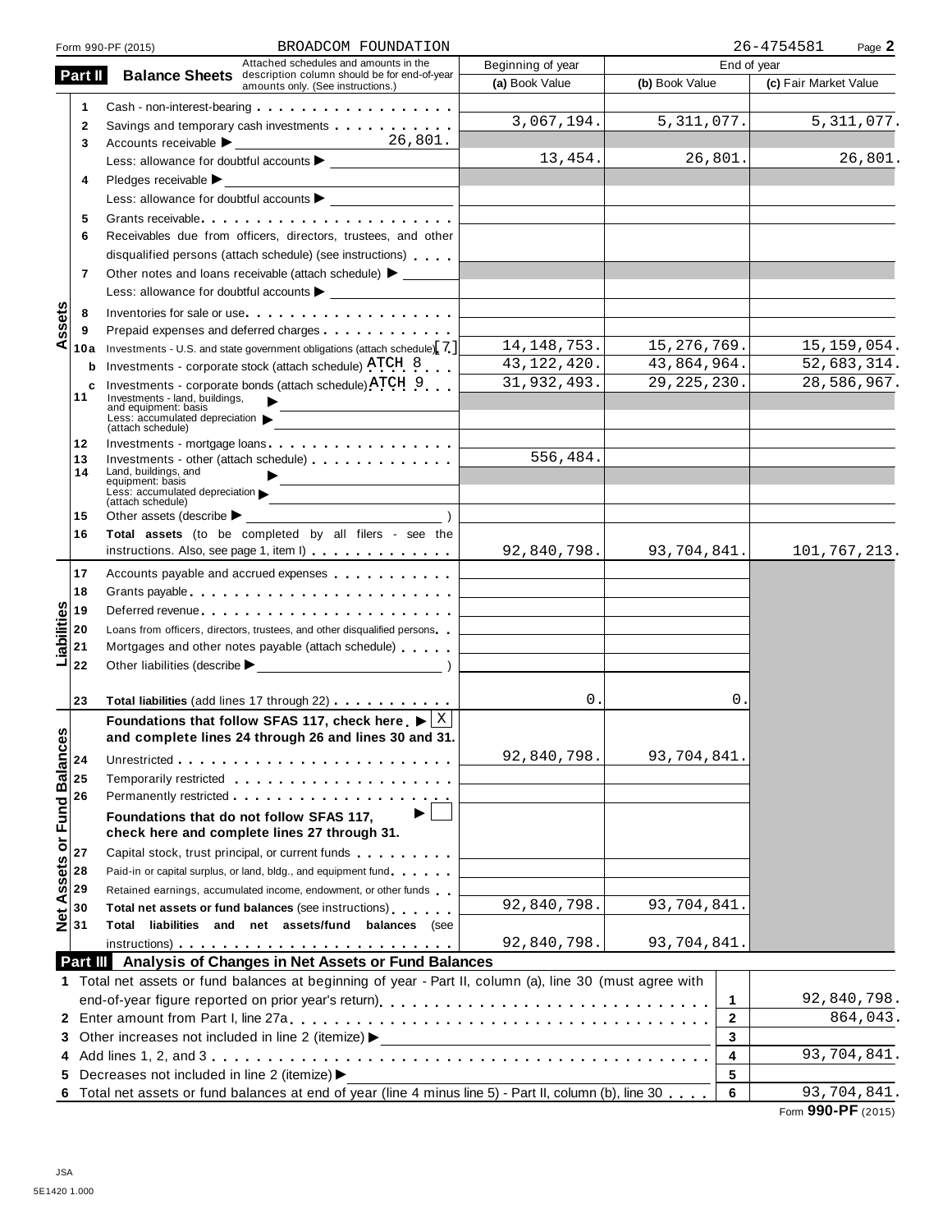Form 990-PF (2015) BROADCOM FOUNDATION 26-4754581 Page **2**

## Part II Balance Sheets

Attached schedules and amounts in the description column should be for end-of-year amounts only. (See instructions.)

| | | Description | Beginning of year (a) Book Value | End of year (b) Book Value | End of year (c) Fair Market Value |
|---|---|---|---|---|---|
| **Assets** | 1 | Cash - non-interest-bearing | | | |
| | 2 | Savings and temporary cash investments | 3,067,194. | 5,311,077. | 5,311,077. |
| | 3 | Accounts receivable ▶ 26,801. | | | |
| | | Less: allowance for doubtful accounts ▶ | 13,454. | 26,801. | 26,801. |
| | 4 | Pledges receivable ▶ | | | |
| | | Less: allowance for doubtful accounts ▶ | | | |
| | 5 | Grants receivable | | | |
| | 6 | Receivables due from officers, directors, trustees, and other disqualified persons (attach schedule) (see instructions) | | | |
| | 7 | Other notes and loans receivable (attach schedule) ▶ | | | |
| | | Less: allowance for doubtful accounts ▶ | | | |
| | 8 | Inventories for sale or use | | | |
| | 9 | Prepaid expenses and deferred charges | | | |
| | 10a | Investments - U.S. and state government obligations (attach schedule) [7] | 14,148,753. | 15,276,769. | 15,159,054. |
| | b | Investments - corporate stock (attach schedule) ATCH 8 | 43,122,420. | 43,864,964. | 52,683,314. |
| | c | Investments - corporate bonds (attach schedule) ATCH 9 | 31,932,493. | 29,225,230. | 28,586,967. |
| | 11 | Investments - land, buildings, and equipment: basis ▶ | | | |
| | | Less: accumulated depreciation (attach schedule) ▶ | | | |
| | 12 | Investments - mortgage loans | | | |
| | 13 | Investments - other (attach schedule) | 556,484. | | |
| | 14 | Land, buildings, and equipment: basis ▶ | | | |
| | | Less: accumulated depreciation (attach schedule) ▶ | | | |
| | 15 | Other assets (describe ▶ ) | | | |
| | 16 | **Total assets** (to be completed by all filers - see the instructions. Also, see page 1, item I) | 92,840,798. | 93,704,841. | 101,767,213. |
| **Liabilities** | 17 | Accounts payable and accrued expenses | | | |
| | 18 | Grants payable | | | |
| | 19 | Deferred revenue | | | |
| | 20 | Loans from officers, directors, trustees, and other disqualified persons | | | |
| | 21 | Mortgages and other notes payable (attach schedule) | | | |
| | 22 | Other liabilities (describe ▶ ) | | | |
| | 23 | **Total liabilities** (add lines 17 through 22) | 0. | 0. | |
| **Net Assets or Fund Balances** | | **Foundations that follow SFAS 117, check here ▶ [X] and complete lines 24 through 26 and lines 30 and 31.** | | | |
| | 24 | Unrestricted | 92,840,798. | 93,704,841. | |
| | 25 | Temporarily restricted | | | |
| | 26 | Permanently restricted | | | |
| | | **Foundations that do not follow SFAS 117, check here and complete lines 27 through 31.** ▶ [ ] | | | |
| | 27 | Capital stock, trust principal, or current funds | | | |
| | 28 | Paid-in or capital surplus, or land, bldg., and equipment fund | | | |
| | 29 | Retained earnings, accumulated income, endowment, or other funds | | | |
| | 30 | **Total net assets or fund balances** (see instructions) | 92,840,798. | 93,704,841. | |
| | 31 | **Total liabilities and net assets/fund balances** (see instructions) | 92,840,798. | 93,704,841. | |

## Part III Analysis of Changes in Net Assets or Fund Balances

| | Description | Line | Amount |
|---|---|---|---|
| 1 | Total net assets or fund balances at beginning of year - Part II, column (a), line 30 (must agree with end-of-year figure reported on prior year's return) | 1 | 92,840,798. |
| 2 | Enter amount from Part I, line 27a | 2 | 864,043. |
| 3 | Other increases not included in line 2 (itemize) ▶ | 3 | |
| 4 | Add lines 1, 2, and 3 | 4 | 93,704,841. |
| 5 | Decreases not included in line 2 (itemize) ▶ | 5 | |
| 6 | Total net assets or fund balances at end of year (line 4 minus line 5) - Part II, column (b), line 30 | 6 | 93,704,841. |

Form **990-PF** (2015)

JSA
5E1420 1.000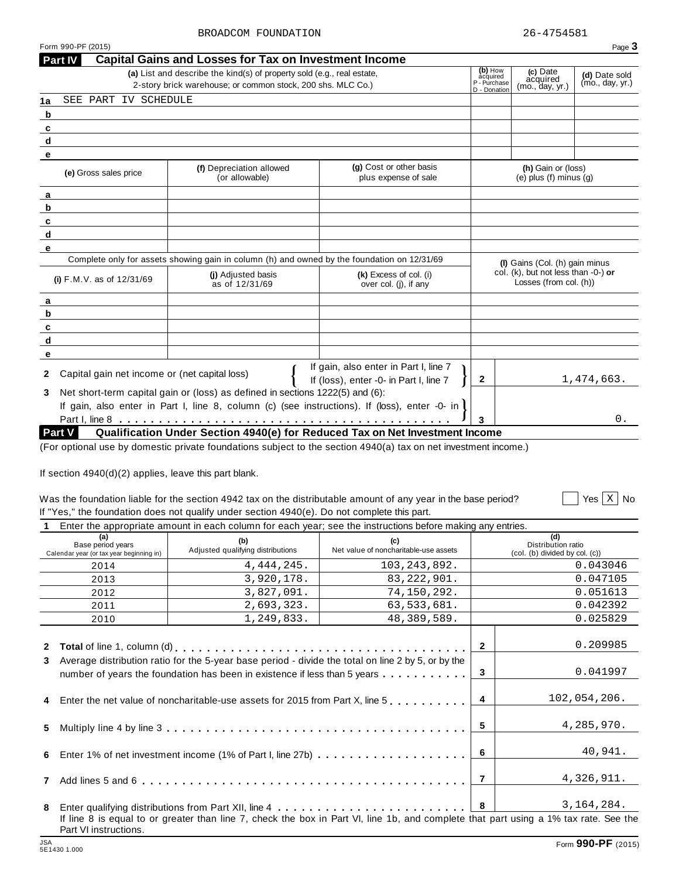BROADCOM FOUNDATION 26-4754581

## Part IV Capital Gains and Losses for Tax on Investment Income

| | (a) List and describe the kind(s) of property sold (e.g., real estate, 2-story brick warehouse; or common stock, 200 shs. MLC Co.) | (b) How acquired P - Purchase D - Donation | (c) Date acquired (mo., day, yr.) | (d) Date sold (mo., day, yr.) |
|---|---|---|---|---|
| 1a | SEE PART IV SCHEDULE | | | |
| b | | | | |
| c | | | | |
| d | | | | |
| e | | | | |

| | (e) Gross sales price | (f) Depreciation allowed (or allowable) | (g) Cost or other basis plus expense of sale | (h) Gain or (loss) (e) plus (f) minus (g) |
|---|---|---|---|---|
| a | | | | |
| b | | | | |
| c | | | | |
| d | | | | |
| e | | | | |

Complete only for assets showing gain in column (h) and owned by the foundation on 12/31/69

| | (i) F.M.V. as of 12/31/69 | (j) Adjusted basis as of 12/31/69 | (k) Excess of col. (i) over col. (j), if any | (l) Gains (Col. (h) gain minus col. (k), but not less than -0-) or Losses (from col. (h)) |
|---|---|---|---|---|
| a | | | | |
| b | | | | |
| c | | | | |
| d | | | | |
| e | | | | |

**2** Capital gain net income or (net capital loss) — If gain, also enter in Part I, line 7; If (loss), enter -0- in Part I, line 7 . . . **2** 1,474,663.

**3** Net short-term capital gain or (loss) as defined in sections 1222(5) and (6): If gain, also enter in Part I, line 8, column (c) (see instructions). If (loss), enter -0- in Part I, line 8 . . . **3** 0.

## Part V Qualification Under Section 4940(e) for Reduced Tax on Net Investment Income

(For optional use by domestic private foundations subject to the section 4940(a) tax on net investment income.)

If section 4940(d)(2) applies, leave this part blank.

Was the foundation liable for the section 4942 tax on the distributable amount of any year in the base period? ☐ Yes ☒ No

If "Yes," the foundation does not qualify under section 4940(e). Do not complete this part.

**1** Enter the appropriate amount in each column for each year; see the instructions before making any entries.

| (a) Base period years Calendar year (or tax year beginning in) | (b) Adjusted qualifying distributions | (c) Net value of noncharitable-use assets | (d) Distribution ratio (col. (b) divided by col. (c)) |
|---|---|---|---|
| 2014 | 4,444,245. | 103,243,892. | 0.043046 |
| 2013 | 3,920,178. | 83,222,901. | 0.047105 |
| 2012 | 3,827,091. | 74,150,292. | 0.051613 |
| 2011 | 2,693,323. | 63,533,681. | 0.042392 |
| 2010 | 1,249,833. | 48,389,589. | 0.025829 |

| | | Line | Amount |
|---|---|---|---|
| **2** | **Total** of line 1, column (d) | 2 | 0.209985 |
| **3** | Average distribution ratio for the 5-year base period - divide the total on line 2 by 5, or by the number of years the foundation has been in existence if less than 5 years | 3 | 0.041997 |
| **4** | Enter the net value of noncharitable-use assets for 2015 from Part X, line 5 | 4 | 102,054,206. |
| **5** | Multiply line 4 by line 3 | 5 | 4,285,970. |
| **6** | Enter 1% of net investment income (1% of Part I, line 27b) | 6 | 40,941. |
| **7** | Add lines 5 and 6 | 7 | 4,326,911. |
| **8** | Enter qualifying distributions from Part XII, line 4 | 8 | 3,164,284. |

If line 8 is equal to or greater than line 7, check the box in Part VI, line 1b, and complete that part using a 1% tax rate. See the Part VI instructions.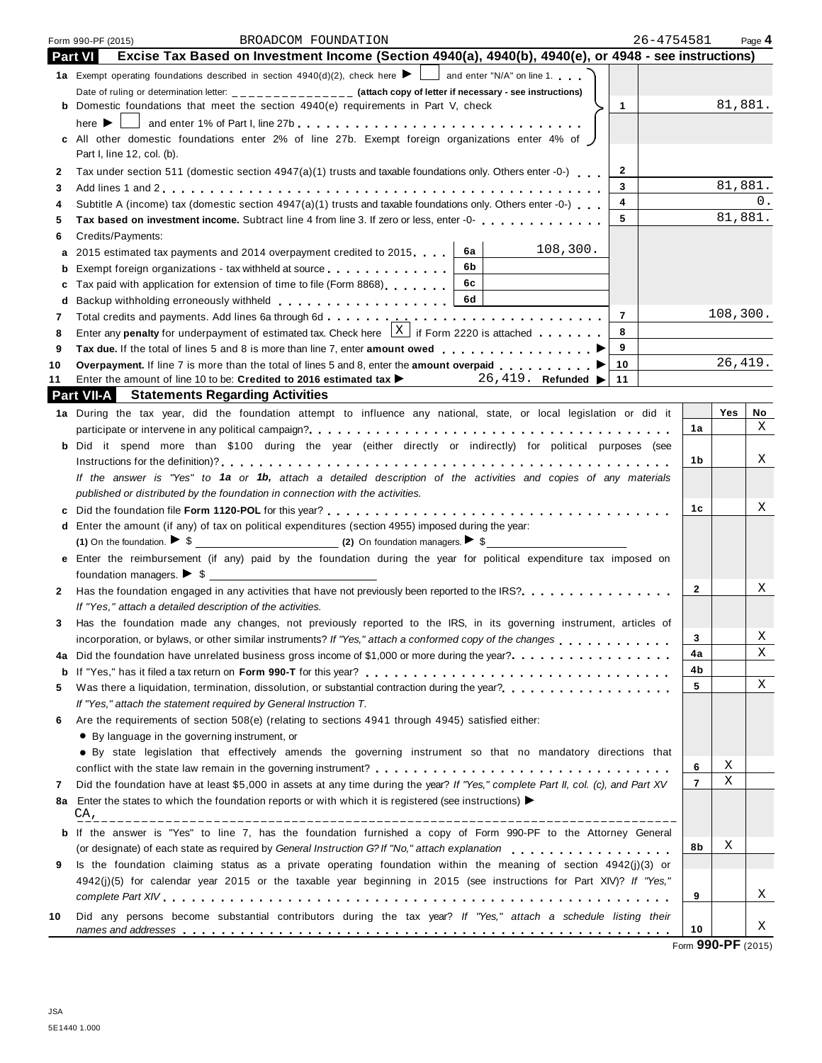Form 990-PF (2015) BROADCOM FOUNDATION 26-4754581

## Part VI Excise Tax Based on Investment Income (Section 4940(a), 4940(b), 4940(e), or 4948 - see instructions)

| | | | | |
|---|---|---|---|---|
| 1a | Exempt operating foundations described in section 4940(d)(2), check here ▶ ☐ and enter "N/A" on line 1. | | | |
| | Date of ruling or determination letter: _______________ (attach copy of letter if necessary - see instructions) | | | |
| b | Domestic foundations that meet the section 4940(e) requirements in Part V, check here ▶ ☐ and enter 1% of Part I, line 27b | | 1 | 81,881. |
| c | All other domestic foundations enter 2% of line 27b. Exempt foreign organizations enter 4% of Part I, line 12, col. (b). | | | |
| 2 | Tax under section 511 (domestic section 4947(a)(1) trusts and taxable foundations only. Others enter -0-) | | 2 | |
| 3 | Add lines 1 and 2 | | 3 | 81,881. |
| 4 | Subtitle A (income) tax (domestic section 4947(a)(1) trusts and taxable foundations only. Others enter -0-) | | 4 | 0. |
| 5 | **Tax based on investment income.** Subtract line 4 from line 3. If zero or less, enter -0- | | 5 | 81,881. |
| 6 | Credits/Payments: | | | |
| a | 2015 estimated tax payments and 2014 overpayment credited to 2015 | 6a 108,300. | | |
| b | Exempt foreign organizations - tax withheld at source | 6b | | |
| c | Tax paid with application for extension of time to file (Form 8868) | 6c | | |
| d | Backup withholding erroneously withheld | 6d | | |
| 7 | Total credits and payments. Add lines 6a through 6d | | 7 | 108,300. |
| 8 | Enter any **penalty** for underpayment of estimated tax. Check here ☒ if Form 2220 is attached | | 8 | |
| 9 | **Tax due.** If the total of lines 5 and 8 is more than line 7, enter **amount owed** ▶ | | 9 | |
| 10 | **Overpayment.** If line 7 is more than the total of lines 5 and 8, enter the **amount overpaid** ▶ | | 10 | 26,419. |
| 11 | Enter the amount of line 10 to be: **Credited to 2016 estimated tax** ▶ 26,419. **Refunded** ▶ | | 11 | |

## Part VII-A Statements Regarding Activities

| | | | Yes | No |
|---|---|---|---|---|
| 1a | During the tax year, did the foundation attempt to influence any national, state, or local legislation or did it participate or intervene in any political campaign? | 1a | | X |
| b | Did it spend more than $100 during the year (either directly or indirectly) for political purposes (see Instructions for the definition)? | 1b | | X |
| | *If the answer is "Yes" to **1a** or **1b**, attach a detailed description of the activities and copies of any materials published or distributed by the foundation in connection with the activities.* | | | |
| c | Did the foundation file **Form 1120-POL** for this year? | 1c | | X |
| d | Enter the amount (if any) of tax on political expenditures (section 4955) imposed during the year: (1) On the foundation. ▶ $ ________ (2) On foundation managers. ▶ $ ________ | | | |
| e | Enter the reimbursement (if any) paid by the foundation during the year for political expenditure tax imposed on foundation managers. ▶ $ ________ | | | |
| 2 | Has the foundation engaged in any activities that have not previously been reported to the IRS? *If "Yes," attach a detailed description of the activities.* | 2 | | X |
| 3 | Has the foundation made any changes, not previously reported to the IRS, in its governing instrument, articles of incorporation, or bylaws, or other similar instruments? *If "Yes," attach a conformed copy of the changes* | 3 | | X |
| 4a | Did the foundation have unrelated business gross income of $1,000 or more during the year? | 4a | | X |
| b | If "Yes," has it filed a tax return on **Form 990-T** for this year? | 4b | | |
| 5 | Was there a liquidation, termination, dissolution, or substantial contraction during the year? *If "Yes," attach the statement required by General Instruction T.* | 5 | | X |
| 6 | Are the requirements of section 508(e) (relating to sections 4941 through 4945) satisfied either: • By language in the governing instrument, or • By state legislation that effectively amends the governing instrument so that no mandatory directions that conflict with the state law remain in the governing instrument? | 6 | X | |
| 7 | Did the foundation have at least $5,000 in assets at any time during the year? *If "Yes," complete Part II, col. (c), and Part XV* | 7 | X | |
| 8a | Enter the states to which the foundation reports or with which it is registered (see instructions) ▶ CA, | | | |
| b | If the answer is "Yes" to line 7, has the foundation furnished a copy of Form 990-PF to the Attorney General (or designate) of each state as required by *General Instruction G? If "No," attach explanation* | 8b | X | |
| 9 | Is the foundation claiming status as a private operating foundation within the meaning of section 4942(j)(3) or 4942(j)(5) for calendar year 2015 or the taxable year beginning in 2015 (see instructions for Part XIV)? *If "Yes," complete Part XIV* | 9 | | X |
| 10 | Did any persons become substantial contributors during the tax year? *If "Yes," attach a schedule listing their names and addresses* | 10 | | X |

Form **990-PF** (2015)

JSA
5E1440 1.000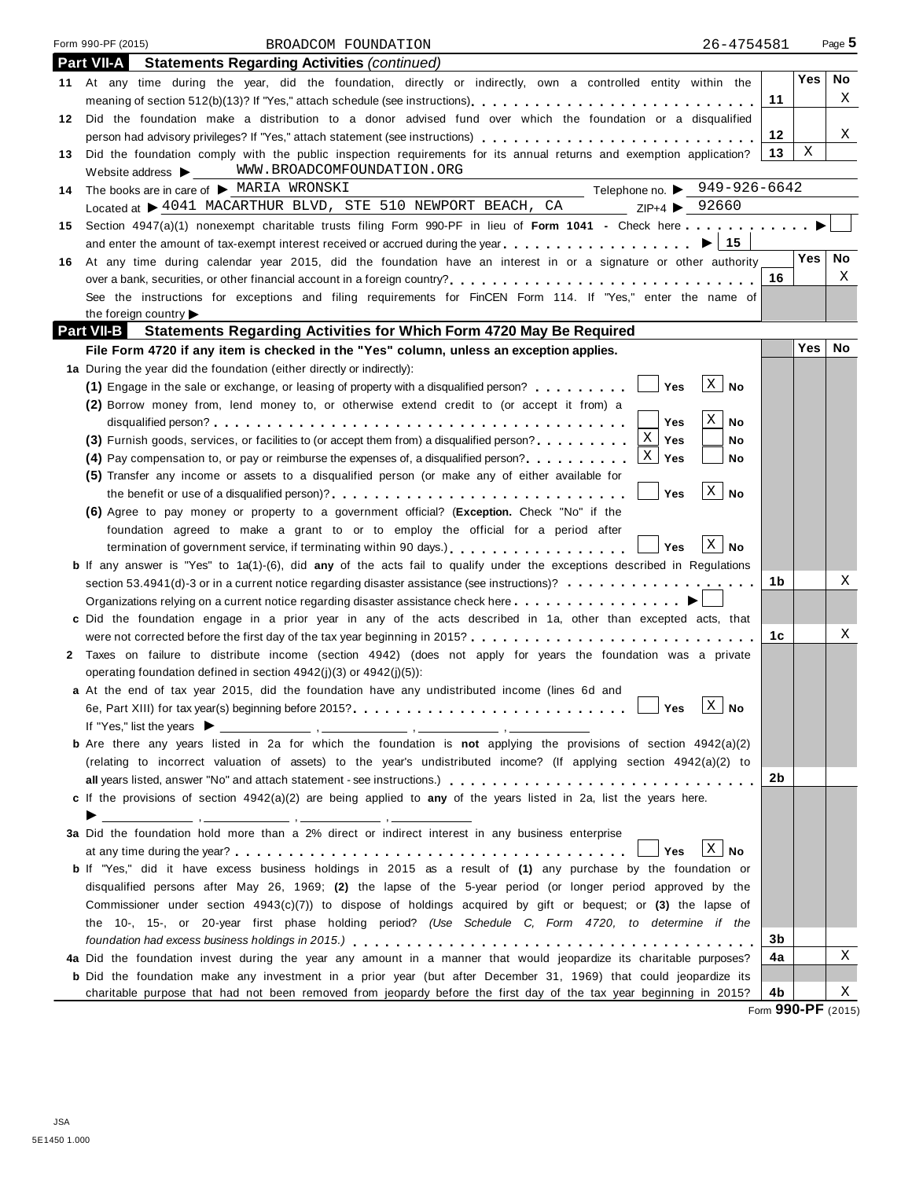Form 990-PF (2015) BROADCOM FOUNDATION 26-4754581

## Part VII-A Statements Regarding Activities *(continued)*

| | | | Yes | No |
|---|---|---|---|---|
| 11 | At any time during the year, did the foundation, directly or indirectly, own a controlled entity within the meaning of section 512(b)(13)? If "Yes," attach schedule (see instructions) | 11 | | X |
| 12 | Did the foundation make a distribution to a donor advised fund over which the foundation or a disqualified person had advisory privileges? If "Yes," attach statement (see instructions) | 12 | | X |
| 13 | Did the foundation comply with the public inspection requirements for its annual returns and exemption application? | 13 | X | |

Website address ▶ WWW.BROADCOMFOUNDATION.ORG

14 The books are in care of ▶ MARIA WRONSKI Telephone no. ▶ 949-926-6642

Located at ▶ 4041 MACARTHUR BLVD, STE 510 NEWPORT BEACH, CA ZIP+4 ▶ 92660

15 Section 4947(a)(1) nonexempt charitable trusts filing Form 990-PF in lieu of **Form 1041** - Check here ▶ ☐

and enter the amount of tax-exempt interest received or accrued during the year ▶ | 15 |

| | | | Yes | No |
|---|---|---|---|---|
| 16 | At any time during calendar year 2015, did the foundation have an interest in or a signature or other authority over a bank, securities, or other financial account in a foreign country? | 16 | | X |
| | See the instructions for exceptions and filing requirements for FinCEN Form 114. If "Yes," enter the name of the foreign country ▶ | | | |

## Part VII-B Statements Regarding Activities for Which Form 4720 May Be Required

**File Form 4720 if any item is checked in the "Yes" column, unless an exception applies.**

| | | | Yes | No |
|---|---|---|---|---|
| 1a | During the year did the foundation (either directly or indirectly): | | | |
| | (1) Engage in the sale or exchange, or leasing of property with a disqualified person? ☐ Yes ☒ No | | | |
| | (2) Borrow money from, lend money to, or otherwise extend credit to (or accept it from) a disqualified person? ☐ Yes ☒ No | | | |
| | (3) Furnish goods, services, or facilities to (or accept them from) a disqualified person? ☒ Yes ☐ No | | | |
| | (4) Pay compensation to, or pay or reimburse the expenses of, a disqualified person? ☒ Yes ☐ No | | | |
| | (5) Transfer any income or assets to a disqualified person (or make any of either available for the benefit or use of a disqualified person)? ☐ Yes ☒ No | | | |
| | (6) Agree to pay money or property to a government official? (**Exception.** Check "No" if the foundation agreed to make a grant to or to employ the official for a period after termination of government service, if terminating within 90 days.) ☐ Yes ☒ No | | | |
| b | If any answer is "Yes" to 1a(1)-(6), did **any** of the acts fail to qualify under the exceptions described in Regulations section 53.4941(d)-3 or in a current notice regarding disaster assistance (see instructions)? | 1b | | X |
| | Organizations relying on a current notice regarding disaster assistance check here ▶ ☐ | | | |
| c | Did the foundation engage in a prior year in any of the acts described in 1a, other than excepted acts, that were not corrected before the first day of the tax year beginning in 2015? | 1c | | X |
| 2 | Taxes on failure to distribute income (section 4942) (does not apply for years the foundation was a private operating foundation defined in section 4942(j)(3) or 4942(j)(5)): | | | |
| a | At the end of tax year 2015, did the foundation have any undistributed income (lines 6d and 6e, Part XIII) for tax year(s) beginning before 2015? ☐ Yes ☒ No | | | |
| | If "Yes," list the years ▶ ______, ______, ______, ______ | | | |
| b | Are there any years listed in 2a for which the foundation is **not** applying the provisions of section 4942(a)(2) (relating to incorrect valuation of assets) to the year's undistributed income? (If applying section 4942(a)(2) to **all** years listed, answer "No" and attach statement - see instructions.) | 2b | | |
| c | If the provisions of section 4942(a)(2) are being applied to **any** of the years listed in 2a, list the years here. ▶ ______, ______, ______, ______ | | | |
| 3a | Did the foundation hold more than a 2% direct or indirect interest in any business enterprise at any time during the year? ☐ Yes ☒ No | | | |
| b | If "Yes," did it have excess business holdings in 2015 as a result of **(1)** any purchase by the foundation or disqualified persons after May 26, 1969; **(2)** the lapse of the 5-year period (or longer period approved by the Commissioner under section 4943(c)(7)) to dispose of holdings acquired by gift or bequest; or **(3)** the lapse of the 10-, 15-, or 20-year first phase holding period? *(Use Schedule C, Form 4720, to determine if the foundation had excess business holdings in 2015.)* | 3b | | |
| 4a | Did the foundation invest during the year any amount in a manner that would jeopardize its charitable purposes? | 4a | | X |
| b | Did the foundation make any investment in a prior year (but after December 31, 1969) that could jeopardize its charitable purpose that had not been removed from jeopardy before the first day of the tax year beginning in 2015? | 4b | | X |

Form **990-PF** (2015)

JSA
5E1450 1.000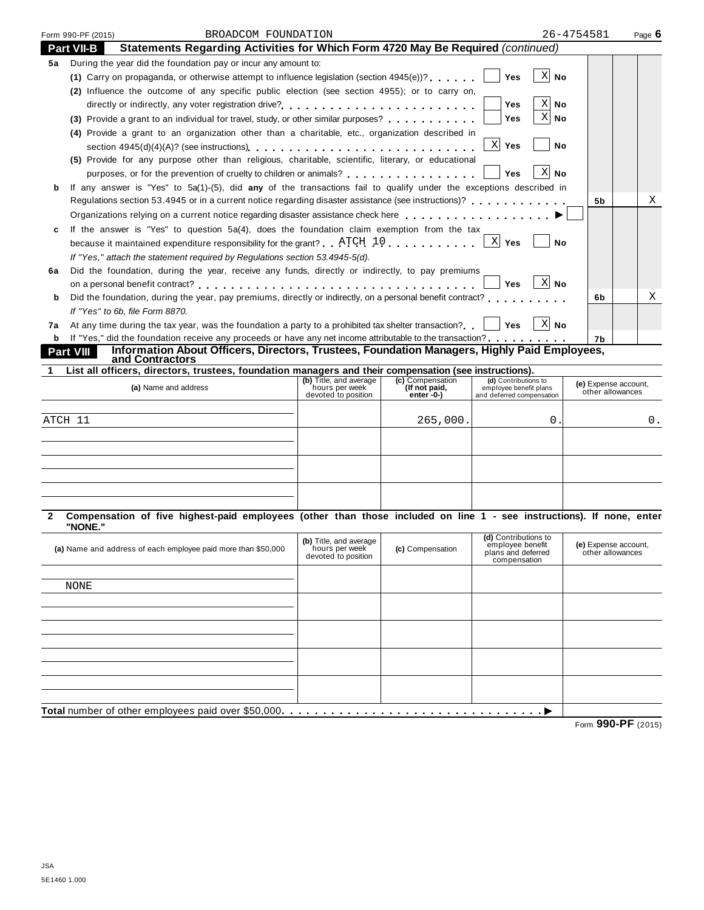Form 990-PF (2015) BROADCOM FOUNDATION 26-4754581 Page **6**

## Part VII-B Statements Regarding Activities for Which Form 4720 May Be Required *(continued)*

**5a** During the year did the foundation pay or incur any amount to:

**(1)** Carry on propaganda, or otherwise attempt to influence legislation (section 4945(e))? . . . . . . ☐ Yes ☒ No

**(2)** Influence the outcome of any specific public election (see section 4955); or to carry on, directly or indirectly, any voter registration drive? . . . . . . . . . . . . . . . . . . . . . . . ☐ Yes ☒ No

**(3)** Provide a grant to an individual for travel, study, or other similar purposes? . . . . . . . . . . ☐ Yes ☒ No

**(4)** Provide a grant to an organization other than a charitable, etc., organization described in section 4945(d)(4)(A)? (see instructions) . . . . . . . . . . . . . . . . . . . . . . . . . ☒ Yes ☐ No

**(5)** Provide for any purpose other than religious, charitable, scientific, literary, or educational purposes, or for the prevention of cruelty to children or animals? . . . . . . . . . . . . . . . ☐ Yes ☒ No

**b** If any answer is "Yes" to 5a(1)-(5), did **any** of the transactions fail to qualify under the exceptions described in Regulations section 53.4945 or in a current notice regarding disaster assistance (see instructions)? . . . . . . . . . . . . **5b** No: X

Organizations relying on a current notice regarding disaster assistance check here . . . . . . . . . . . . . . . . . . ▶ ☐

**c** If the answer is "Yes" to question 5a(4), does the foundation claim exemption from the tax because it maintained expenditure responsibility for the grant? . . ATCH 10 . . . . . . . . . . ☒ Yes ☐ No

*If "Yes," attach the statement required by Regulations section 53.4945-5(d).*

**6a** Did the foundation, during the year, receive any funds, directly or indirectly, to pay premiums on a personal benefit contract? . . . . . . . . . . . . . . . . . . . . . . . . . . . . . . . ☐ Yes ☒ No

**b** Did the foundation, during the year, pay premiums, directly or indirectly, on a personal benefit contract? . . . . . . . . . . **6b** No: X

*If "Yes" to 6b, file Form 8870.*

**7a** At any time during the tax year, was the foundation a party to a prohibited tax shelter transaction? . . ☐ Yes ☒ No

**b** If "Yes," did the foundation receive any proceeds or have any net income attributable to the transaction? . . . . . . . . . . **7b**

## Part VIII Information About Officers, Directors, Trustees, Foundation Managers, Highly Paid Employees, and Contractors

**1 List all officers, directors, trustees, foundation managers and their compensation (see instructions).**

| (a) Name and address | (b) Title, and average hours per week devoted to position | (c) Compensation (If not paid, enter -0-) | (d) Contributions to employee benefit plans and deferred compensation | (e) Expense account, other allowances |
|---|---|---|---|---|
| ATCH 11 | | 265,000. | 0. | 0. |
| | | | | |
| | | | | |
| | | | | |

**2 Compensation of five highest-paid employees (other than those included on line 1 - see instructions). If none, enter "NONE."**

| (a) Name and address of each employee paid more than $50,000 | (b) Title, and average hours per week devoted to position | (c) Compensation | (d) Contributions to employee benefit plans and deferred compensation | (e) Expense account, other allowances |
|---|---|---|---|---|
| NONE | | | | |
| | | | | |
| | | | | |
| | | | | |
| | | | | |

**Total** number of other employees paid over $50,000. . . . . . . . . . . . . . . . . . . . . . . . . . . . . . . ▶

Form **990-PF** (2015)

JSA
5E1460 1.000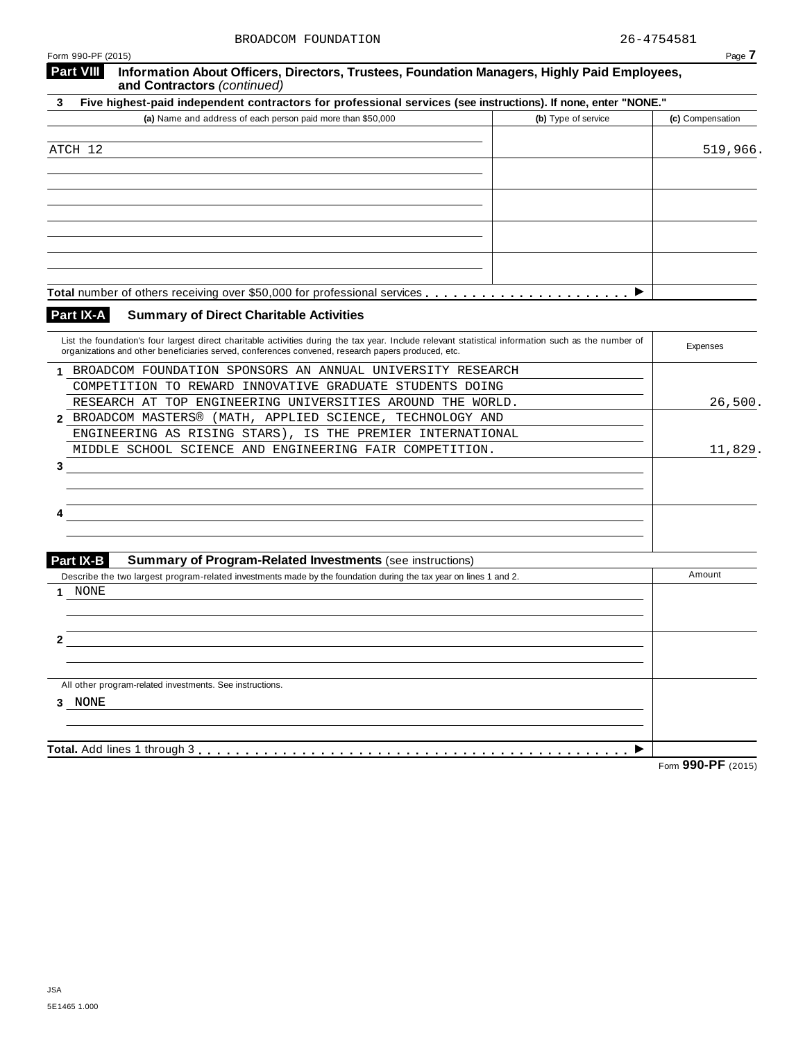BROADCOM FOUNDATION 26-4754581

Form 990-PF (2015)

**Part VIII** **Information About Officers, Directors, Trustees, Foundation Managers, Highly Paid Employees, and Contractors** *(continued)*

**3 Five highest-paid independent contractors for professional services (see instructions). If none, enter "NONE."**

| (a) Name and address of each person paid more than $50,000 | (b) Type of service | (c) Compensation |
|---|---|---|
| ATCH 12 | | 519,966. |
| | | |
| | | |
| | | |
| | | |
| **Total** number of others receiving over $50,000 for professional services ▶ | | |

**Part IX-A** **Summary of Direct Charitable Activities**

| List the foundation's four largest direct charitable activities during the tax year. Include relevant statistical information such as the number of organizations and other beneficiaries served, conferences convened, research papers produced, etc. | Expenses |
|---|---|
| **1** BROADCOM FOUNDATION SPONSORS AN ANNUAL UNIVERSITY RESEARCH COMPETITION TO REWARD INNOVATIVE GRADUATE STUDENTS DOING RESEARCH AT TOP ENGINEERING UNIVERSITIES AROUND THE WORLD. | 26,500. |
| **2** BROADCOM MASTERS® (MATH, APPLIED SCIENCE, TECHNOLOGY AND ENGINEERING AS RISING STARS), IS THE PREMIER INTERNATIONAL MIDDLE SCHOOL SCIENCE AND ENGINEERING FAIR COMPETITION. | 11,829. |
| **3** | |
| **4** | |

**Part IX-B** **Summary of Program-Related Investments** (see instructions)

| Describe the two largest program-related investments made by the foundation during the tax year on lines 1 and 2. | Amount |
|---|---|
| **1** NONE | |
| **2** | |
| All other program-related investments. See instructions. | |
| **3** NONE | |
| **Total.** Add lines 1 through 3 ▶ | |

Form **990-PF** (2015)

JSA
5E1465 1.000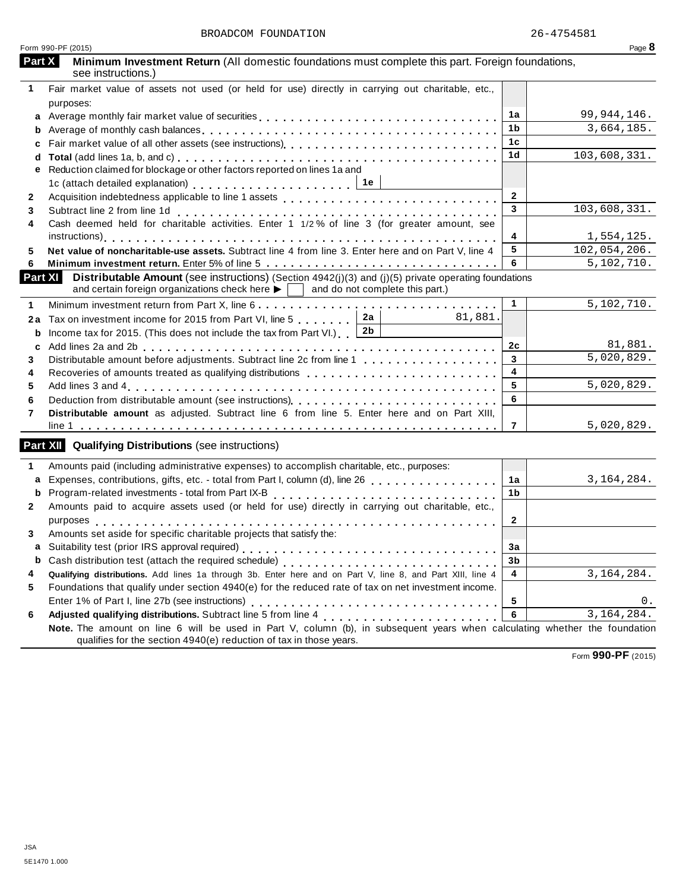BROADCOM FOUNDATION 26-4754581

Form 990-PF (2015) Page **8**

## Part X Minimum Investment Return (All domestic foundations must complete this part. Foreign foundations, see instructions.)

| | | | |
|---|---|---|---|
| **1** | Fair market value of assets not used (or held for use) directly in carrying out charitable, etc., purposes: | | |
| **a** | Average monthly fair market value of securities | 1a | 99,944,146. |
| **b** | Average of monthly cash balances | 1b | 3,664,185. |
| **c** | Fair market value of all other assets (see instructions) | 1c | |
| **d** | **Total** (add lines 1a, b, and c) | 1d | 103,608,331. |
| **e** | Reduction claimed for blockage or other factors reported on lines 1a and 1c (attach detailed explanation) ... 1e | | |
| **2** | Acquisition indebtedness applicable to line 1 assets | 2 | |
| **3** | Subtract line 2 from line 1d | 3 | 103,608,331. |
| **4** | Cash deemed held for charitable activities. Enter 1 1/2 % of line 3 (for greater amount, see instructions) | 4 | 1,554,125. |
| **5** | **Net value of noncharitable-use assets.** Subtract line 4 from line 3. Enter here and on Part V, line 4 | 5 | 102,054,206. |
| **6** | **Minimum investment return.** Enter 5% of line 5 | 6 | 5,102,710. |

## Part XI Distributable Amount (see instructions) (Section 4942(j)(3) and (j)(5) private operating foundations and certain foreign organizations check here ▶ ☐ and do not complete this part.)

| | | | | | |
|---|---|---|---|---|---|
| **1** | Minimum investment return from Part X, line 6 | | | 1 | 5,102,710. |
| **2a** | Tax on investment income for 2015 from Part VI, line 5 | 2a | 81,881. | | |
| **b** | Income tax for 2015. (This does not include the tax from Part VI.) | 2b | | | |
| **c** | Add lines 2a and 2b | | | 2c | 81,881. |
| **3** | Distributable amount before adjustments. Subtract line 2c from line 1 | | | 3 | 5,020,829. |
| **4** | Recoveries of amounts treated as qualifying distributions | | | 4 | |
| **5** | Add lines 3 and 4 | | | 5 | 5,020,829. |
| **6** | Deduction from distributable amount (see instructions) | | | 6 | |
| **7** | **Distributable amount** as adjusted. Subtract line 6 from line 5. Enter here and on Part XIII, line 1 | | | 7 | 5,020,829. |

## Part XII Qualifying Distributions (see instructions)

| | | | |
|---|---|---|---|
| **1** | Amounts paid (including administrative expenses) to accomplish charitable, etc., purposes: | | |
| **a** | Expenses, contributions, gifts, etc. - total from Part I, column (d), line 26 | 1a | 3,164,284. |
| **b** | Program-related investments - total from Part IX-B | 1b | |
| **2** | Amounts paid to acquire assets used (or held for use) directly in carrying out charitable, etc., purposes | 2 | |
| **3** | Amounts set aside for specific charitable projects that satisfy the: | | |
| **a** | Suitability test (prior IRS approval required) | 3a | |
| **b** | Cash distribution test (attach the required schedule) | 3b | |
| **4** | **Qualifying distributions.** Add lines 1a through 3b. Enter here and on Part V, line 8, and Part XIII, line 4 | 4 | 3,164,284. |
| **5** | Foundations that qualify under section 4940(e) for the reduced rate of tax on net investment income. Enter 1% of Part I, line 27b (see instructions) | 5 | 0. |
| **6** | **Adjusted qualifying distributions.** Subtract line 5 from line 4 | 6 | 3,164,284. |

**Note.** The amount on line 6 will be used in Part V, column (b), in subsequent years when calculating whether the foundation qualifies for the section 4940(e) reduction of tax in those years.

Form **990-PF** (2015)

JSA
5E1470 1.000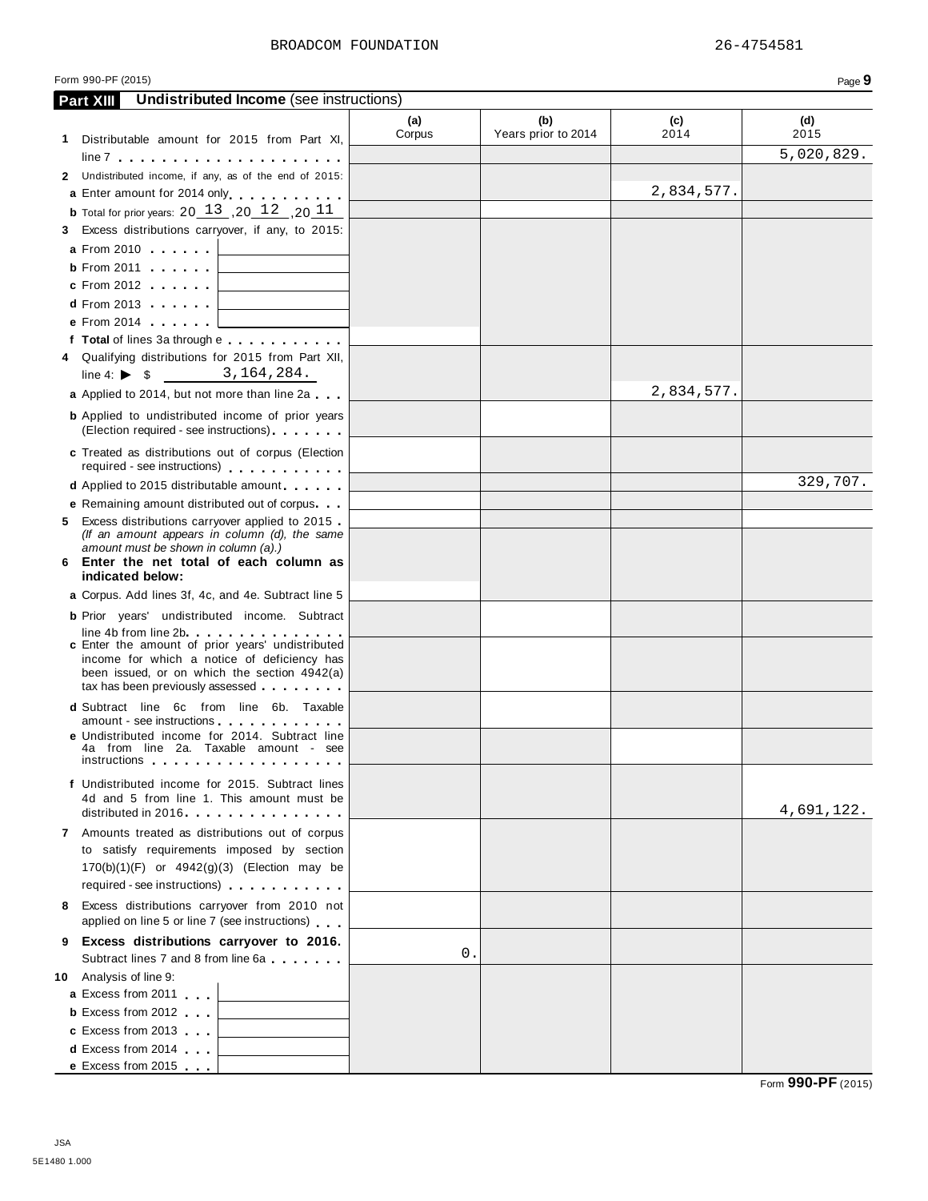BROADCOM FOUNDATION 26-4754581

Form 990-PF (2015)

## Part XIII Undistributed Income (see instructions)

| | (a) Corpus | (b) Years prior to 2014 | (c) 2014 | (d) 2015 |
|---|---|---|---|---|
| **1** Distributable amount for 2015 from Part XI, line 7 | | | | 5,020,829. |
| **2** Undistributed income, if any, as of the end of 2015: | | | | |
| **a** Enter amount for 2014 only | | | 2,834,577. | |
| **b** Total for prior years: 20 13 ,20 12 ,20 11 | | | | |
| **3** Excess distributions carryover, if any, to 2015: | | | | |
| **a** From 2010 | | | | |
| **b** From 2011 | | | | |
| **c** From 2012 | | | | |
| **d** From 2013 | | | | |
| **e** From 2014 | | | | |
| **f Total** of lines 3a through e | | | | |
| **4** Qualifying distributions for 2015 from Part XII, line 4: ▶ $ 3,164,284. | | | | |
| **a** Applied to 2014, but not more than line 2a | | | 2,834,577. | |
| **b** Applied to undistributed income of prior years (Election required - see instructions) | | | | |
| **c** Treated as distributions out of corpus (Election required - see instructions) | | | | |
| **d** Applied to 2015 distributable amount | | | | 329,707. |
| **e** Remaining amount distributed out of corpus | | | | |
| **5** Excess distributions carryover applied to 2015 *(If an amount appears in column (d), the same amount must be shown in column (a).)* | | | | |
| **6 Enter the net total of each column as indicated below:** | | | | |
| **a** Corpus. Add lines 3f, 4c, and 4e. Subtract line 5 | | | | |
| **b** Prior years' undistributed income. Subtract line 4b from line 2b | | | | |
| **c** Enter the amount of prior years' undistributed income for which a notice of deficiency has been issued, or on which the section 4942(a) tax has been previously assessed | | | | |
| **d** Subtract line 6c from line 6b. Taxable amount - see instructions | | | | |
| **e** Undistributed income for 2014. Subtract line 4a from line 2a. Taxable amount - see instructions | | | | |
| **f** Undistributed income for 2015. Subtract lines 4d and 5 from line 1. This amount must be distributed in 2016 | | | | 4,691,122. |
| **7** Amounts treated as distributions out of corpus to satisfy requirements imposed by section 170(b)(1)(F) or 4942(g)(3) (Election may be required - see instructions) | | | | |
| **8** Excess distributions carryover from 2010 not applied on line 5 or line 7 (see instructions) | | | | |
| **9 Excess distributions carryover to 2016.** Subtract lines 7 and 8 from line 6a | 0. | | | |
| **10** Analysis of line 9: | | | | |
| **a** Excess from 2011 | | | | |
| **b** Excess from 2012 | | | | |
| **c** Excess from 2013 | | | | |
| **d** Excess from 2014 | | | | |
| **e** Excess from 2015 | | | | |

Form **990-PF** (2015)

JSA
5E1480 1.000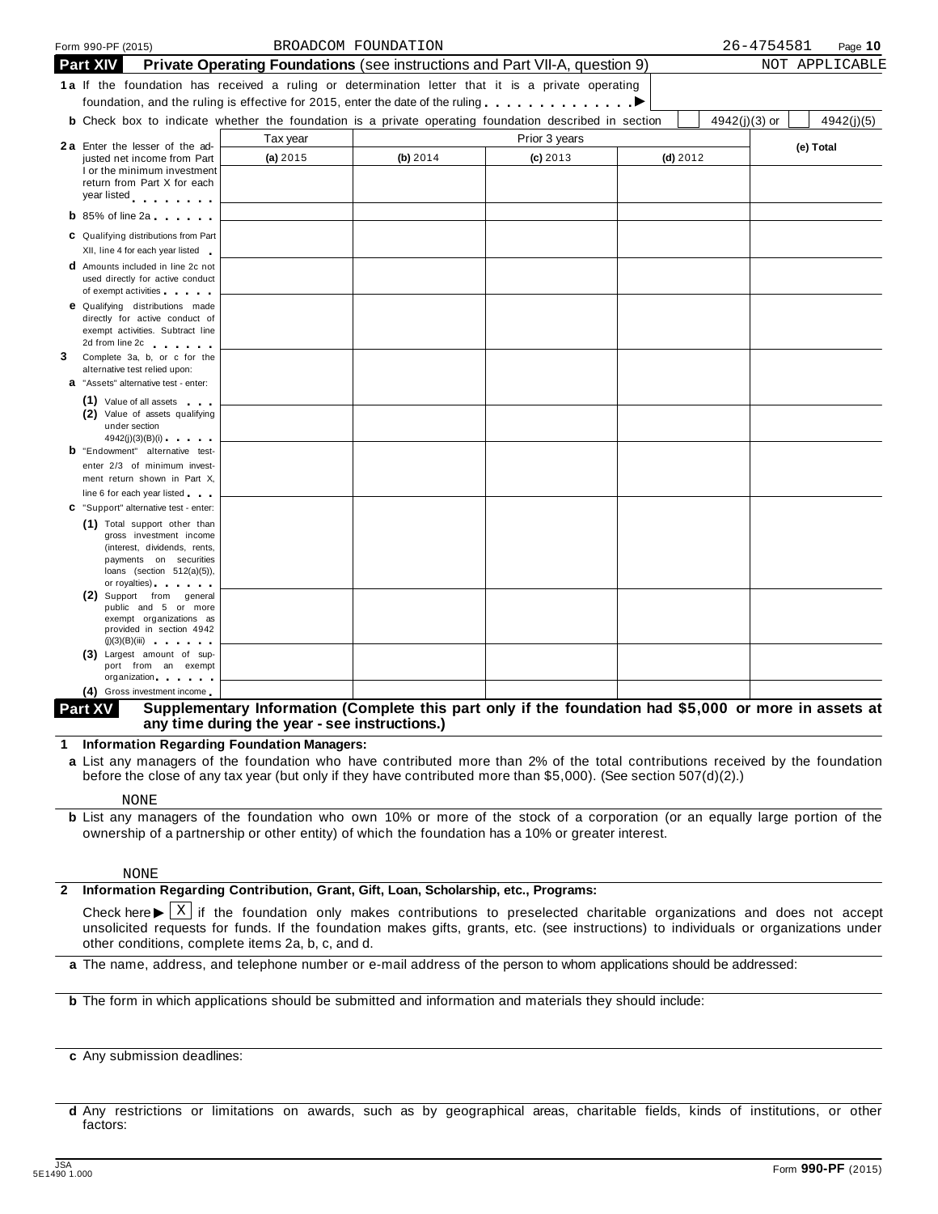Form 990-PF (2015) BROADCOM FOUNDATION 26-4754581

## Part XIV Private Operating Foundations (see instructions and Part VII-A, question 9) NOT APPLICABLE

**1a** If the foundation has received a ruling or determination letter that it is a private operating foundation, and the ruling is effective for 2015, enter the date of the ruling ▶

**b** Check box to indicate whether the foundation is a private operating foundation described in section ☐ 4942(j)(3) or ☐ 4942(j)(5)

| | Tax year | Prior 3 years | | | (e) Total |
|---|---|---|---|---|---|
| | (a) 2015 | (b) 2014 | (c) 2013 | (d) 2012 | |
| **2a** Enter the lesser of the adjusted net income from Part I or the minimum investment return from Part X for each year listed | | | | | |
| **b** 85% of line 2a | | | | | |
| **c** Qualifying distributions from Part XII, line 4 for each year listed | | | | | |
| **d** Amounts included in line 2c not used directly for active conduct of exempt activities | | | | | |
| **e** Qualifying distributions made directly for active conduct of exempt activities. Subtract line 2d from line 2c | | | | | |
| **3** Complete 3a, b, or c for the alternative test relied upon: | | | | | |
| **a** "Assets" alternative test - enter: (1) Value of all assets | | | | | |
| (2) Value of assets qualifying under section 4942(j)(3)(B)(i) | | | | | |
| **b** "Endowment" alternative test- enter 2/3 of minimum investment return shown in Part X, line 6 for each year listed | | | | | |
| **c** "Support" alternative test - enter: (1) Total support other than gross investment income (interest, dividends, rents, payments on securities loans (section 512(a)(5)), or royalties) | | | | | |
| (2) Support from general public and 5 or more exempt organizations as provided in section 4942 (j)(3)(B)(iii) | | | | | |
| (3) Largest amount of support from an exempt organization | | | | | |
| (4) Gross investment income | | | | | |

## Part XV Supplementary Information (Complete this part only if the foundation had $5,000 or more in assets at any time during the year - see instructions.)

**1 Information Regarding Foundation Managers:**

**a** List any managers of the foundation who have contributed more than 2% of the total contributions received by the foundation before the close of any tax year (but only if they have contributed more than $5,000). (See section 507(d)(2).)

NONE

**b** List any managers of the foundation who own 10% or more of the stock of a corporation (or an equally large portion of the ownership of a partnership or other entity) of which the foundation has a 10% or greater interest.

NONE

**2 Information Regarding Contribution, Grant, Gift, Loan, Scholarship, etc., Programs:**

Check here ▶ ☒ if the foundation only makes contributions to preselected charitable organizations and does not accept unsolicited requests for funds. If the foundation makes gifts, grants, etc. (see instructions) to individuals or organizations under other conditions, complete items 2a, b, c, and d.

**a** The name, address, and telephone number or e-mail address of the person to whom applications should be addressed:

**b** The form in which applications should be submitted and information and materials they should include:

**c** Any submission deadlines:

**d** Any restrictions or limitations on awards, such as by geographical areas, charitable fields, kinds of institutions, or other factors:

JSA 5E1490 1.000 Form **990-PF** (2015)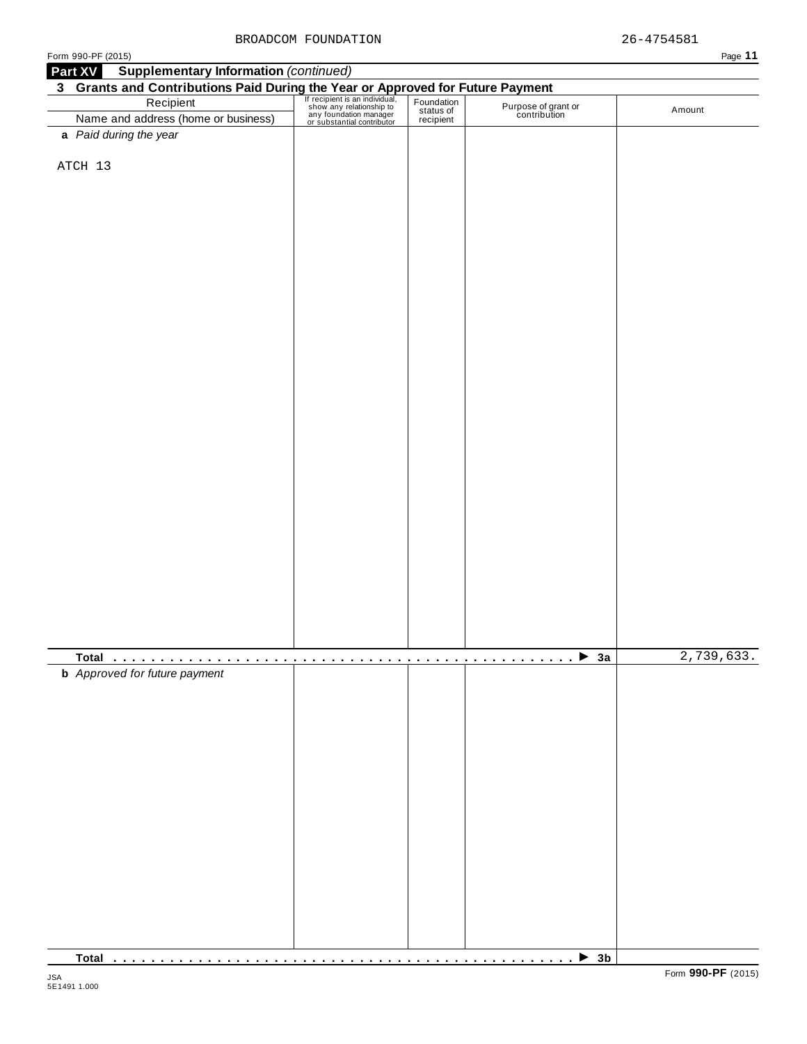BROADCOM FOUNDATION 26-4754581

Form 990-PF (2015)

## Part XV Supplementary Information *(continued)*

### 3 Grants and Contributions Paid During the Year or Approved for Future Payment

| Recipient<br>Name and address (home or business) | If recipient is an individual, show any relationship to any foundation manager or substantial contributor | Foundation status of recipient | Purpose of grant or contribution | Amount |
|---|---|---|---|---|
| ***a** Paid during the year* | | | | |
| ATCH 13 | | | | |
| **Total** . . . . . . . . . . . . . . . . . . . . . . . . . . . . . . . . . . . . . . . . . . . . . . . ▶ **3a** | | | | 2,739,633. |
| ***b** Approved for future payment* | | | | |
| **Total** . . . . . . . . . . . . . . . . . . . . . . . . . . . . . . . . . . . . . . . . . . . . . . . ▶ **3b** | | | | |

JSA
5E1491 1.000

Form **990-PF** (2015)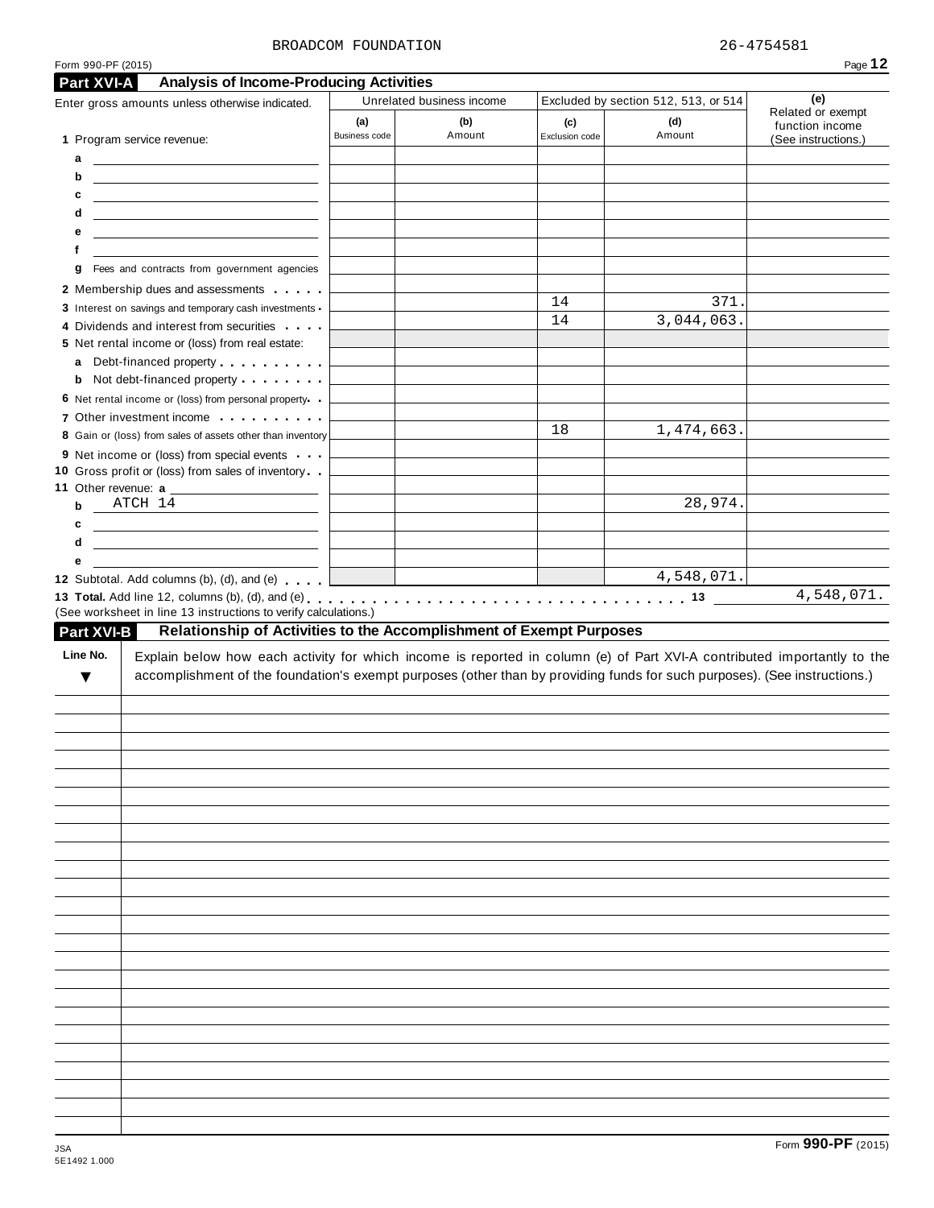BROADCOM FOUNDATION 26-4754581

Form 990-PF (2015)

## Part XVI-A Analysis of Income-Producing Activities

| Enter gross amounts unless otherwise indicated. | Unrelated business income | | Excluded by section 512, 513, or 514 | | (e) Related or exempt function income (See instructions.) |
|---|---|---|---|---|---|
| | (a) Business code | (b) Amount | (c) Exclusion code | (d) Amount | |
| 1 Program service revenue: | | | | | |
| a | | | | | |
| b | | | | | |
| c | | | | | |
| d | | | | | |
| e | | | | | |
| f | | | | | |
| g Fees and contracts from government agencies | | | | | |
| 2 Membership dues and assessments | | | | | |
| 3 Interest on savings and temporary cash investments | | | 14 | 371. | |
| 4 Dividends and interest from securities | | | 14 | 3,044,063. | |
| 5 Net rental income or (loss) from real estate: | | | | | |
| a Debt-financed property | | | | | |
| b Not debt-financed property | | | | | |
| 6 Net rental income or (loss) from personal property | | | | | |
| 7 Other investment income | | | | | |
| 8 Gain or (loss) from sales of assets other than inventory | | | 18 | 1,474,663. | |
| 9 Net income or (loss) from special events | | | | | |
| 10 Gross profit or (loss) from sales of inventory | | | | | |
| 11 Other revenue: a | | | | | |
| b ATCH 14 | | | | 28,974. | |
| c | | | | | |
| d | | | | | |
| e | | | | | |
| 12 Subtotal. Add columns (b), (d), and (e) | | | | 4,548,071. | |

**13 Total.** Add line 12, columns (b), (d), and (e) . . . . . 13 4,548,071.

(See worksheet in line 13 instructions to verify calculations.)

## Part XVI-B Relationship of Activities to the Accomplishment of Exempt Purposes

| Line No. ▼ | Explain below how each activity for which income is reported in column (e) of Part XVI-A contributed importantly to the accomplishment of the foundation's exempt purposes (other than by providing funds for such purposes). (See instructions.) |
|---|---|
| | |

Form **990-PF** (2015)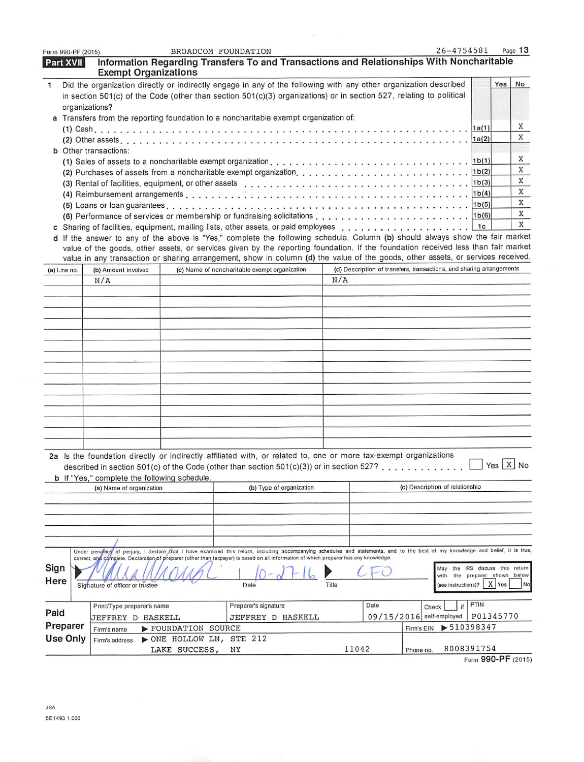Form 990-PF (2015) BROADCOM FOUNDATION 26-4754581

## Part XVII Information Regarding Transfers To and Transactions and Relationships With Noncharitable Exempt Organizations

| | | | Yes | No |
|---|---|---|---|---|
| **1** | Did the organization directly or indirectly engage in any of the following with any other organization described in section 501(c) of the Code (other than section 501(c)(3) organizations) or in section 527, relating to political organizations? | | | |
| **a** | Transfers from the reporting foundation to a noncharitable exempt organization of: | | | |
| | (1) Cash | 1a(1) | | X |
| | (2) Other assets | 1a(2) | | X |
| **b** | Other transactions: | | | |
| | (1) Sales of assets to a noncharitable exempt organization | 1b(1) | | X |
| | (2) Purchases of assets from a noncharitable exempt organization | 1b(2) | | X |
| | (3) Rental of facilities, equipment, or other assets | 1b(3) | | X |
| | (4) Reimbursement arrangements | 1b(4) | | X |
| | (5) Loans or loan guarantees | 1b(5) | | X |
| | (6) Performance of services or membership or fundraising solicitations | 1b(6) | | X |
| **c** | Sharing of facilities, equipment, mailing lists, other assets, or paid employees | 1c | | X |

**d** If the answer to any of the above is "Yes," complete the following schedule. Column **(b)** should always show the fair market value of the goods, other assets, or services given by the reporting foundation. If the foundation received less than fair market value in any transaction or sharing arrangement, show in column **(d)** the value of the goods, other assets, or services received.

| (a) Line no. | (b) Amount involved | (c) Name of noncharitable exempt organization | (d) Description of transfers, transactions, and sharing arrangements |
|---|---|---|---|
| | N/A | | N/A |

**2a** Is the foundation directly or indirectly affiliated with, or related to, one or more tax-exempt organizations described in section 501(c) of the Code (other than section 501(c)(3)) or in section 527? ☐ Yes ☒ No

**b** If "Yes," complete the following schedule.

| (a) Name of organization | (b) Type of organization | (c) Description of relationship |
|---|---|---|
| | | |

**Sign Here**

Under penalties of perjury, I declare that I have examined this return, including accompanying schedules and statements, and to the best of my knowledge and belief, it is true, correct, and complete. Declaration of preparer (other than taxpayer) is based on all information of which preparer has any knowledge.

Signature of officer or trustee: [signature] Date: 10-27-16 Title: CFO

May the IRS discuss this return with the preparer shown below (see instructions)? ☒ Yes ☐ No

**Paid Preparer Use Only**

| Print/Type preparer's name | Preparer's signature | Date | Check ☐ if self-employed | PTIN |
|---|---|---|---|---|
| JEFFREY D HASKELL | JEFFREY D HASKELL | 09/15/2016 | | P01345770 |
| Firm's name ▶ FOUNDATION SOURCE | | | Firm's EIN ▶ 510398347 | |
| Firm's address ▶ ONE HOLLOW LN, STE 212 LAKE SUCCESS, NY 11042 | | | Phone no. 8008391754 | |

Form **990-PF** (2015)

JSA
5E1493 1.000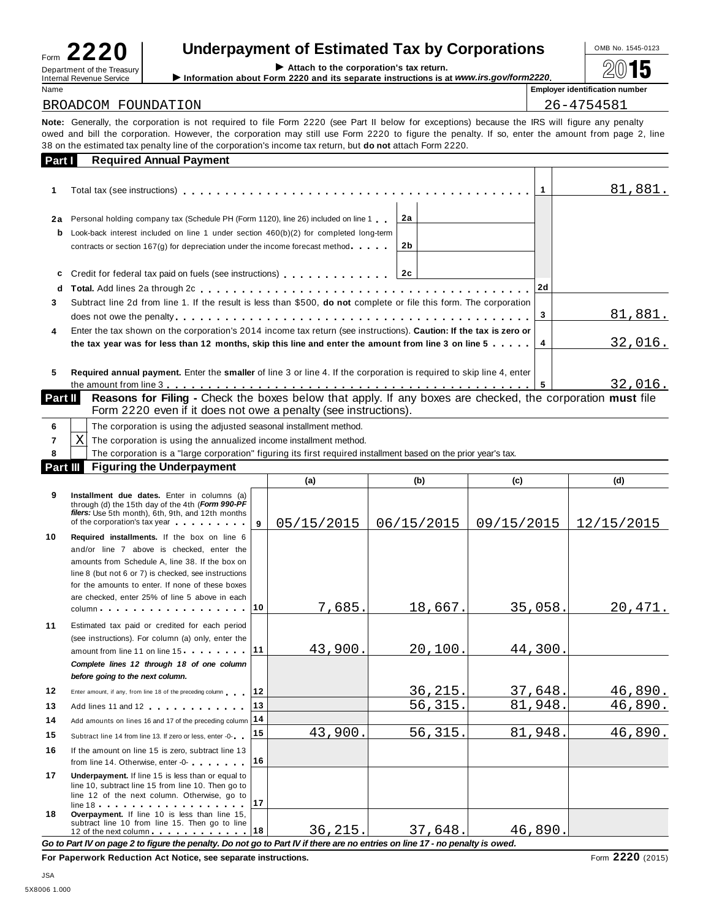Form **2220**

Department of the Treasury
Internal Revenue Service

# Underpayment of Estimated Tax by Corporations

▶ Attach to the corporation's tax return.
▶ Information about Form 2220 and its separate instructions is at *www.irs.gov/form2220*.

OMB No. 1545-0123

**2015**

| Name | Employer identification number |
|---|---|
| BROADCOM FOUNDATION | 26-4754581 |

**Note:** Generally, the corporation is not required to file Form 2220 (see Part II below for exceptions) because the IRS will figure any penalty owed and bill the corporation. However, the corporation may still use Form 2220 to figure the penalty. If so, enter the amount from page 2, line 38 on the estimated tax penalty line of the corporation's income tax return, but **do not** attach Form 2220.

## Part I Required Annual Payment

| Line | Description | | | Line | Amount |
|---|---|---|---|---|---|
| 1 | Total tax (see instructions) | | | 1 | 81,881. |
| 2a | Personal holding company tax (Schedule PH (Form 1120), line 26) included on line 1 | 2a | | | |
| b | Look-back interest included on line 1 under section 460(b)(2) for completed long-term contracts or section 167(g) for depreciation under the income forecast method | 2b | | | |
| c | Credit for federal tax paid on fuels (see instructions) | 2c | | | |
| d | **Total.** Add lines 2a through 2c | | | 2d | |
| 3 | Subtract line 2d from line 1. If the result is less than $500, **do not** complete or file this form. The corporation does not owe the penalty | | | 3 | 81,881. |
| 4 | Enter the tax shown on the corporation's 2014 income tax return (see instructions). **Caution: If the tax is zero or the tax year was for less than 12 months, skip this line and enter the amount from line 3 on line 5** | | | 4 | 32,016. |
| 5 | **Required annual payment.** Enter the **smaller** of line 3 or line 4. If the corporation is required to skip line 4, enter the amount from line 3 | | | 5 | 32,016. |

## Part II Reasons for Filing - Check the boxes below that apply. If any boxes are checked, the corporation **must** file Form 2220 even if it does not owe a penalty (see instructions).

| Line | Box | Description |
|---|---|---|
| 6 | | The corporation is using the adjusted seasonal installment method. |
| 7 | X | The corporation is using the annualized income installment method. |
| 8 | | The corporation is a "large corporation" figuring its first required installment based on the prior year's tax. |

## Part III Figuring the Underpayment

| Line | Description | | (a) | (b) | (c) | (d) |
|---|---|---|---|---|---|---|
| 9 | **Installment due dates.** Enter in columns (a) through (d) the 15th day of the 4th (***Form 990-PF filers:*** Use 5th month), 6th, 9th, and 12th months of the corporation's tax year | 9 | 05/15/2015 | 06/15/2015 | 09/15/2015 | 12/15/2015 |
| 10 | **Required installments.** If the box on line 6 and/or line 7 above is checked, enter the amounts from Schedule A, line 38. If the box on line 8 (but not 6 or 7) is checked, see instructions for the amounts to enter. If none of these boxes are checked, enter 25% of line 5 above in each column | 10 | 7,685. | 18,667. | 35,058. | 20,471. |
| 11 | Estimated tax paid or credited for each period (see instructions). For column (a) only, enter the amount from line 11 on line 15 | 11 | 43,900. | 20,100. | 44,300. | |
| | ***Complete lines 12 through 18 of one column before going to the next column.*** | | | | | |
| 12 | Enter amount, if any, from line 18 of the preceding column | 12 | | 36,215. | 37,648. | 46,890. |
| 13 | Add lines 11 and 12 | 13 | | 56,315. | 81,948. | 46,890. |
| 14 | Add amounts on lines 16 and 17 of the preceding column | 14 | | | | |
| 15 | Subtract line 14 from line 13. If zero or less, enter -0- | 15 | 43,900. | 56,315. | 81,948. | 46,890. |
| 16 | If the amount on line 15 is zero, subtract line 13 from line 14. Otherwise, enter -0- | 16 | | | | |
| 17 | **Underpayment.** If line 15 is less than or equal to line 10, subtract line 15 from line 10. Then go to line 12 of the next column. Otherwise, go to line 18 | 17 | | | | |
| 18 | **Overpayment.** If line 10 is less than line 15, subtract line 10 from line 15. Then go to line 12 of the next column | 18 | 36,215. | 37,648. | 46,890. | |

***Go to Part IV on page 2 to figure the penalty. Do not go to Part IV if there are no entries on line 17 - no penalty is owed.***

**For Paperwork Reduction Act Notice, see separate instructions.** Form **2220** (2015)

JSA
5X8006 1.000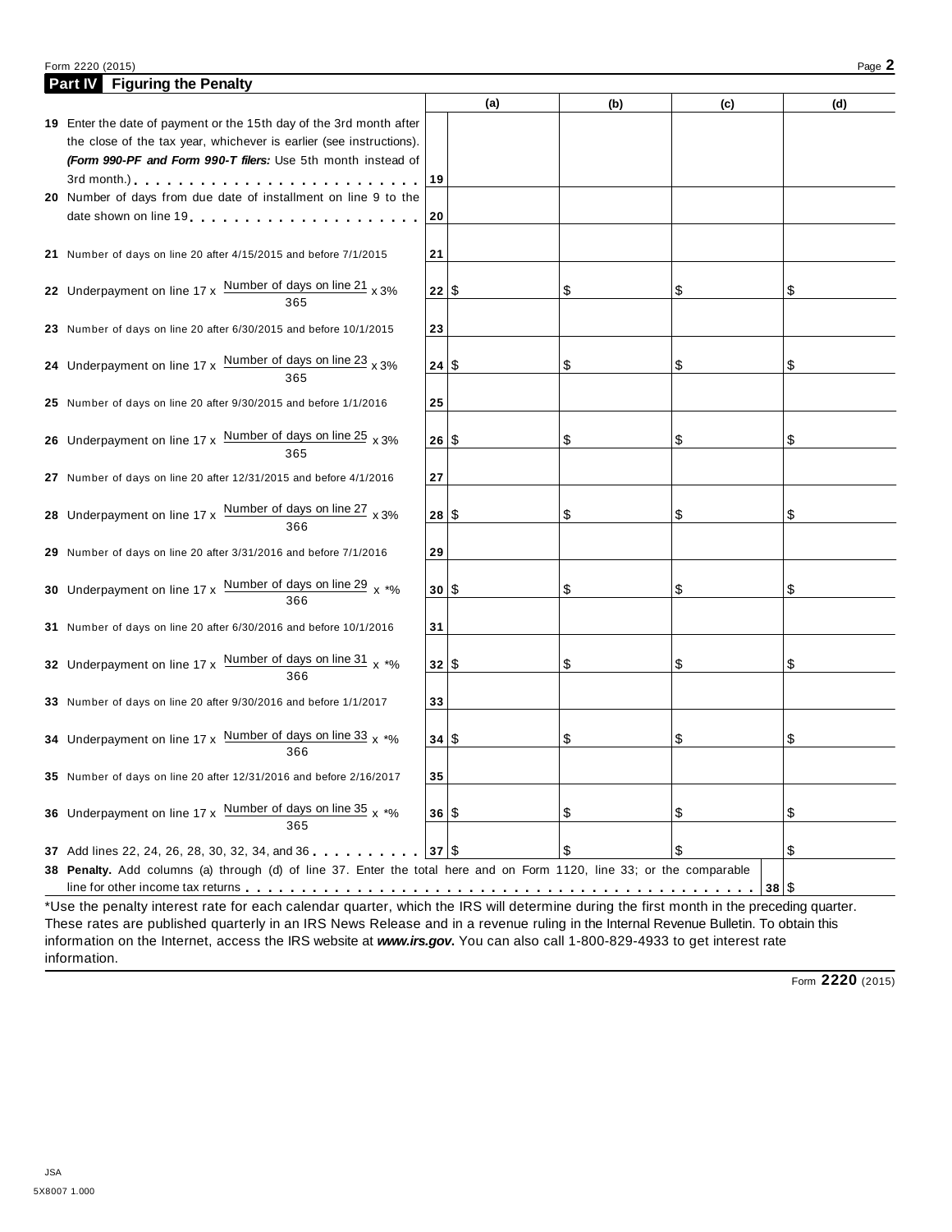## Part IV Figuring the Penalty

| | | (a) | (b) | (c) | (d) |
|---|---|---|---|---|---|
| **19** Enter the date of payment or the 15th day of the 3rd month after the close of the tax year, whichever is earlier (see instructions). ***(Form 990-PF and Form 990-T filers:*** Use 5th month instead of 3rd month.) | **19** | | | | |
| **20** Number of days from due date of installment on line 9 to the date shown on line 19 | **20** | | | | |
| **21** Number of days on line 20 after 4/15/2015 and before 7/1/2015 | **21** | | | | |
| **22** Underpayment on line 17 x $\frac{\text{Number of days on line 21}}{365}$ x 3% | **22** | $ | $ | $ | $ |
| **23** Number of days on line 20 after 6/30/2015 and before 10/1/2015 | **23** | | | | |
| **24** Underpayment on line 17 x $\frac{\text{Number of days on line 23}}{365}$ x 3% | **24** | $ | $ | $ | $ |
| **25** Number of days on line 20 after 9/30/2015 and before 1/1/2016 | **25** | | | | |
| **26** Underpayment on line 17 x $\frac{\text{Number of days on line 25}}{365}$ x 3% | **26** | $ | $ | $ | $ |
| **27** Number of days on line 20 after 12/31/2015 and before 4/1/2016 | **27** | | | | |
| **28** Underpayment on line 17 x $\frac{\text{Number of days on line 27}}{366}$ x 3% | **28** | $ | $ | $ | $ |
| **29** Number of days on line 20 after 3/31/2016 and before 7/1/2016 | **29** | | | | |
| **30** Underpayment on line 17 x $\frac{\text{Number of days on line 29}}{366}$ x *% | **30** | $ | $ | $ | $ |
| **31** Number of days on line 20 after 6/30/2016 and before 10/1/2016 | **31** | | | | |
| **32** Underpayment on line 17 x $\frac{\text{Number of days on line 31}}{366}$ x *% | **32** | $ | $ | $ | $ |
| **33** Number of days on line 20 after 9/30/2016 and before 1/1/2017 | **33** | | | | |
| **34** Underpayment on line 17 x $\frac{\text{Number of days on line 33}}{366}$ x *% | **34** | $ | $ | $ | $ |
| **35** Number of days on line 20 after 12/31/2016 and before 2/16/2017 | **35** | | | | |
| **36** Underpayment on line 17 x $\frac{\text{Number of days on line 35}}{365}$ x *% | **36** | $ | $ | $ | $ |
| **37** Add lines 22, 24, 26, 28, 30, 32, 34, and 36 | **37** | $ | $ | $ | $ |

**38 Penalty.** Add columns (a) through (d) of line 37. Enter the total here and on Form 1120, line 33; or the comparable line for other income tax returns . . . **38** $

*Use the penalty interest rate for each calendar quarter, which the IRS will determine during the first month in the preceding quarter. These rates are published quarterly in an IRS News Release and in a revenue ruling in the Internal Revenue Bulletin. To obtain this information on the Internet, access the IRS website at ***www.irs.gov***. You can also call 1-800-829-4933 to get interest rate information.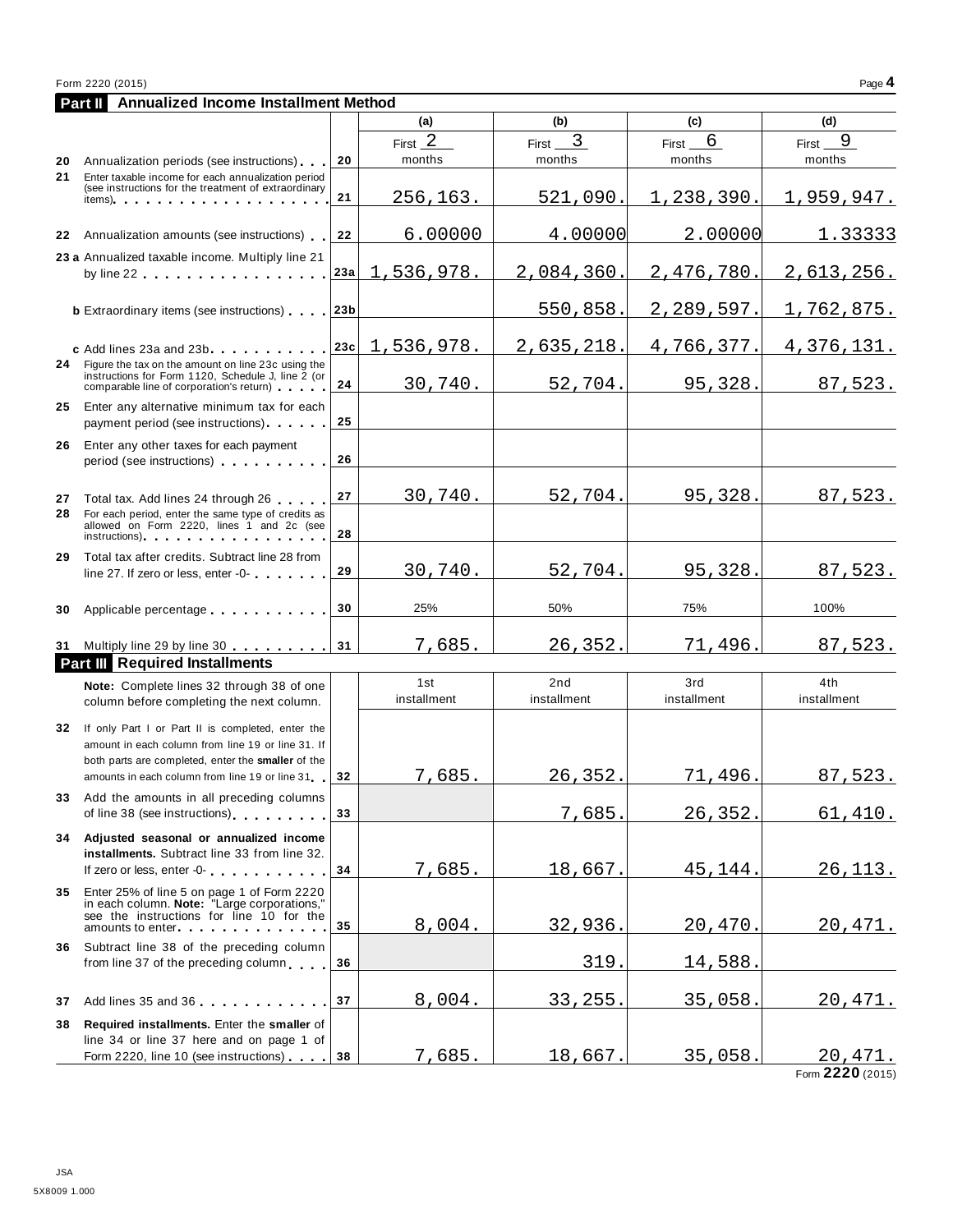Form 2220 (2015) Page **4**

## Part II Annualized Income Installment Method

| | | | (a) | (b) | (c) | (d) |
|---|---|---|---|---|---|---|
| **20** | Annualization periods (see instructions) | 20 | First 2 months | First 3 months | First 6 months | First 9 months |
| **21** | Enter taxable income for each annualization period (see instructions for the treatment of extraordinary items) | 21 | 256,163. | 521,090. | 1,238,390. | 1,959,947. |
| **22** | Annualization amounts (see instructions) | 22 | 6.00000 | 4.00000 | 2.00000 | 1.33333 |
| **23a** | Annualized taxable income. Multiply line 21 by line 22 | 23a | 1,536,978. | 2,084,360. | 2,476,780. | 2,613,256. |
| **b** | Extraordinary items (see instructions) | 23b | | 550,858. | 2,289,597. | 1,762,875. |
| **c** | Add lines 23a and 23b | 23c | 1,536,978. | 2,635,218. | 4,766,377. | 4,376,131. |
| **24** | Figure the tax on the amount on line 23c using the instructions for Form 1120, Schedule J, line 2 (or comparable line of corporation's return) | 24 | 30,740. | 52,704. | 95,328. | 87,523. |
| **25** | Enter any alternative minimum tax for each payment period (see instructions) | 25 | | | | |
| **26** | Enter any other taxes for each payment period (see instructions) | 26 | | | | |
| **27** | Total tax. Add lines 24 through 26 | 27 | 30,740. | 52,704. | 95,328. | 87,523. |
| **28** | For each period, enter the same type of credits as allowed on Form 2220, lines 1 and 2c (see instructions) | 28 | | | | |
| **29** | Total tax after credits. Subtract line 28 from line 27. If zero or less, enter -0- | 29 | 30,740. | 52,704. | 95,328. | 87,523. |
| **30** | Applicable percentage | 30 | 25% | 50% | 75% | 100% |
| **31** | Multiply line 29 by line 30 | 31 | 7,685. | 26,352. | 71,496. | 87,523. |

## Part III Required Installments

| | **Note:** Complete lines 32 through 38 of one column before completing the next column. | | 1st installment | 2nd installment | 3rd installment | 4th installment |
|---|---|---|---|---|---|---|
| **32** | If only Part I or Part II is completed, enter the amount in each column from line 19 or line 31. If both parts are completed, enter the **smaller** of the amounts in each column from line 19 or line 31 | 32 | 7,685. | 26,352. | 71,496. | 87,523. |
| **33** | Add the amounts in all preceding columns of line 38 (see instructions) | 33 | | 7,685. | 26,352. | 61,410. |
| **34** | **Adjusted seasonal or annualized income installments.** Subtract line 33 from line 32. If zero or less, enter -0- | 34 | 7,685. | 18,667. | 45,144. | 26,113. |
| **35** | Enter 25% of line 5 on page 1 of Form 2220 in each column. **Note:** "Large corporations," see the instructions for line 10 for the amounts to enter | 35 | 8,004. | 32,936. | 20,470. | 20,471. |
| **36** | Subtract line 38 of the preceding column from line 37 of the preceding column | 36 | | 319. | 14,588. | |
| **37** | Add lines 35 and 36 | 37 | 8,004. | 33,255. | 35,058. | 20,471. |
| **38** | **Required installments.** Enter the **smaller** of line 34 or line 37 here and on page 1 of Form 2220, line 10 (see instructions) | 38 | 7,685. | 18,667. | 35,058. | 20,471. |

Form **2220** (2015)

JSA
5X8009 1.000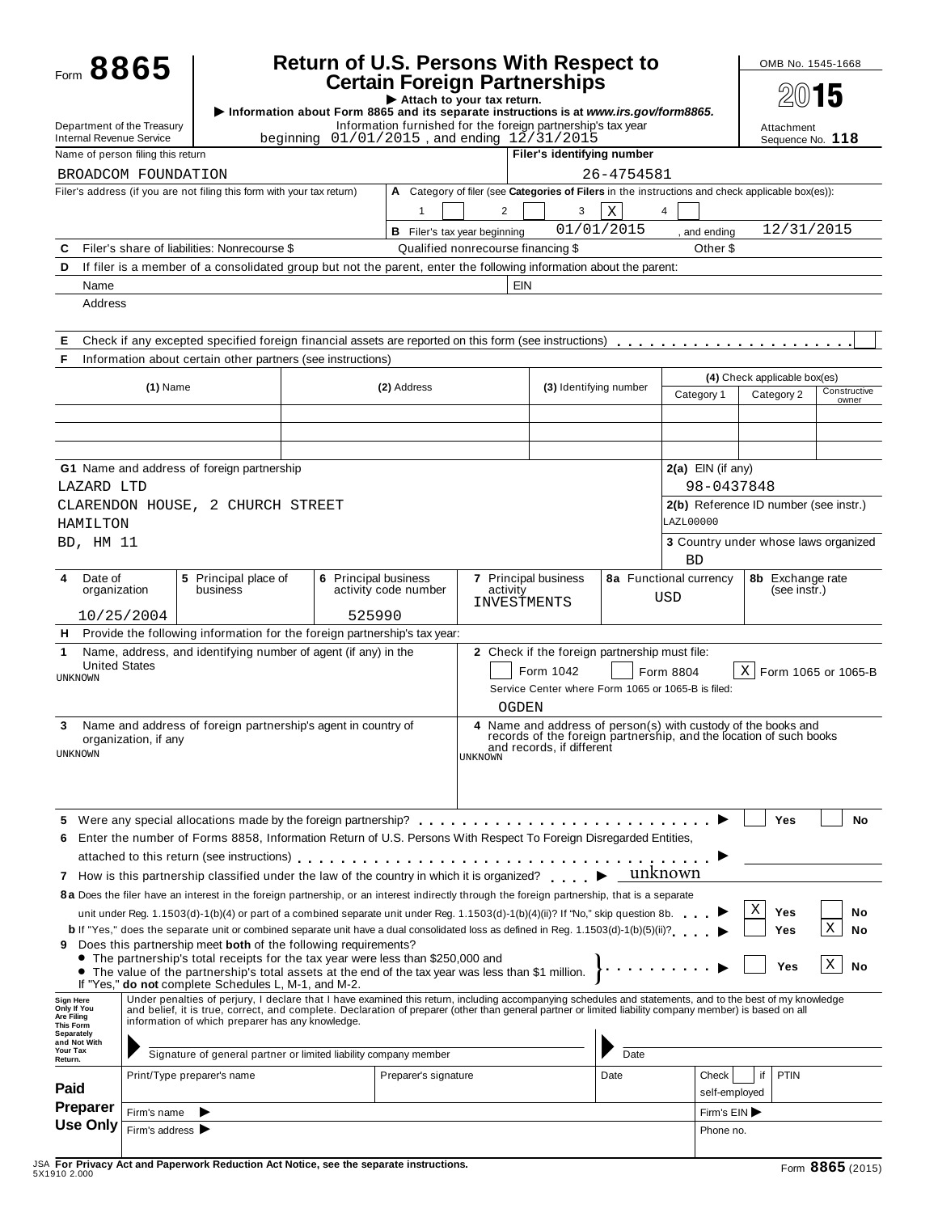# Form 8865 — Return of U.S. Persons With Respect to Certain Foreign Partnerships

OMB No. 1545-1668

**2015**

Attachment Sequence No. **118**

Department of the Treasury
Internal Revenue Service

▶ Attach to your tax return.
▶ Information about Form 8865 and its separate instructions is at *www.irs.gov/form8865*.

Information furnished for the foreign partnership's tax year beginning 01/01/2015 , and ending 12/31/2015

| Name of person filing this return | Filer's identifying number |
|---|---|
| BROADCOM FOUNDATION | 26-4754581 |

Filer's address (if you are not filing this form with your tax return)

**A** Category of filer (see **Categories of Filers** in the instructions and check applicable box(es)): 1 [ ] 2 [ ] 3 [X] 4 [ ]

**B** Filer's tax year beginning 01/01/2015 , and ending 12/31/2015

**C** Filer's share of liabilities: Nonrecourse $ Qualified nonrecourse financing $ Other $

**D** If filer is a member of a consolidated group but not the parent, enter the following information about the parent:

Name EIN

Address

**E** Check if any excepted specified foreign financial assets are reported on this form (see instructions) [ ]

**F** Information about certain other partners (see instructions)

| (1) Name | (2) Address | (3) Identifying number | (4) Category 1 | Category 2 | Constructive owner |
|---|---|---|---|---|---|
| | | | | | |
| | | | | | |
| | | | | | |

**G1** Name and address of foreign partnership

LAZARD LTD
CLARENDON HOUSE, 2 CHURCH STREET
HAMILTON
BD, HM 11

**2(a)** EIN (if any): 98-0437848

**2(b)** Reference ID number (see instr.): LAZL00000

**3** Country under whose laws organized: BD

| 4 Date of organization | 5 Principal place of business | 6 Principal business activity code number | 7 Principal business activity | 8a Functional currency | 8b Exchange rate (see instr.) |
|---|---|---|---|---|---|
| 10/25/2004 | | 525990 | INVESTMENTS | USD | |

**H** Provide the following information for the foreign partnership's tax year:

**1** Name, address, and identifying number of agent (if any) in the United States
UNKNOWN

**2** Check if the foreign partnership must file: [ ] Form 1042 [ ] Form 8804 [X] Form 1065 or 1065-B

Service Center where Form 1065 or 1065-B is filed: OGDEN

**3** Name and address of foreign partnership's agent in country of organization, if any
UNKNOWN

**4** Name and address of person(s) with custody of the books and records of the foreign partnership, and the location of such books and records, if different
UNKNOWN

**5** Were any special allocations made by the foreign partnership? ▶ [ ] Yes [ ] No

**6** Enter the number of Forms 8858, Information Return of U.S. Persons With Respect to Foreign Disregarded Entities, attached to this return (see instructions) ▶

**7** How is this partnership classified under the law of the country in which it is organized? ▶ unknown

**8a** Does the filer have an interest in the foreign partnership, or an interest indirectly through the foreign partnership, that is a separate unit under Reg. 1.1503(d)-1(b)(4) or part of a combined separate unit under Reg. 1.1503(d)-1(b)(4)(ii)? If "No," skip question 8b. ▶ [X] Yes [ ] No

**b** If "Yes," does the separate unit or combined separate unit have a dual consolidated loss as defined in Reg. 1.1503(d)-1(b)(5)(ii)? ▶ [ ] Yes [X] No

**9** Does this partnership meet **both** of the following requirements?
- The partnership's total receipts for the tax year were less than $250,000 and
- The value of the partnership's total assets at the end of the tax year was less than $1 million.

If "Yes," **do not** complete Schedules L, M-1, and M-2. ▶ [ ] Yes [X] No

**Sign Here Only If You Are Filing This Form Separately and Not With Your Tax Return.**

Under penalties of perjury, I declare that I have examined this return, including accompanying schedules and statements, and to the best of my knowledge and belief, it is true, correct, and complete. Declaration of preparer (other than general partner or limited liability company member) is based on all information of which preparer has any knowledge.

Signature of general partner or limited liability company member Date

**Paid Preparer Use Only**

| Print/Type preparer's name | Preparer's signature | Date | Check [ ] if self-employed | PTIN |
|---|---|---|---|---|
| Firm's name ▶ | | | Firm's EIN ▶ | |
| Firm's address ▶ | | | Phone no. | |

JSA **For Privacy Act and Paperwork Reduction Act Notice, see the separate instructions.**
5X1910 2.000

Form **8865** (2015)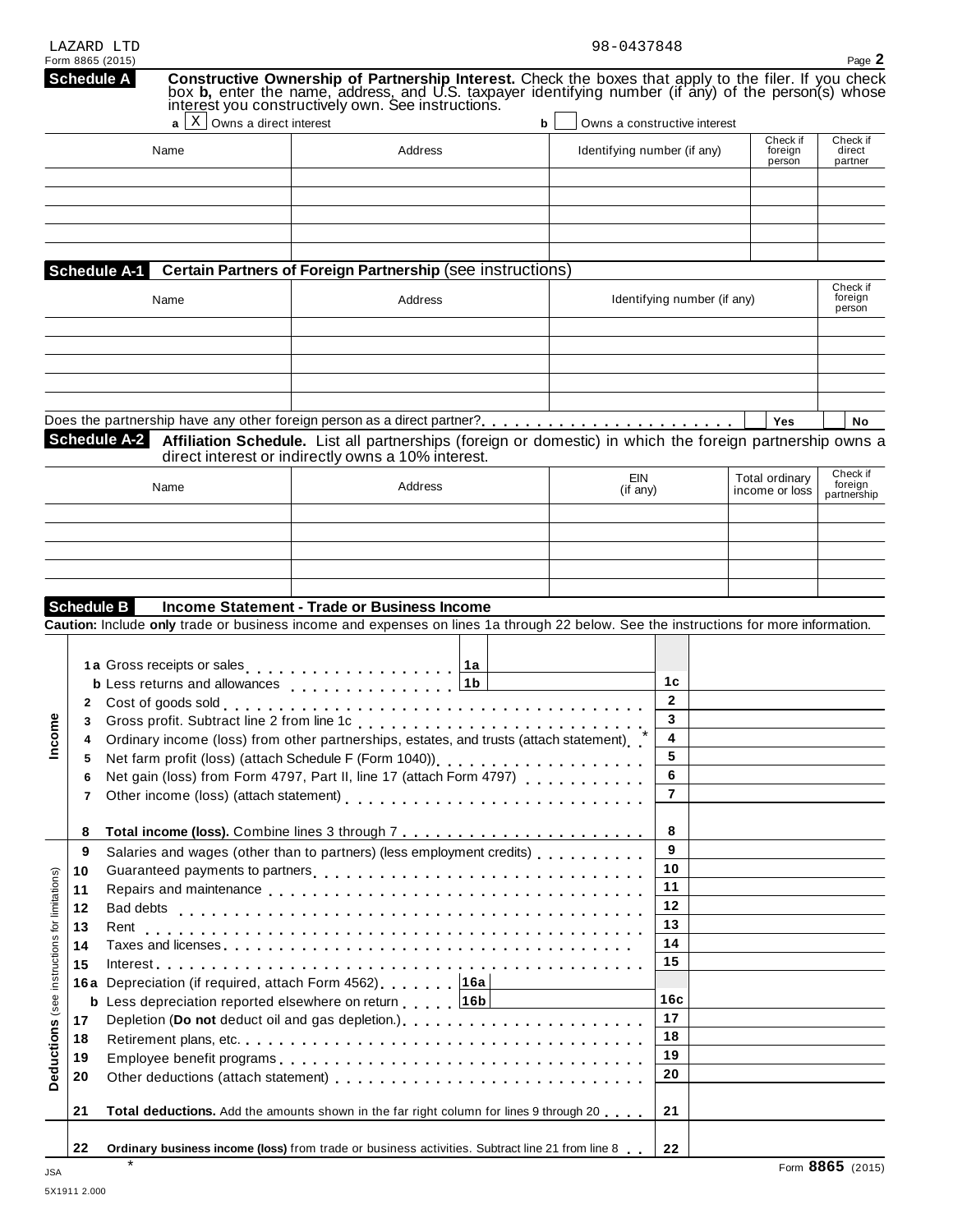LAZARD LTD 98-0437848

Form 8865 (2015)

## Schedule A — Constructive Ownership of Partnership Interest.

Check the boxes that apply to the filer. If you check box **b**, enter the name, address, and U.S. taxpayer identifying number (if any) of the person(s) whose interest you constructively own. See instructions.

**a** [X] Owns a direct interest **b** [ ] Owns a constructive interest

| Name | Address | Identifying number (if any) | Check if foreign person | Check if direct partner |
|---|---|---|---|---|
| | | | | |
| | | | | |
| | | | | |
| | | | | |
| | | | | |

## Schedule A-1 — Certain Partners of Foreign Partnership (see instructions)

| Name | Address | Identifying number (if any) | Check if foreign person |
|---|---|---|---|
| | | | |
| | | | |
| | | | |
| | | | |
| | | | |

Does the partnership have any other foreign person as a direct partner? [ ] Yes [ ] No

## Schedule A-2 — Affiliation Schedule.

List all partnerships (foreign or domestic) in which the foreign partnership owns a direct interest or indirectly owns a 10% interest.

| Name | Address | EIN (if any) | Total ordinary income or loss | Check if foreign partnership |
|---|---|---|---|---|
| | | | | |
| | | | | |
| | | | | |
| | | | | |
| | | | | |

## Schedule B — Income Statement - Trade or Business Income

**Caution:** Include **only** trade or business income and expenses on lines 1a through 22 below. See the instructions for more information.

### Income

| Line | Description | | Line | Amount |
|---|---|---|---|---|
| 1a | Gross receipts or sales | 1a | | |
| b | Less returns and allowances | 1b | 1c | |
| 2 | Cost of goods sold | | 2 | |
| 3 | Gross profit. Subtract line 2 from line 1c | | 3 | |
| 4 | Ordinary income (loss) from other partnerships, estates, and trusts (attach statement) * | | 4 | |
| 5 | Net farm profit (loss) (attach Schedule F (Form 1040)) | | 5 | |
| 6 | Net gain (loss) from Form 4797, Part II, line 17 (attach Form 4797) | | 6 | |
| 7 | Other income (loss) (attach statement) | | 7 | |
| 8 | **Total income (loss).** Combine lines 3 through 7 | | 8 | |

### Deductions (see instructions for limitations)

| Line | Description | | Line | Amount |
|---|---|---|---|---|
| 9 | Salaries and wages (other than to partners) (less employment credits) | | 9 | |
| 10 | Guaranteed payments to partners | | 10 | |
| 11 | Repairs and maintenance | | 11 | |
| 12 | Bad debts | | 12 | |
| 13 | Rent | | 13 | |
| 14 | Taxes and licenses | | 14 | |
| 15 | Interest | | 15 | |
| 16a | Depreciation (if required, attach Form 4562) | 16a | | |
| b | Less depreciation reported elsewhere on return | 16b | 16c | |
| 17 | Depletion (**Do not** deduct oil and gas depletion.) | | 17 | |
| 18 | Retirement plans, etc. | | 18 | |
| 19 | Employee benefit programs | | 19 | |
| 20 | Other deductions (attach statement) | | 20 | |
| 21 | **Total deductions.** Add the amounts shown in the far right column for lines 9 through 20 | | 21 | |
| 22 | **Ordinary business income (loss)** from trade or business activities. Subtract line 21 from line 8 | | 22 | |

*

Form **8865** (2015)

JSA
5X1911 2.000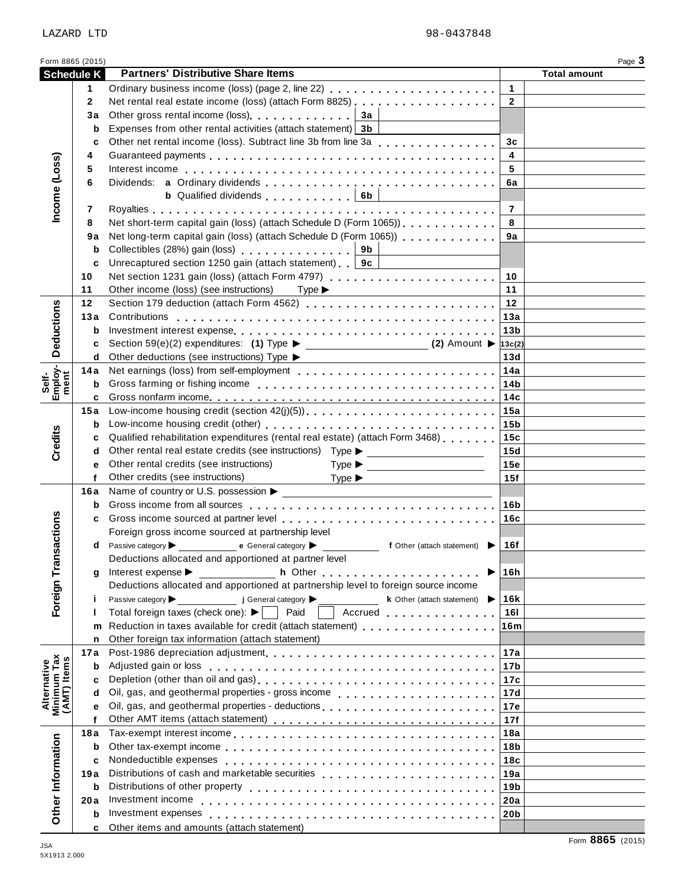LAZARD LTD 98-0437848

Form 8865 (2015) Page **3**

## Schedule K — Partners' Distributive Share Items

| Section | Line | Description | Line No. | Total amount |
|---|---|---|---|---|
| Income (Loss) | 1 | Ordinary business income (loss) (page 2, line 22) | 1 | |
| | 2 | Net rental real estate income (loss) (attach Form 8825) | 2 | |
| | 3a | Other gross rental income (loss) — 3a | | |
| | b | Expenses from other rental activities (attach statement) — 3b | | |
| | c | Other net rental income (loss). Subtract line 3b from line 3a | 3c | |
| | 4 | Guaranteed payments | 4 | |
| | 5 | Interest income | 5 | |
| | 6 | Dividends: **a** Ordinary dividends | 6a | |
| | | **b** Qualified dividends — 6b | | |
| | 7 | Royalties | 7 | |
| | 8 | Net short-term capital gain (loss) (attach Schedule D (Form 1065)) | 8 | |
| | 9a | Net long-term capital gain (loss) (attach Schedule D (Form 1065)) | 9a | |
| | b | Collectibles (28%) gain (loss) — 9b | | |
| | c | Unrecaptured section 1250 gain (attach statement) — 9c | | |
| | 10 | Net section 1231 gain (loss) (attach Form 4797) | 10 | |
| | 11 | Other income (loss) (see instructions) Type ▶ | 11 | |
| Deductions | 12 | Section 179 deduction (attach Form 4562) | 12 | |
| | 13a | Contributions | 13a | |
| | b | Investment interest expense | 13b | |
| | c | Section 59(e)(2) expenditures: **(1)** Type ▶ **(2)** Amount ▶ | 13c(2) | |
| | d | Other deductions (see instructions) Type ▶ | 13d | |
| Self-Employment | 14a | Net earnings (loss) from self-employment | 14a | |
| | b | Gross farming or fishing income | 14b | |
| | c | Gross nonfarm income | 14c | |
| Credits | 15a | Low-income housing credit (section 42(j)(5)) | 15a | |
| | b | Low-income housing credit (other) | 15b | |
| | c | Qualified rehabilitation expenditures (rental real estate) (attach Form 3468) | 15c | |
| | d | Other rental real estate credits (see instructions) Type ▶ | 15d | |
| | e | Other rental credits (see instructions) Type ▶ | 15e | |
| | f | Other credits (see instructions) Type ▶ | 15f | |
| Foreign Transactions | 16a | Name of country or U.S. possession ▶ | | |
| | b | Gross income from all sources | 16b | |
| | c | Gross income sourced at partner level | 16c | |
| | | Foreign gross income sourced at partnership level | | |
| | d | Passive category ▶ **e** General category ▶ **f** Other (attach statement) ▶ | 16f | |
| | | Deductions allocated and apportioned at partner level | | |
| | g | Interest expense ▶ **h** Other ▶ | 16h | |
| | | Deductions allocated and apportioned at partnership level to foreign source income | | |
| | i | Passive category ▶ **j** General category ▶ **k** Other (attach statement) ▶ | 16k | |
| | l | Total foreign taxes (check one): ▶ ☐ Paid ☐ Accrued | 16l | |
| | m | Reduction in taxes available for credit (attach statement) | 16m | |
| | n | Other foreign tax information (attach statement) | | |
| Alternative Minimum Tax (AMT) Items | 17a | Post-1986 depreciation adjustment | 17a | |
| | b | Adjusted gain or loss | 17b | |
| | c | Depletion (other than oil and gas) | 17c | |
| | d | Oil, gas, and geothermal properties - gross income | 17d | |
| | e | Oil, gas, and geothermal properties - deductions | 17e | |
| | f | Other AMT items (attach statement) | 17f | |
| Other Information | 18a | Tax-exempt interest income | 18a | |
| | b | Other tax-exempt income | 18b | |
| | c | Nondeductible expenses | 18c | |
| | 19a | Distributions of cash and marketable securities | 19a | |
| | b | Distributions of other property | 19b | |
| | 20a | Investment income | 20a | |
| | b | Investment expenses | 20b | |
| | c | Other items and amounts (attach statement) | | |

JSA 5X1913 2.000

Form **8865** (2015)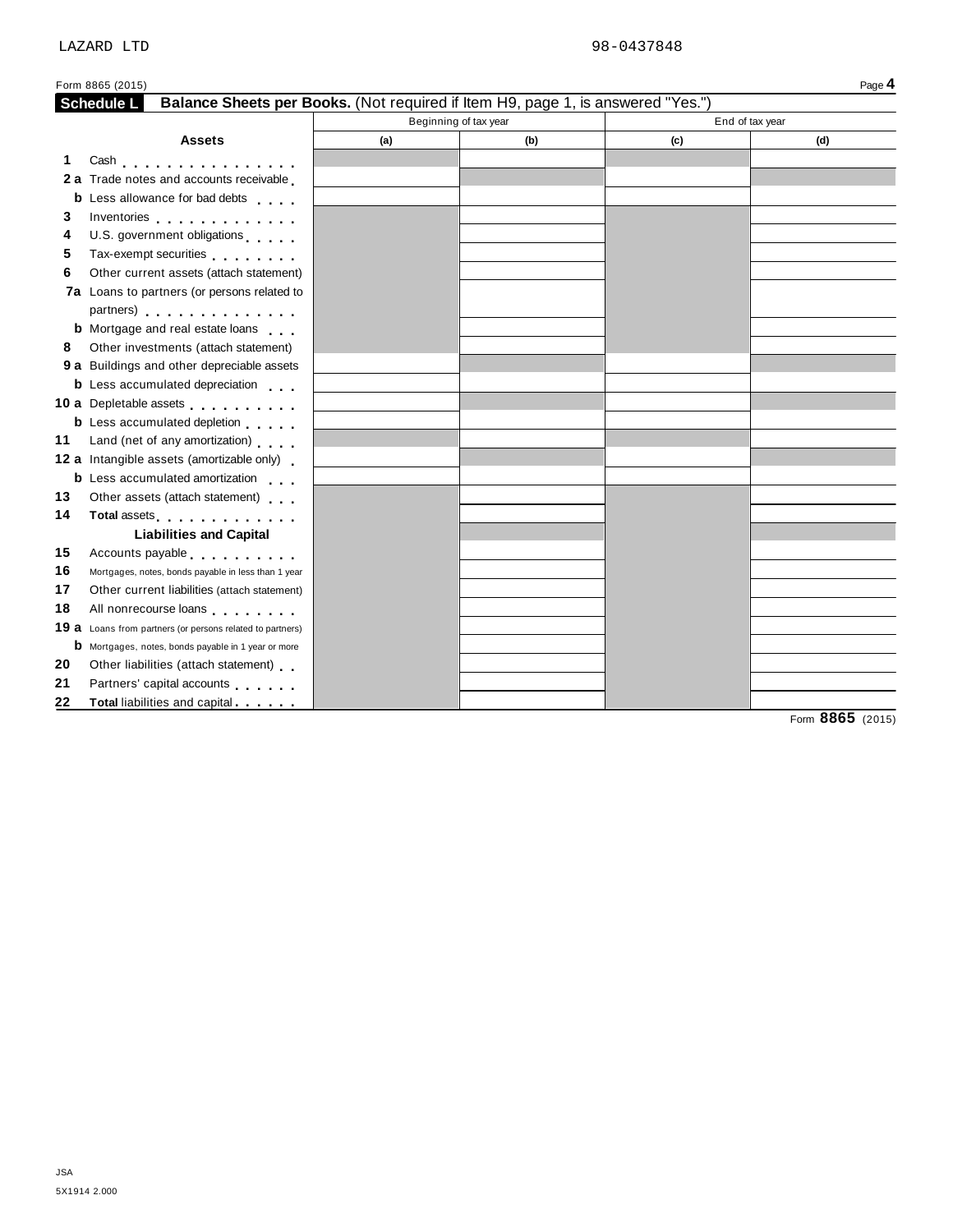LAZARD LTD 98-0437848

Form 8865 (2015) Page **4**

**Schedule L** **Balance Sheets per Books.** (Not required if Item H9, page 1, is answered "Yes.")

| **Assets** | Beginning of tax year | | End of tax year | |
|---|---|---|---|---|
| | **(a)** | **(b)** | **(c)** | **(d)** |
| **1** Cash | | | | |
| **2 a** Trade notes and accounts receivable | | | | |
| **b** Less allowance for bad debts | | | | |
| **3** Inventories | | | | |
| **4** U.S. government obligations | | | | |
| **5** Tax-exempt securities | | | | |
| **6** Other current assets (attach statement) | | | | |
| **7a** Loans to partners (or persons related to partners) | | | | |
| **b** Mortgage and real estate loans | | | | |
| **8** Other investments (attach statement) | | | | |
| **9 a** Buildings and other depreciable assets | | | | |
| **b** Less accumulated depreciation | | | | |
| **10 a** Depletable assets | | | | |
| **b** Less accumulated depletion | | | | |
| **11** Land (net of any amortization) | | | | |
| **12 a** Intangible assets (amortizable only) | | | | |
| **b** Less accumulated amortization | | | | |
| **13** Other assets (attach statement) | | | | |
| **14** **Total** assets | | | | |
| **Liabilities and Capital** | | | | |
| **15** Accounts payable | | | | |
| **16** Mortgages, notes, bonds payable in less than 1 year | | | | |
| **17** Other current liabilities (attach statement) | | | | |
| **18** All nonrecourse loans | | | | |
| **19 a** Loans from partners (or persons related to partners) | | | | |
| **b** Mortgages, notes, bonds payable in 1 year or more | | | | |
| **20** Other liabilities (attach statement) | | | | |
| **21** Partners' capital accounts | | | | |
| **22** **Total** liabilities and capital | | | | |

Form **8865** (2015)

JSA
5X1914 2.000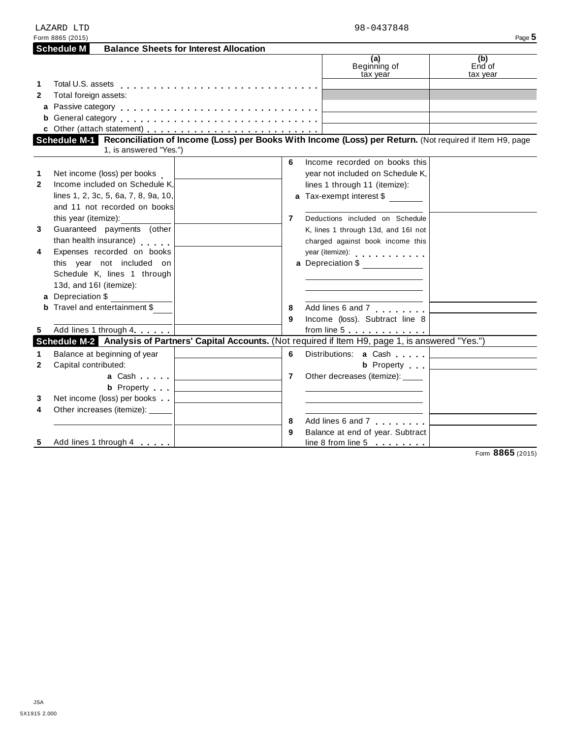LAZARD LTD 98-0437848

Form 8865 (2015)

## Schedule M Balance Sheets for Interest Allocation

| | | (a) Beginning of tax year | (b) End of tax year |
|---|---|---|---|
| 1 | Total U.S. assets | | |
| 2 | Total foreign assets: | | |
| a | Passive category | | |
| b | General category | | |
| c | Other (attach statement) | | |

## Schedule M-1 Reconciliation of Income (Loss) per Books With Income (Loss) per Return. (Not required if Item H9, page 1, is answered "Yes.")

| | | | | | |
|---|---|---|---|---|---|
| 1 | Net income (loss) per books | | 6 | Income recorded on books this year not included on Schedule K, lines 1 through 11 (itemize): | |
| 2 | Income included on Schedule K, lines 1, 2, 3c, 5, 6a, 7, 8, 9a, 10, and 11 not recorded on books this year (itemize): | | a | Tax-exempt interest $ | |
| 3 | Guaranteed payments (other than health insurance) | | 7 | Deductions included on Schedule K, lines 1 through 13d, and 16l not charged against book income this year (itemize): | |
| 4 | Expenses recorded on books this year not included on Schedule K, lines 1 through 13d, and 16l (itemize): | | a | Depreciation $ | |
| a | Depreciation $ | | | | |
| b | Travel and entertainment $ | | 8 | Add lines 6 and 7 | |
| | | | 9 | Income (loss). Subtract line 8 from line 5 | |
| 5 | Add lines 1 through 4 | | | | |

## Schedule M-2 Analysis of Partners' Capital Accounts. (Not required if Item H9, page 1, is answered "Yes.")

| | | | | | |
|---|---|---|---|---|---|
| 1 | Balance at beginning of year | | 6 | Distributions: a Cash | |
| 2 | Capital contributed: | | | b Property | |
| | a Cash | | 7 | Other decreases (itemize): | |
| | b Property | | | | |
| 3 | Net income (loss) per books | | | | |
| 4 | Other increases (itemize): | | | | |
| | | | 8 | Add lines 6 and 7 | |
| 5 | Add lines 1 through 4 | | 9 | Balance at end of year. Subtract line 8 from line 5 | |

Form **8865** (2015)

JSA

5X1915 2.000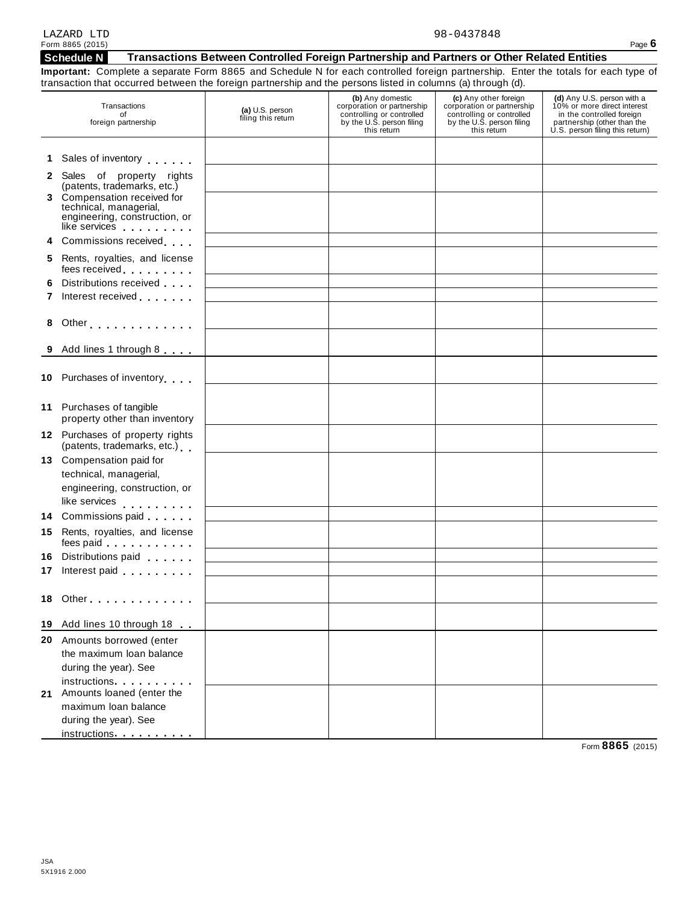LAZARD LTD 98-0437848

Form 8865 (2015)

## Schedule N Transactions Between Controlled Foreign Partnership and Partners or Other Related Entities

**Important:** Complete a separate Form 8865 and Schedule N for each controlled foreign partnership. Enter the totals for each type of transaction that occurred between the foreign partnership and the persons listed in columns (a) through (d).

| Transactions of foreign partnership | (a) U.S. person filing this return | (b) Any domestic corporation or partnership controlling or controlled by the U.S. person filing this return | (c) Any other foreign corporation or partnership controlling or controlled by the U.S. person filing this return | (d) Any U.S. person with a 10% or more direct interest in the controlled foreign partnership (other than the U.S. person filing this return) |
|---|---|---|---|---|
| 1 Sales of inventory | | | | |
| 2 Sales of property rights (patents, trademarks, etc.) | | | | |
| 3 Compensation received for technical, managerial, engineering, construction, or like services | | | | |
| 4 Commissions received | | | | |
| 5 Rents, royalties, and license fees received | | | | |
| 6 Distributions received | | | | |
| 7 Interest received | | | | |
| 8 Other | | | | |
| 9 Add lines 1 through 8 | | | | |
| 10 Purchases of inventory | | | | |
| 11 Purchases of tangible property other than inventory | | | | |
| 12 Purchases of property rights (patents, trademarks, etc.) | | | | |
| 13 Compensation paid for technical, managerial, engineering, construction, or like services | | | | |
| 14 Commissions paid | | | | |
| 15 Rents, royalties, and license fees paid | | | | |
| 16 Distributions paid | | | | |
| 17 Interest paid | | | | |
| 18 Other | | | | |
| 19 Add lines 10 through 18 | | | | |
| 20 Amounts borrowed (enter the maximum loan balance during the year). See instructions | | | | |
| 21 Amounts loaned (enter the maximum loan balance during the year). See instructions | | | | |

Form **8865** (2015)

JSA
5X1916 2.000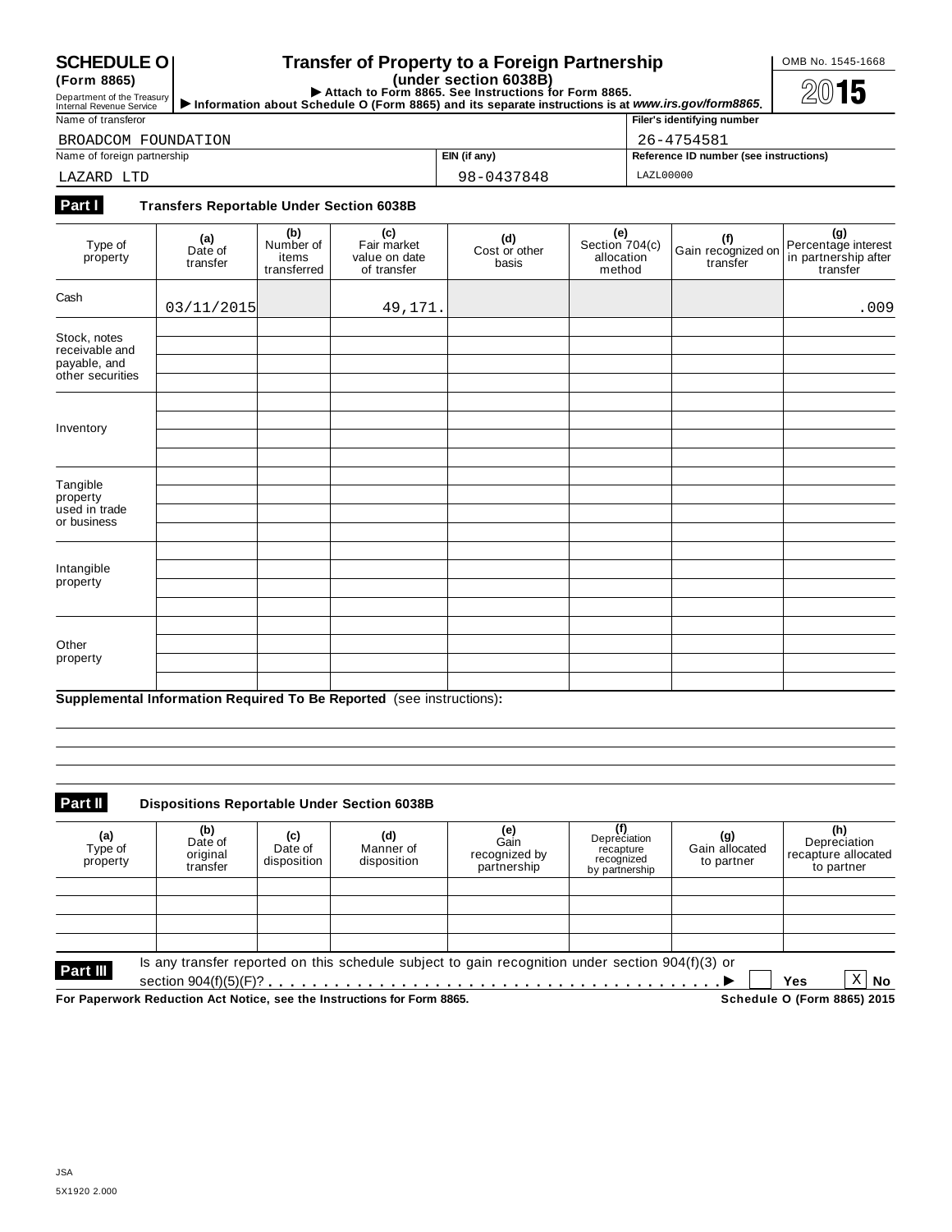# SCHEDULE O (Form 8865)

Department of the Treasury
Internal Revenue Service

## Transfer of Property to a Foreign Partnership
**(under section 6038B)**

▶ Attach to Form 8865. See Instructions for Form 8865.
▶ Information about Schedule O (Form 8865) and its separate instructions is at *www.irs.gov/form8865*.

OMB No. 1545-1668

**2015**

| Name of transferor | | Filer's identifying number |
|---|---|---|
| BROADCOM FOUNDATION | | 26-4754581 |
| **Name of foreign partnership** | **EIN (if any)** | **Reference ID number (see instructions)** |
| LAZARD LTD | 98-0437848 | LAZL00000 |

**Part I Transfers Reportable Under Section 6038B**

| Type of property | (a) Date of transfer | (b) Number of items transferred | (c) Fair market value on date of transfer | (d) Cost or other basis | (e) Section 704(c) allocation method | (f) Gain recognized on transfer | (g) Percentage interest in partnership after transfer |
|---|---|---|---|---|---|---|---|
| Cash | 03/11/2015 | | 49,171. | | | | .009 |
| Stock, notes receivable and payable, and other securities | | | | | | | |
| Inventory | | | | | | | |
| Tangible property used in trade or business | | | | | | | |
| Intangible property | | | | | | | |
| Other property | | | | | | | |

**Supplemental Information Required To Be Reported** (see instructions)**:**

**Part II Dispositions Reportable Under Section 6038B**

| (a) Type of property | (b) Date of original transfer | (c) Date of disposition | (d) Manner of disposition | (e) Gain recognized by partnership | (f) Depreciation recapture recognized by partnership | (g) Gain allocated to partner | (h) Depreciation recapture allocated to partner |
|---|---|---|---|---|---|---|---|
| | | | | | | | |

**Part III** Is any transfer reported on this schedule subject to gain recognition under section 904(f)(3) or section 904(f)(5)(F)? . . . . . ▶ ☐ **Yes** ☒ **No**

**For Paperwork Reduction Act Notice, see the Instructions for Form 8865.** **Schedule O (Form 8865) 2015**

JSA
5X1920 2.000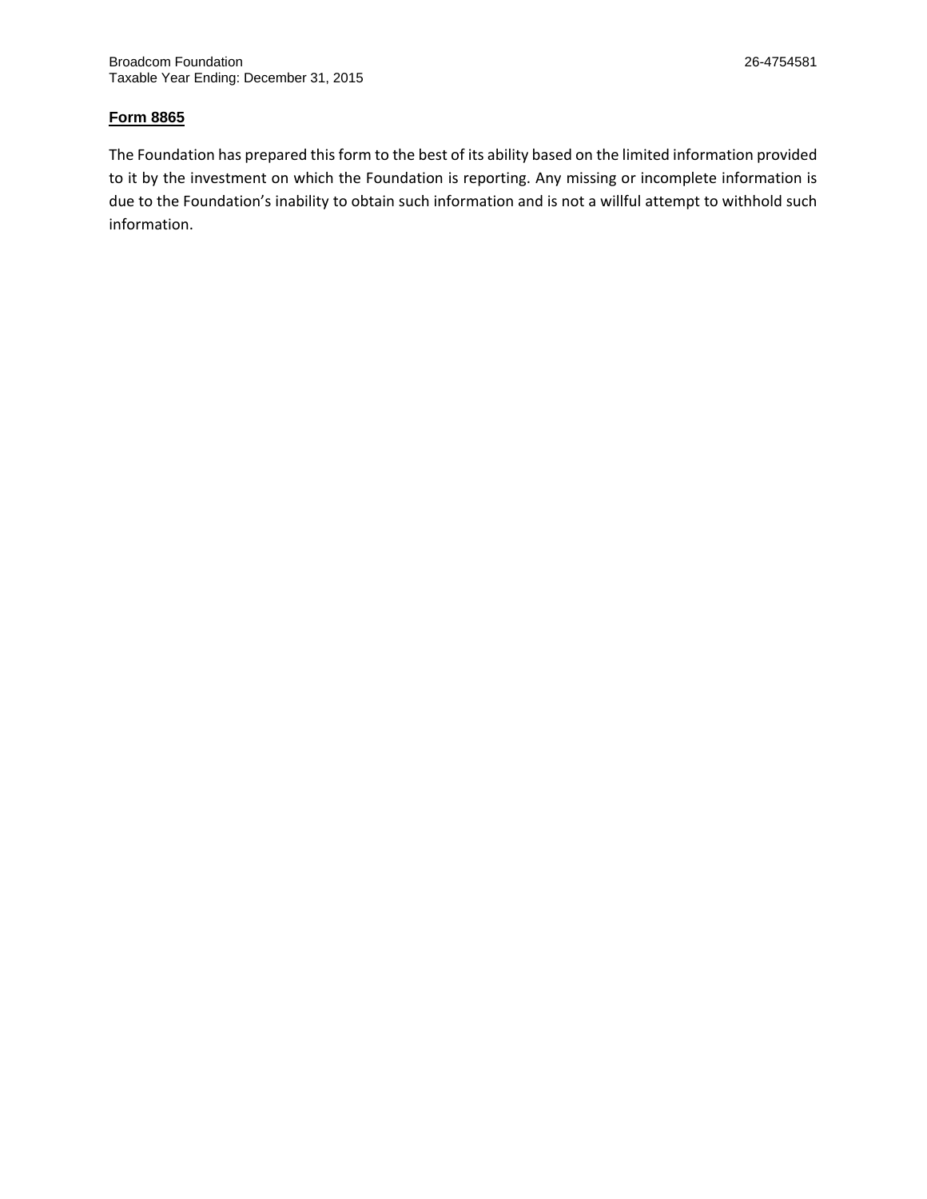Broadcom Foundation 26-4754581
Taxable Year Ending: December 31, 2015

**Form 8865**

The Foundation has prepared this form to the best of its ability based on the limited information provided to it by the investment on which the Foundation is reporting. Any missing or incomplete information is due to the Foundation's inability to obtain such information and is not a willful attempt to withhold such information.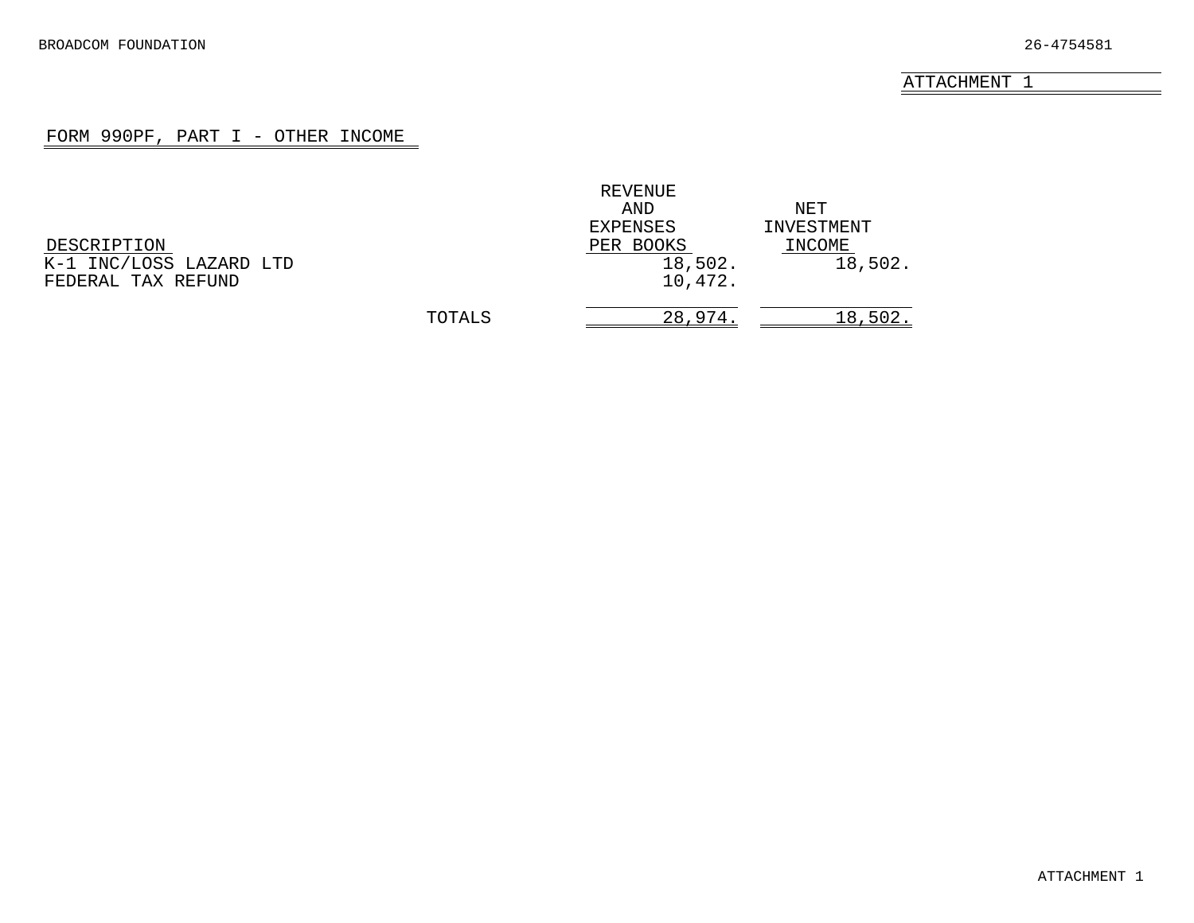BROADCOM FOUNDATION 26-4754581

ATTACHMENT 1

## FORM 990PF, PART I - OTHER INCOME

| DESCRIPTION | | REVENUE AND EXPENSES PER BOOKS | NET INVESTMENT INCOME |
|---|---|---|---|
| K-1 INC/LOSS LAZARD LTD | | 18,502. | 18,502. |
| FEDERAL TAX REFUND | | 10,472. | |
| | TOTALS | 28,974. | 18,502. |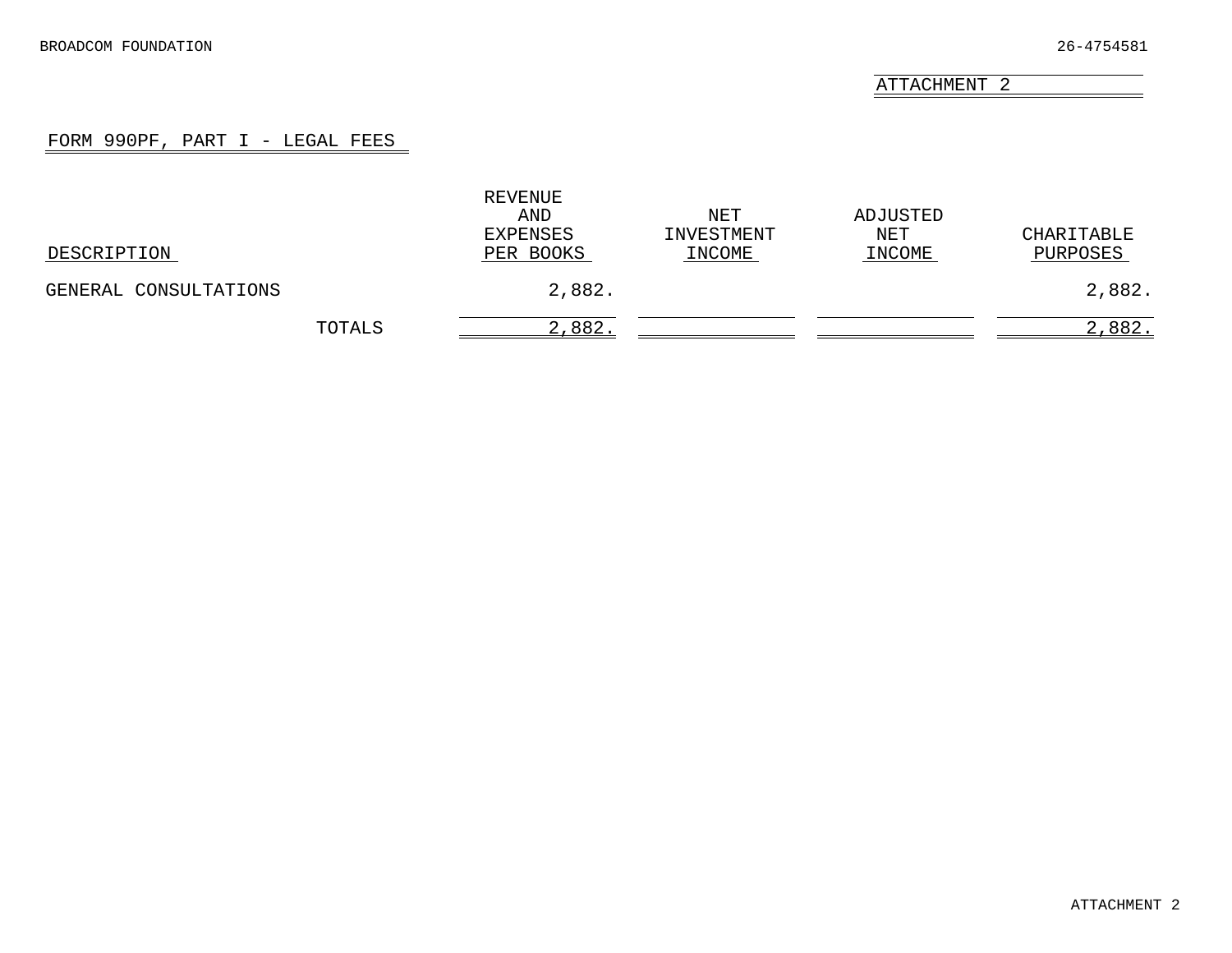BROADCOM FOUNDATION 26-4754581

ATTACHMENT 2

## FORM 990PF, PART I - LEGAL FEES

| DESCRIPTION | REVENUE AND EXPENSES PER BOOKS | NET INVESTMENT INCOME | ADJUSTED NET INCOME | CHARITABLE PURPOSES |
|---|---|---|---|---|
| GENERAL CONSULTATIONS | 2,882. | | | 2,882. |
| TOTALS | 2,882. | | | 2,882. |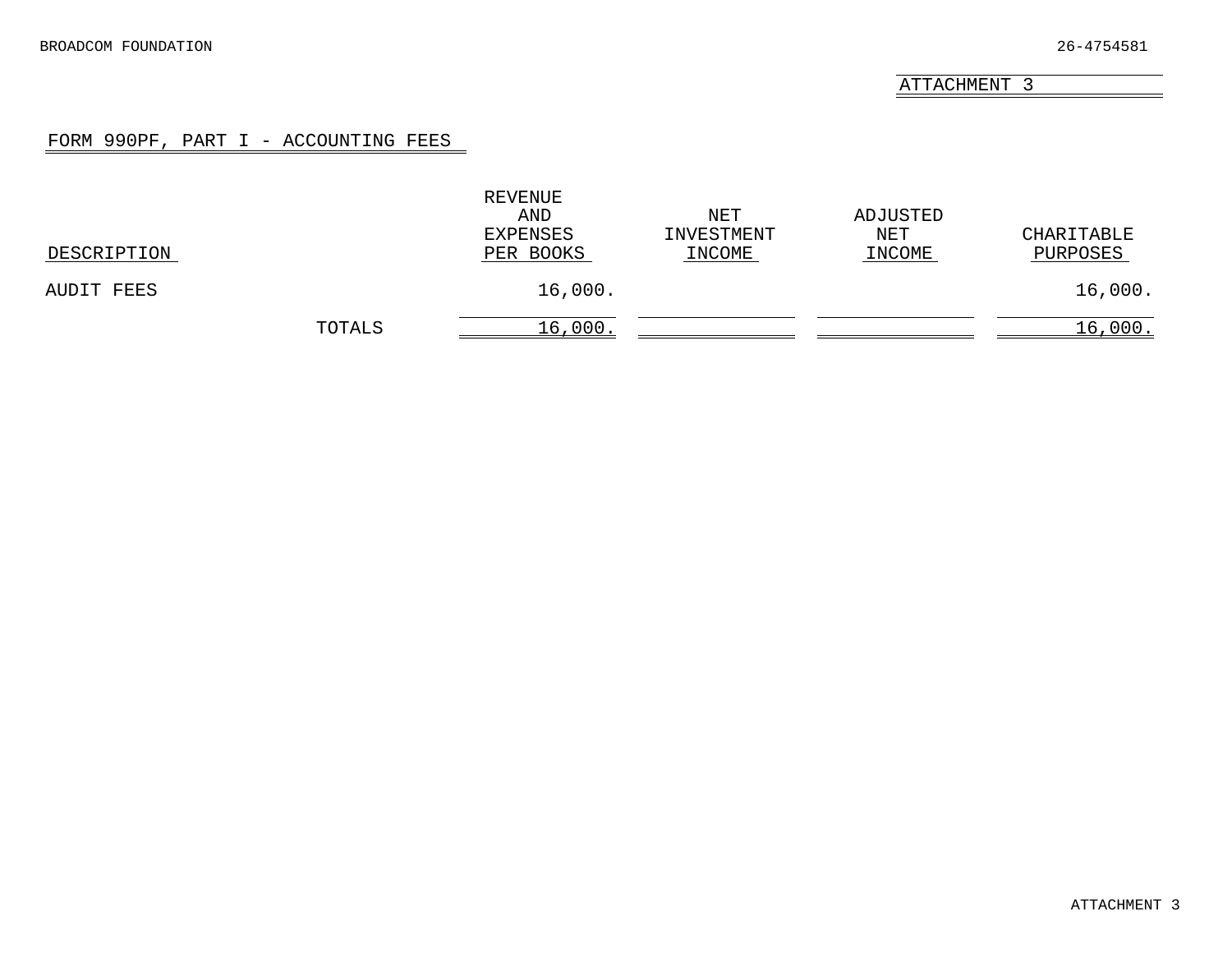ATTACHMENT 3

## FORM 990PF, PART I - ACCOUNTING FEES

| DESCRIPTION | REVENUE AND EXPENSES PER BOOKS | NET INVESTMENT INCOME | ADJUSTED NET INCOME | CHARITABLE PURPOSES |
|---|---|---|---|---|
| AUDIT FEES | 16,000. | | | 16,000. |
| TOTALS | 16,000. | | | 16,000. |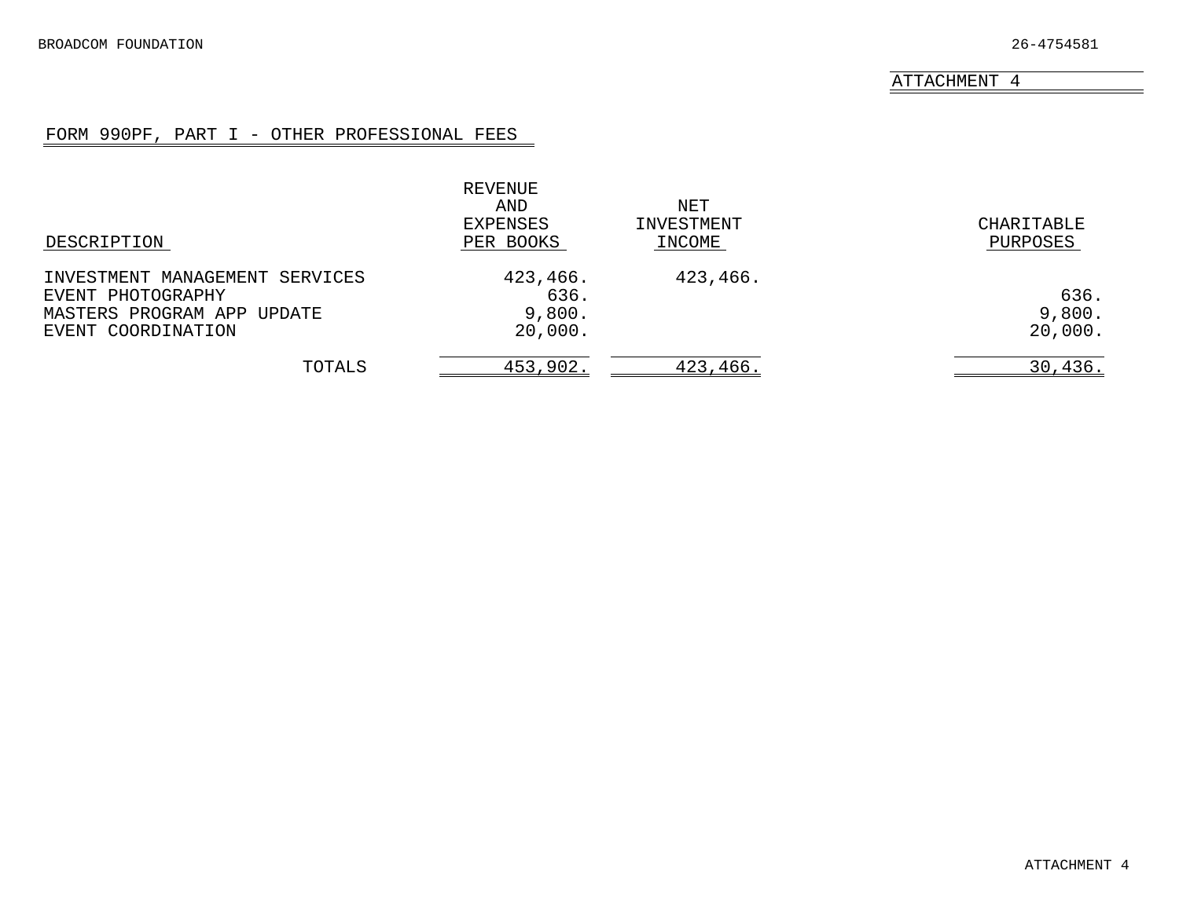BROADCOM FOUNDATION 26-4754581

ATTACHMENT 4

## FORM 990PF, PART I - OTHER PROFESSIONAL FEES

| DESCRIPTION | REVENUE AND EXPENSES PER BOOKS | NET INVESTMENT INCOME | CHARITABLE PURPOSES |
|---|---|---|---|
| INVESTMENT MANAGEMENT SERVICES | 423,466. | 423,466. | |
| EVENT PHOTOGRAPHY | 636. | | 636. |
| MASTERS PROGRAM APP UPDATE | 9,800. | | 9,800. |
| EVENT COORDINATION | 20,000. | | 20,000. |
| TOTALS | 453,902. | 423,466. | 30,436. |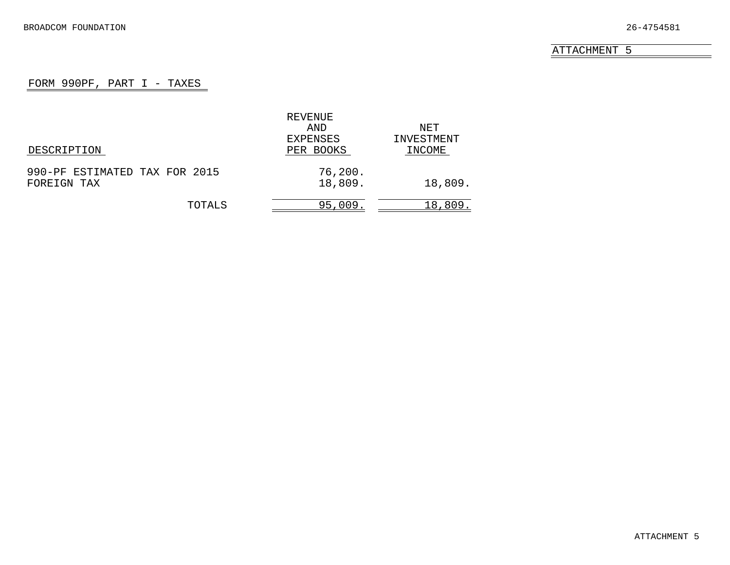BROADCOM FOUNDATION 26-4754581

ATTACHMENT 5

## FORM 990PF, PART I - TAXES

| DESCRIPTION | REVENUE AND EXPENSES PER BOOKS | NET INVESTMENT INCOME |
|---|---|---|
| 990-PF ESTIMATED TAX FOR 2015 | 76,200. | |
| FOREIGN TAX | 18,809. | 18,809. |
| TOTALS | 95,009. | 18,809. |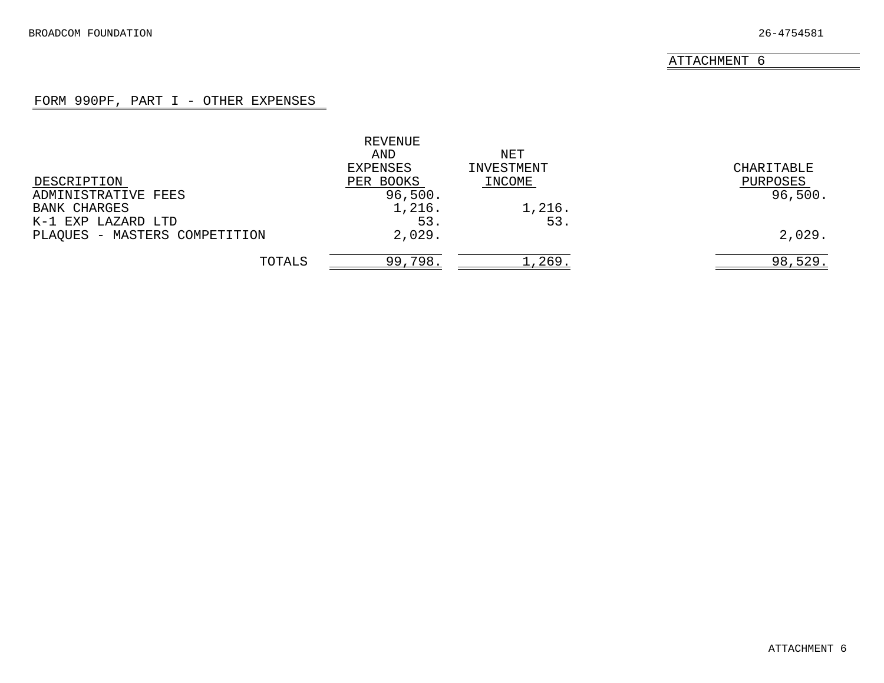BROADCOM FOUNDATION 26-4754581

ATTACHMENT 6

FORM 990PF, PART I - OTHER EXPENSES

| DESCRIPTION | REVENUE AND EXPENSES PER BOOKS | NET INVESTMENT INCOME | CHARITABLE PURPOSES |
|---|---|---|---|
| ADMINISTRATIVE FEES | 96,500. | | 96,500. |
| BANK CHARGES | 1,216. | 1,216. | |
| K-1 EXP LAZARD LTD | 53. | 53. | |
| PLAQUES - MASTERS COMPETITION | 2,029. | | 2,029. |
| TOTALS | 99,798. | 1,269. | 98,529. |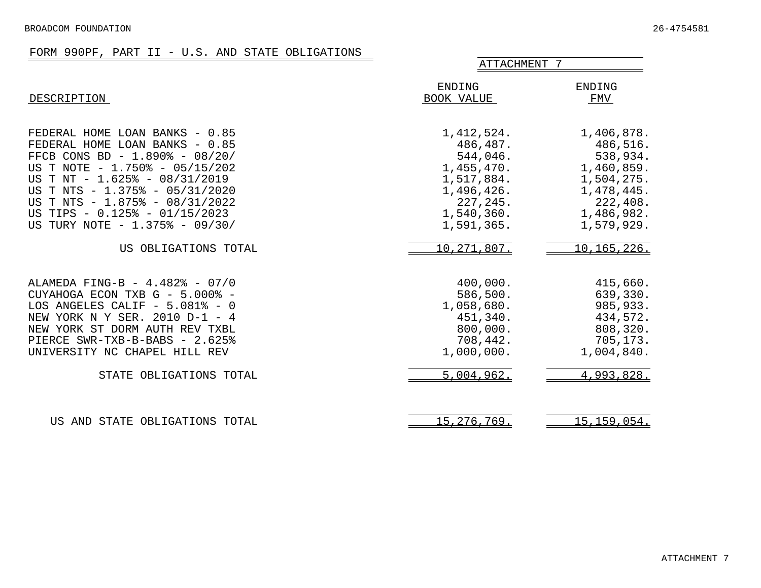BROADCOM FOUNDATION 26-4754581

## FORM 990PF, PART II - U.S. AND STATE OBLIGATIONS

ATTACHMENT 7

| DESCRIPTION | ENDING BOOK VALUE | ENDING FMV |
|---|---|---|
| FEDERAL HOME LOAN BANKS - 0.85 | 1,412,524. | 1,406,878. |
| FEDERAL HOME LOAN BANKS - 0.85 | 486,487. | 486,516. |
| FFCB CONS BD - 1.890% - 08/20/ | 544,046. | 538,934. |
| US T NOTE - 1.750% - 05/15/202 | 1,455,470. | 1,460,859. |
| US T NT - 1.625% - 08/31/2019 | 1,517,884. | 1,504,275. |
| US T NTS - 1.375% - 05/31/2020 | 1,496,426. | 1,478,445. |
| US T NTS - 1.875% - 08/31/2022 | 227,245. | 222,408. |
| US TIPS - 0.125% - 01/15/2023 | 1,540,360. | 1,486,982. |
| US TURY NOTE - 1.375% - 09/30/ | 1,591,365. | 1,579,929. |
| US OBLIGATIONS TOTAL | 10,271,807. | 10,165,226. |
| ALAMEDA FING-B - 4.482% - 07/0 | 400,000. | 415,660. |
| CUYAHOGA ECON TXB G - 5.000% - | 586,500. | 639,330. |
| LOS ANGELES CALIF - 5.081% - 0 | 1,058,680. | 985,933. |
| NEW YORK N Y SER. 2010 D-1 - 4 | 451,340. | 434,572. |
| NEW YORK ST DORM AUTH REV TXBL | 800,000. | 808,320. |
| PIERCE SWR-TXB-B-BABS - 2.625% | 708,442. | 705,173. |
| UNIVERSITY NC CHAPEL HILL REV | 1,000,000. | 1,004,840. |
| STATE OBLIGATIONS TOTAL | 5,004,962. | 4,993,828. |
| US AND STATE OBLIGATIONS TOTAL | 15,276,769. | 15,159,054. |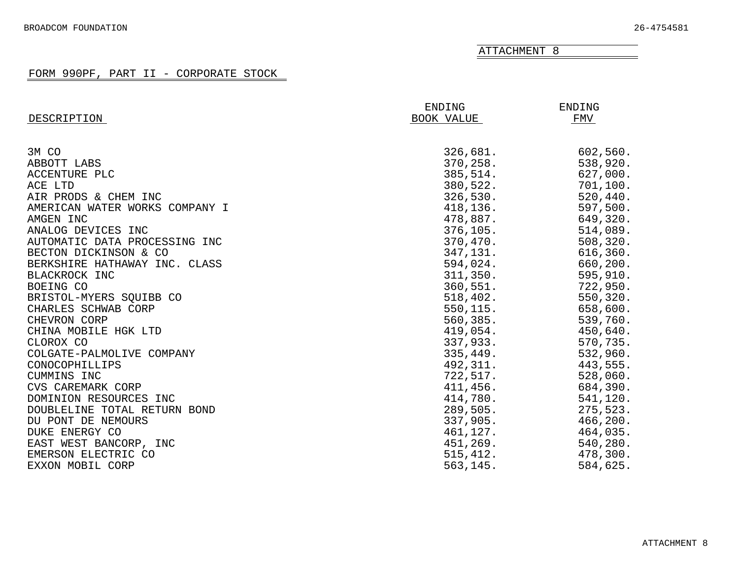BROADCOM FOUNDATION 26-4754581

ATTACHMENT 8

## FORM 990PF, PART II - CORPORATE STOCK

| DESCRIPTION | ENDING BOOK VALUE | ENDING FMV |
|---|---|---|
| 3M CO | 326,681. | 602,560. |
| ABBOTT LABS | 370,258. | 538,920. |
| ACCENTURE PLC | 385,514. | 627,000. |
| ACE LTD | 380,522. | 701,100. |
| AIR PRODS & CHEM INC | 326,530. | 520,440. |
| AMERICAN WATER WORKS COMPANY I | 418,136. | 597,500. |
| AMGEN INC | 478,887. | 649,320. |
| ANALOG DEVICES INC | 376,105. | 514,089. |
| AUTOMATIC DATA PROCESSING INC | 370,470. | 508,320. |
| BECTON DICKINSON & CO | 347,131. | 616,360. |
| BERKSHIRE HATHAWAY INC. CLASS | 594,024. | 660,200. |
| BLACKROCK INC | 311,350. | 595,910. |
| BOEING CO | 360,551. | 722,950. |
| BRISTOL-MYERS SQUIBB CO | 518,402. | 550,320. |
| CHARLES SCHWAB CORP | 550,115. | 658,600. |
| CHEVRON CORP | 560,385. | 539,760. |
| CHINA MOBILE HGK LTD | 419,054. | 450,640. |
| CLOROX CO | 337,933. | 570,735. |
| COLGATE-PALMOLIVE COMPANY | 335,449. | 532,960. |
| CONOCOPHILLIPS | 492,311. | 443,555. |
| CUMMINS INC | 722,517. | 528,060. |
| CVS CAREMARK CORP | 411,456. | 684,390. |
| DOMINION RESOURCES INC | 414,780. | 541,120. |
| DOUBLELINE TOTAL RETURN BOND | 289,505. | 275,523. |
| DU PONT DE NEMOURS | 337,905. | 466,200. |
| DUKE ENERGY CO | 461,127. | 464,035. |
| EAST WEST BANCORP, INC | 451,269. | 540,280. |
| EMERSON ELECTRIC CO | 515,412. | 478,300. |
| EXXON MOBIL CORP | 563,145. | 584,625. |

ATTACHMENT 8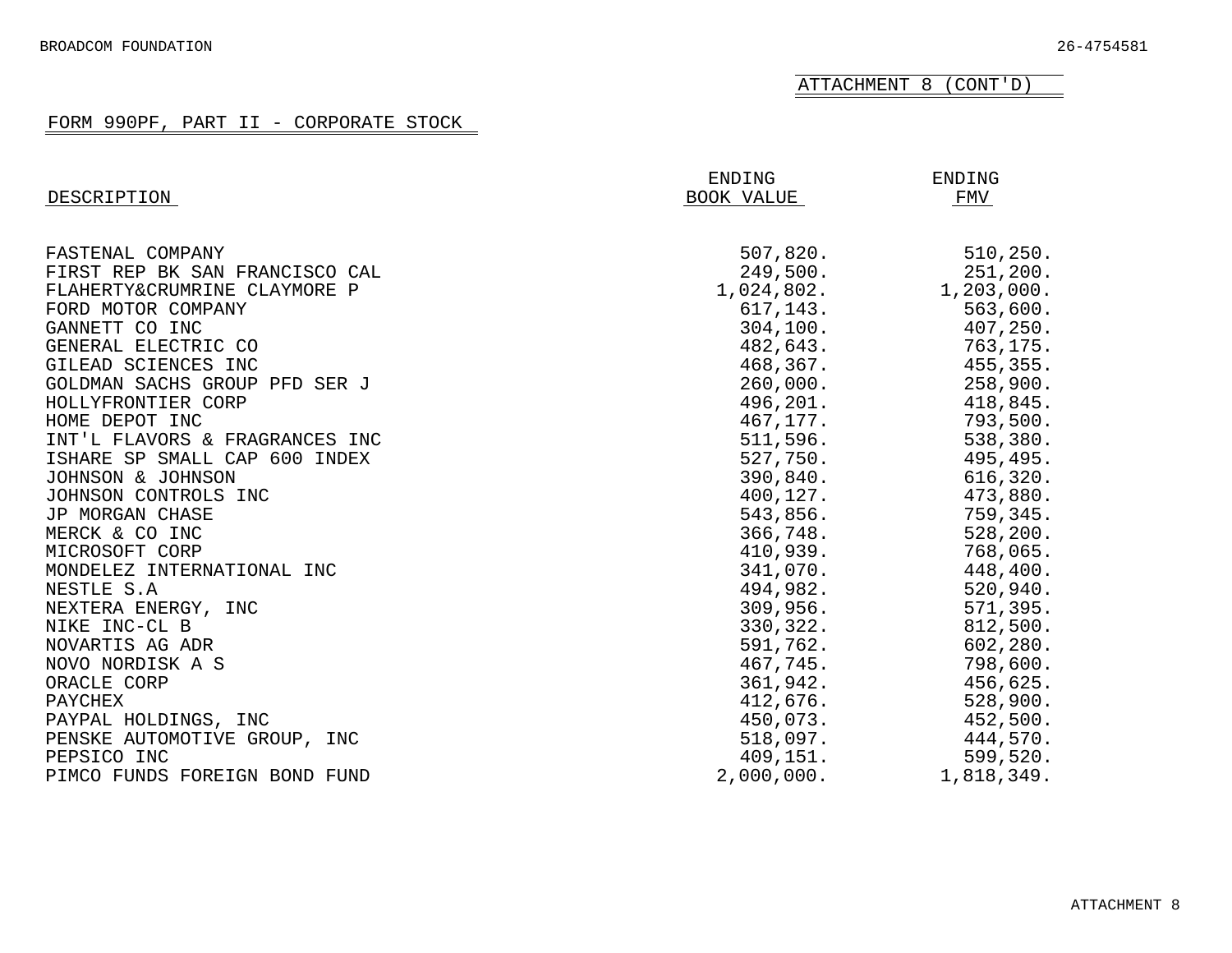BROADCOM FOUNDATION 26-4754581

ATTACHMENT 8 (CONT'D)

FORM 990PF, PART II - CORPORATE STOCK

| DESCRIPTION | ENDING BOOK VALUE | ENDING FMV |
|---|---|---|
| FASTENAL COMPANY | 507,820. | 510,250. |
| FIRST REP BK SAN FRANCISCO CAL | 249,500. | 251,200. |
| FLAHERTY&CRUMRINE CLAYMORE P | 1,024,802. | 1,203,000. |
| FORD MOTOR COMPANY | 617,143. | 563,600. |
| GANNETT CO INC | 304,100. | 407,250. |
| GENERAL ELECTRIC CO | 482,643. | 763,175. |
| GILEAD SCIENCES INC | 468,367. | 455,355. |
| GOLDMAN SACHS GROUP PFD SER J | 260,000. | 258,900. |
| HOLLYFRONTIER CORP | 496,201. | 418,845. |
| HOME DEPOT INC | 467,177. | 793,500. |
| INT'L FLAVORS & FRAGRANCES INC | 511,596. | 538,380. |
| ISHARE SP SMALL CAP 600 INDEX | 527,750. | 495,495. |
| JOHNSON & JOHNSON | 390,840. | 616,320. |
| JOHNSON CONTROLS INC | 400,127. | 473,880. |
| JP MORGAN CHASE | 543,856. | 759,345. |
| MERCK & CO INC | 366,748. | 528,200. |
| MICROSOFT CORP | 410,939. | 768,065. |
| MONDELEZ INTERNATIONAL INC | 341,070. | 448,400. |
| NESTLE S.A | 494,982. | 520,940. |
| NEXTERA ENERGY, INC | 309,956. | 571,395. |
| NIKE INC-CL B | 330,322. | 812,500. |
| NOVARTIS AG ADR | 591,762. | 602,280. |
| NOVO NORDISK A S | 467,745. | 798,600. |
| ORACLE CORP | 361,942. | 456,625. |
| PAYCHEX | 412,676. | 528,900. |
| PAYPAL HOLDINGS, INC | 450,073. | 452,500. |
| PENSKE AUTOMOTIVE GROUP, INC | 518,097. | 444,570. |
| PEPSICO INC | 409,151. | 599,520. |
| PIMCO FUNDS FOREIGN BOND FUND | 2,000,000. | 1,818,349. |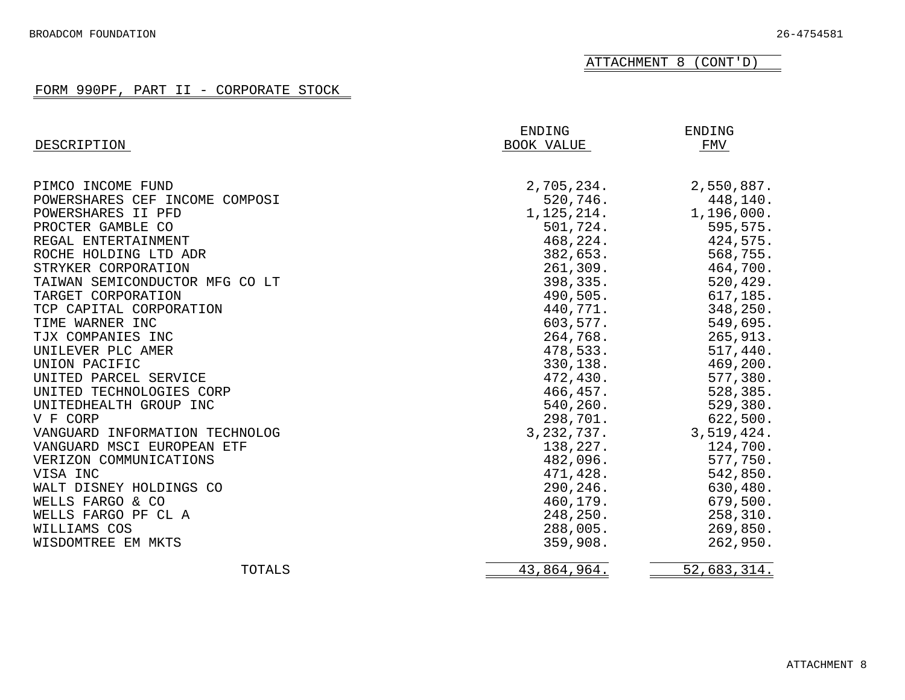BROADCOM FOUNDATION 26-4754581

ATTACHMENT 8 (CONT'D)

FORM 990PF, PART II - CORPORATE STOCK

| DESCRIPTION | ENDING BOOK VALUE | ENDING FMV |
|---|---|---|
| PIMCO INCOME FUND | 2,705,234. | 2,550,887. |
| POWERSHARES CEF INCOME COMPOSI | 520,746. | 448,140. |
| POWERSHARES II PFD | 1,125,214. | 1,196,000. |
| PROCTER GAMBLE CO | 501,724. | 595,575. |
| REGAL ENTERTAINMENT | 468,224. | 424,575. |
| ROCHE HOLDING LTD ADR | 382,653. | 568,755. |
| STRYKER CORPORATION | 261,309. | 464,700. |
| TAIWAN SEMICONDUCTOR MFG CO LT | 398,335. | 520,429. |
| TARGET CORPORATION | 490,505. | 617,185. |
| TCP CAPITAL CORPORATION | 440,771. | 348,250. |
| TIME WARNER INC | 603,577. | 549,695. |
| TJX COMPANIES INC | 264,768. | 265,913. |
| UNILEVER PLC AMER | 478,533. | 517,440. |
| UNION PACIFIC | 330,138. | 469,200. |
| UNITED PARCEL SERVICE | 472,430. | 577,380. |
| UNITED TECHNOLOGIES CORP | 466,457. | 528,385. |
| UNITEDHEALTH GROUP INC | 540,260. | 529,380. |
| V F CORP | 298,701. | 622,500. |
| VANGUARD INFORMATION TECHNOLOG | 3,232,737. | 3,519,424. |
| VANGUARD MSCI EUROPEAN ETF | 138,227. | 124,700. |
| VERIZON COMMUNICATIONS | 482,096. | 577,750. |
| VISA INC | 471,428. | 542,850. |
| WALT DISNEY HOLDINGS CO | 290,246. | 630,480. |
| WELLS FARGO & CO | 460,179. | 679,500. |
| WELLS FARGO PF CL A | 248,250. | 258,310. |
| WILLIAMS COS | 288,005. | 269,850. |
| WISDOMTREE EM MKTS | 359,908. | 262,950. |
| TOTALS | 43,864,964. | 52,683,314. |

ATTACHMENT 8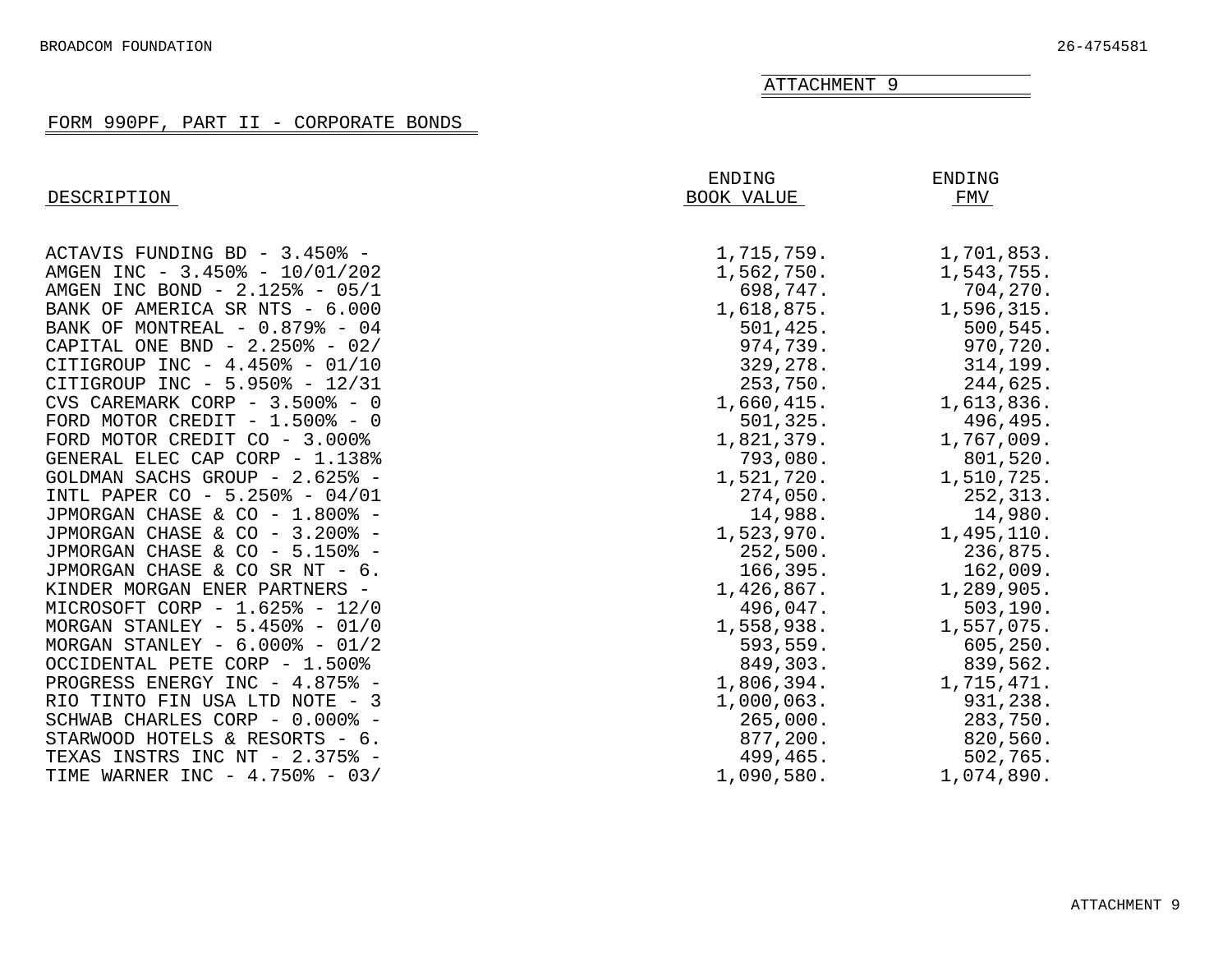BROADCOM FOUNDATION 26-4754581

ATTACHMENT 9

## FORM 990PF, PART II - CORPORATE BONDS

| DESCRIPTION | ENDING BOOK VALUE | ENDING FMV |
|---|---|---|
| ACTAVIS FUNDING BD - 3.450% - | 1,715,759. | 1,701,853. |
| AMGEN INC - 3.450% - 10/01/202 | 1,562,750. | 1,543,755. |
| AMGEN INC BOND - 2.125% - 05/1 | 698,747. | 704,270. |
| BANK OF AMERICA SR NTS - 6.000 | 1,618,875. | 1,596,315. |
| BANK OF MONTREAL - 0.879% - 04 | 501,425. | 500,545. |
| CAPITAL ONE BND - 2.250% - 02/ | 974,739. | 970,720. |
| CITIGROUP INC - 4.450% - 01/10 | 329,278. | 314,199. |
| CITIGROUP INC - 5.950% - 12/31 | 253,750. | 244,625. |
| CVS CAREMARK CORP - 3.500% - 0 | 1,660,415. | 1,613,836. |
| FORD MOTOR CREDIT - 1.500% - 0 | 501,325. | 496,495. |
| FORD MOTOR CREDIT CO - 3.000% | 1,821,379. | 1,767,009. |
| GENERAL ELEC CAP CORP - 1.138% | 793,080. | 801,520. |
| GOLDMAN SACHS GROUP - 2.625% - | 1,521,720. | 1,510,725. |
| INTL PAPER CO - 5.250% - 04/01 | 274,050. | 252,313. |
| JPMORGAN CHASE & CO - 1.800% - | 14,988. | 14,980. |
| JPMORGAN CHASE & CO - 3.200% - | 1,523,970. | 1,495,110. |
| JPMORGAN CHASE & CO - 5.150% - | 252,500. | 236,875. |
| JPMORGAN CHASE & CO SR NT - 6. | 166,395. | 162,009. |
| KINDER MORGAN ENER PARTNERS - | 1,426,867. | 1,289,905. |
| MICROSOFT CORP - 1.625% - 12/0 | 496,047. | 503,190. |
| MORGAN STANLEY - 5.450% - 01/0 | 1,558,938. | 1,557,075. |
| MORGAN STANLEY - 6.000% - 01/2 | 593,559. | 605,250. |
| OCCIDENTAL PETE CORP - 1.500% | 849,303. | 839,562. |
| PROGRESS ENERGY INC - 4.875% - | 1,806,394. | 1,715,471. |
| RIO TINTO FIN USA LTD NOTE - 3 | 1,000,063. | 931,238. |
| SCHWAB CHARLES CORP - 0.000% - | 265,000. | 283,750. |
| STARWOOD HOTELS & RESORTS - 6. | 877,200. | 820,560. |
| TEXAS INSTRS INC NT - 2.375% - | 499,465. | 502,765. |
| TIME WARNER INC - 4.750% - 03/ | 1,090,580. | 1,074,890. |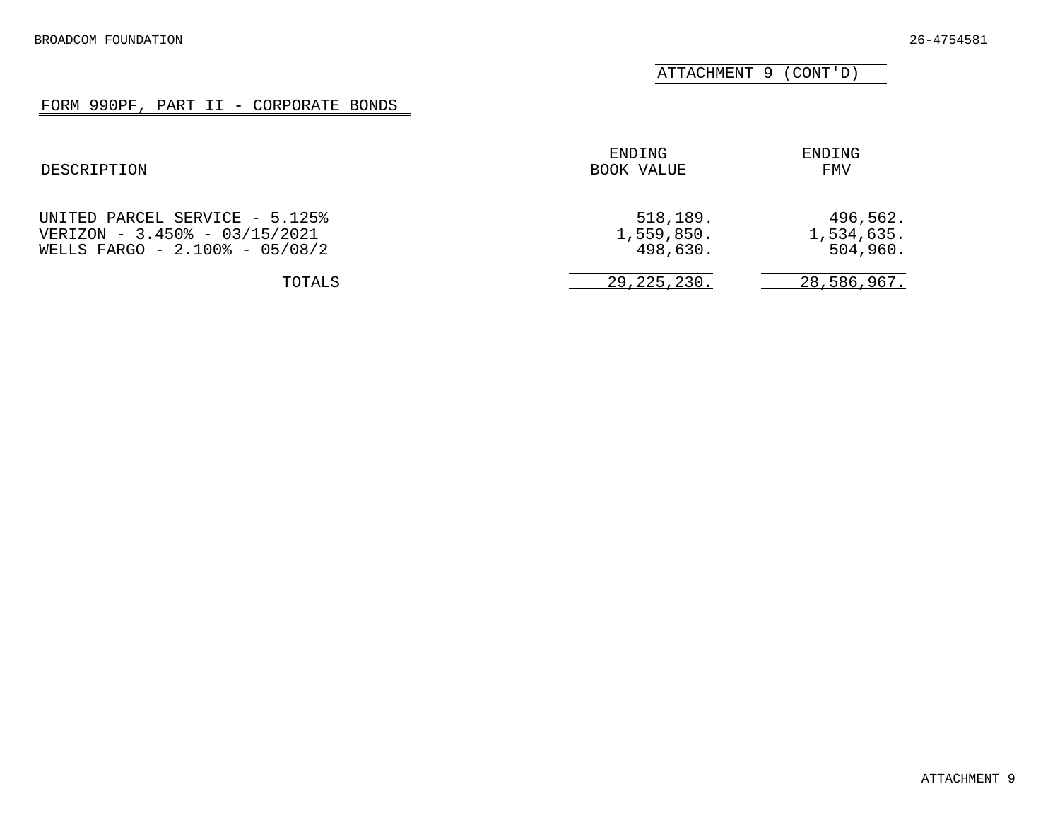ATTACHMENT 9 (CONT'D)

## FORM 990PF, PART II - CORPORATE BONDS

| DESCRIPTION | ENDING BOOK VALUE | ENDING FMV |
|---|---|---|
| UNITED PARCEL SERVICE - 5.125% | 518,189. | 496,562. |
| VERIZON - 3.450% - 03/15/2021 | 1,559,850. | 1,534,635. |
| WELLS FARGO - 2.100% - 05/08/2 | 498,630. | 504,960. |
| TOTALS | 29,225,230. | 28,586,967. |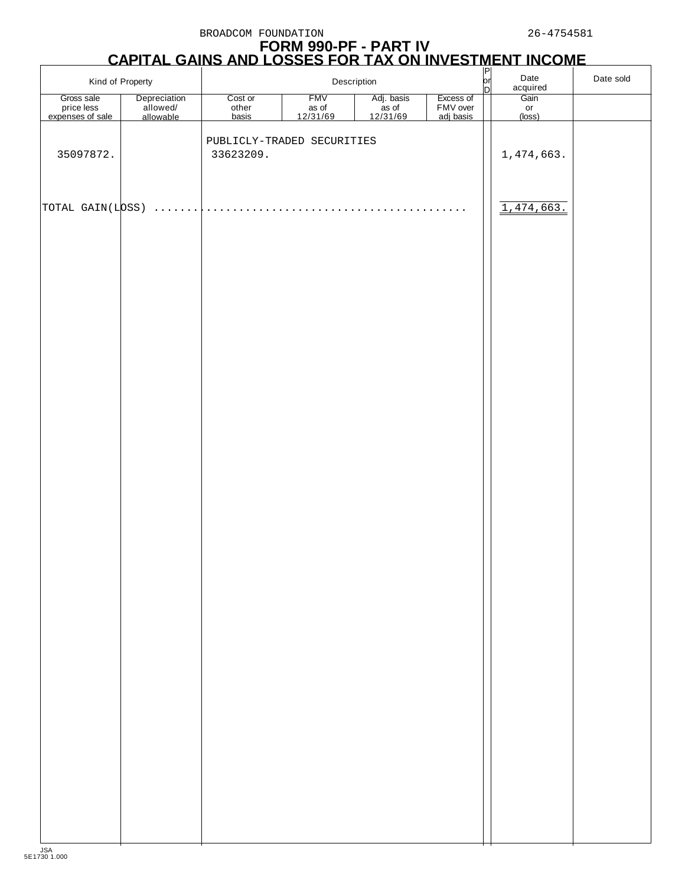BROADCOM FOUNDATION 26-4754581

# FORM 990-PF - PART IV

## CAPITAL GAINS AND LOSSES FOR TAX ON INVESTMENT INCOME

| Kind of Property | | Description | | | | P or D | Date acquired | Date sold |
|---|---|---|---|---|---|---|---|---|
| Gross sale price less expenses of sale | Depreciation allowed/ allowable | Cost or other basis | FMV as of 12/31/69 | Adj. basis as of 12/31/69 | Excess of FMV over adj basis | | Gain or (loss) | |
| | | PUBLICLY-TRADED SECURITIES | | | | | | |
| 35097872. | | 33623209. | | | | | 1,474,663. | |
| TOTAL GAIN(LOSS) ............................................. | | | | | | | 1,474,663. | |

JSA
5E1730 1.000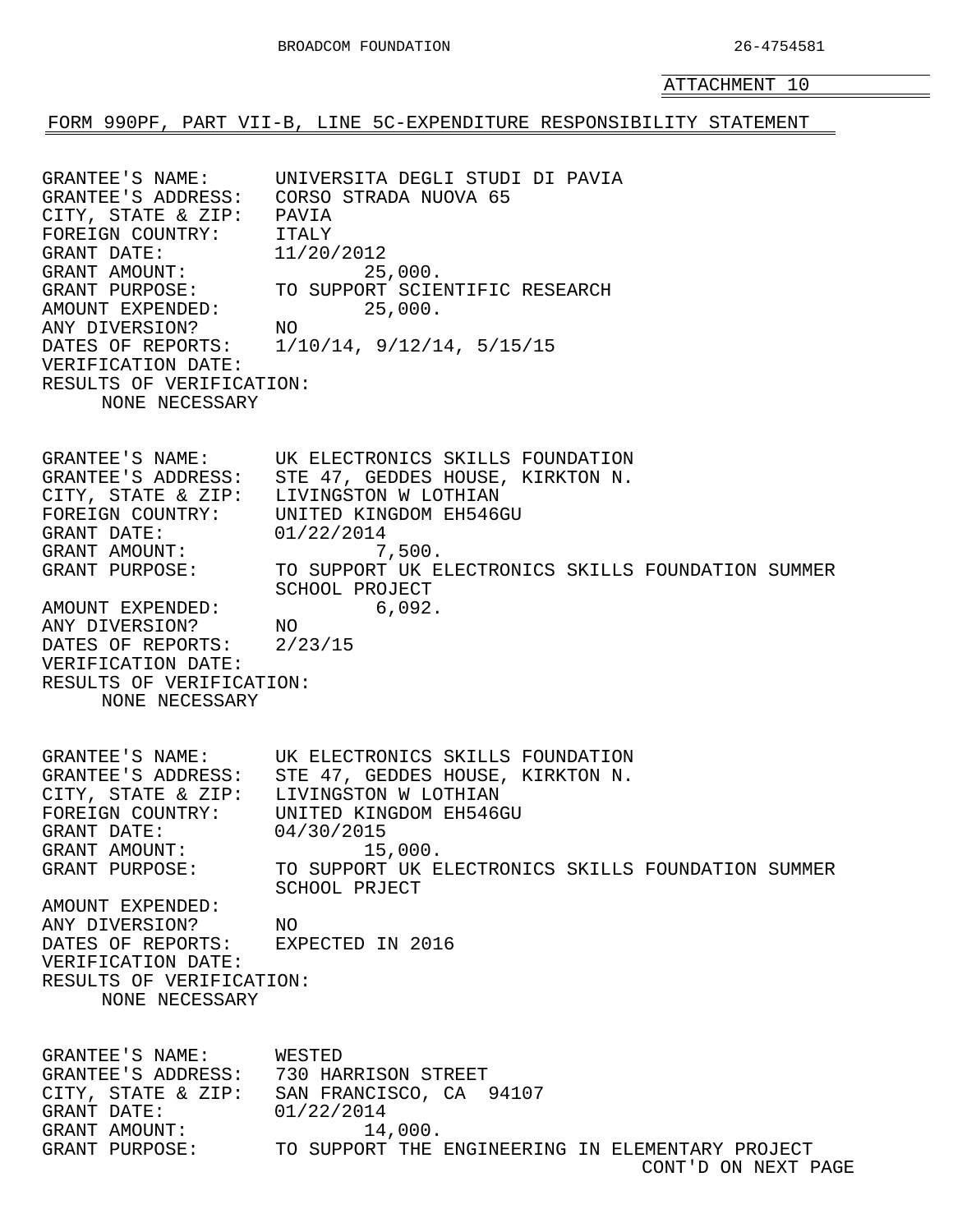ATTACHMENT 10

FORM 990PF, PART VII-B, LINE 5C-EXPENDITURE RESPONSIBILITY STATEMENT

GRANTEE'S NAME: UNIVERSITA DEGLI STUDI DI PAVIA
GRANTEE'S ADDRESS: CORSO STRADA NUOVA 65
CITY, STATE & ZIP: PAVIA
FOREIGN COUNTRY: ITALY
GRANT DATE: 11/20/2012
GRANT AMOUNT: 25,000.
GRANT PURPOSE: TO SUPPORT SCIENTIFIC RESEARCH
AMOUNT EXPENDED: 25,000.
ANY DIVERSION? NO
DATES OF REPORTS: 1/10/14, 9/12/14, 5/15/15
VERIFICATION DATE:
RESULTS OF VERIFICATION:
NONE NECESSARY

GRANTEE'S NAME: UK ELECTRONICS SKILLS FOUNDATION
GRANTEE'S ADDRESS: STE 47, GEDDES HOUSE, KIRKTON N.
CITY, STATE & ZIP: LIVINGSTON W LOTHIAN
FOREIGN COUNTRY: UNITED KINGDOM EH546GU
GRANT DATE: 01/22/2014
GRANT AMOUNT: 7,500.
GRANT PURPOSE: TO SUPPORT UK ELECTRONICS SKILLS FOUNDATION SUMMER SCHOOL PROJECT
AMOUNT EXPENDED: 6,092.
ANY DIVERSION? NO
DATES OF REPORTS: 2/23/15
VERIFICATION DATE:
RESULTS OF VERIFICATION:
NONE NECESSARY

GRANTEE'S NAME: UK ELECTRONICS SKILLS FOUNDATION
GRANTEE'S ADDRESS: STE 47, GEDDES HOUSE, KIRKTON N.
CITY, STATE & ZIP: LIVINGSTON W LOTHIAN
FOREIGN COUNTRY: UNITED KINGDOM EH546GU
GRANT DATE: 04/30/2015
GRANT AMOUNT: 15,000.
GRANT PURPOSE: TO SUPPORT UK ELECTRONICS SKILLS FOUNDATION SUMMER SCHOOL PRJECT
AMOUNT EXPENDED:
ANY DIVERSION? NO
DATES OF REPORTS: EXPECTED IN 2016
VERIFICATION DATE:
RESULTS OF VERIFICATION:
NONE NECESSARY

GRANTEE'S NAME: WESTED
GRANTEE'S ADDRESS: 730 HARRISON STREET
CITY, STATE & ZIP: SAN FRANCISCO, CA 94107
GRANT DATE: 01/22/2014
GRANT AMOUNT: 14,000.
GRANT PURPOSE: TO SUPPORT THE ENGINEERING IN ELEMENTARY PROJECT

CONT'D ON NEXT PAGE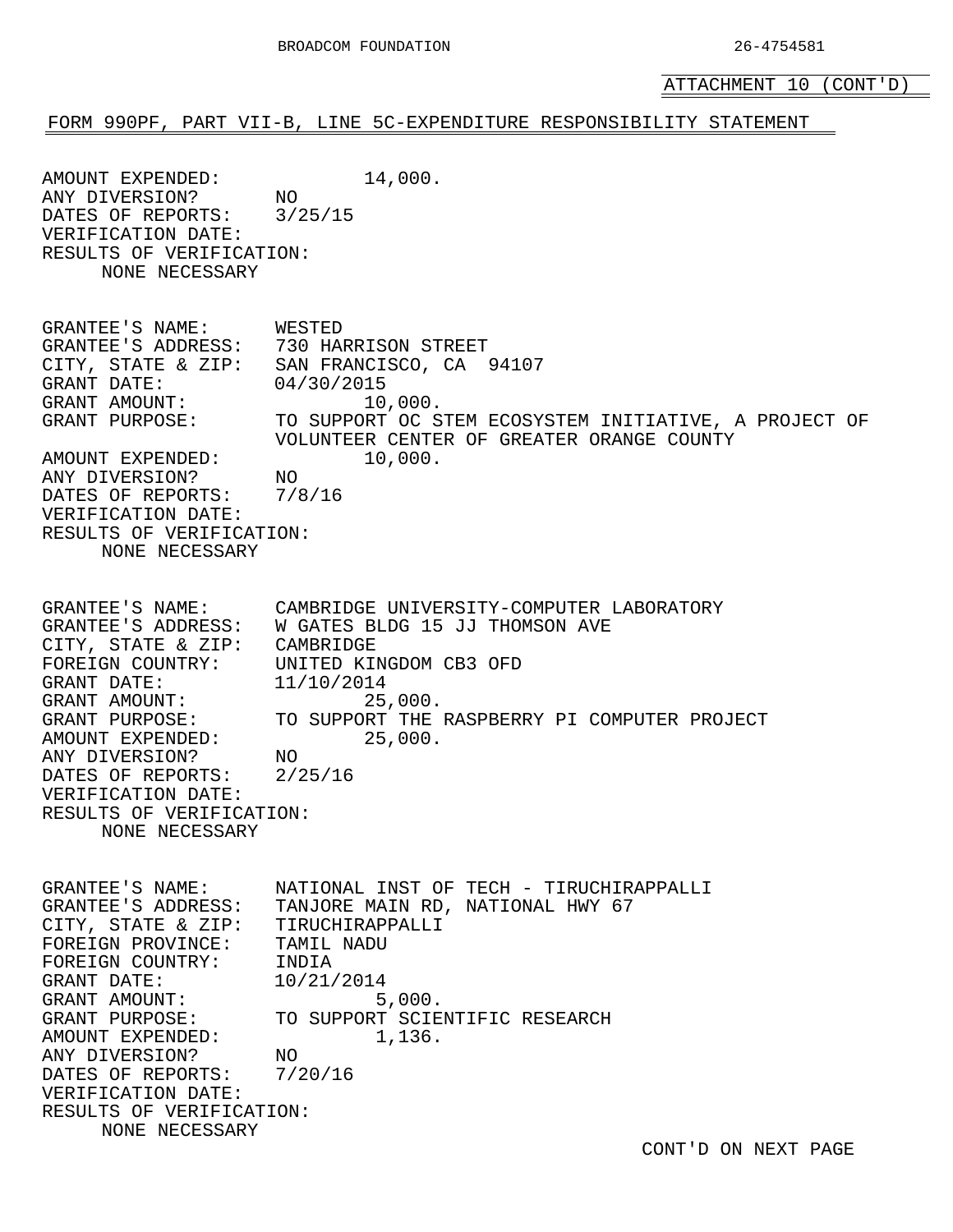ATTACHMENT 10 (CONT'D)

FORM 990PF, PART VII-B, LINE 5C-EXPENDITURE RESPONSIBILITY STATEMENT

AMOUNT EXPENDED: 14,000.
ANY DIVERSION? NO
DATES OF REPORTS: 3/25/15
VERIFICATION DATE:
RESULTS OF VERIFICATION:
NONE NECESSARY

GRANTEE'S NAME: WESTED
GRANTEE'S ADDRESS: 730 HARRISON STREET
CITY, STATE & ZIP: SAN FRANCISCO, CA 94107
GRANT DATE: 04/30/2015
GRANT AMOUNT: 10,000.
GRANT PURPOSE: TO SUPPORT OC STEM ECOSYSTEM INITIATIVE, A PROJECT OF VOLUNTEER CENTER OF GREATER ORANGE COUNTY
AMOUNT EXPENDED: 10,000.
ANY DIVERSION? NO
DATES OF REPORTS: 7/8/16
VERIFICATION DATE:
RESULTS OF VERIFICATION:
NONE NECESSARY

GRANTEE'S NAME: CAMBRIDGE UNIVERSITY-COMPUTER LABORATORY
GRANTEE'S ADDRESS: W GATES BLDG 15 JJ THOMSON AVE
CITY, STATE & ZIP: CAMBRIDGE
FOREIGN COUNTRY: UNITED KINGDOM CB3 OFD
GRANT DATE: 11/10/2014
GRANT AMOUNT: 25,000.
GRANT PURPOSE: TO SUPPORT THE RASPBERRY PI COMPUTER PROJECT
AMOUNT EXPENDED: 25,000.
ANY DIVERSION? NO
DATES OF REPORTS: 2/25/16
VERIFICATION DATE:
RESULTS OF VERIFICATION:
NONE NECESSARY

GRANTEE'S NAME: NATIONAL INST OF TECH - TIRUCHIRAPPALLI
GRANTEE'S ADDRESS: TANJORE MAIN RD, NATIONAL HWY 67
CITY, STATE & ZIP: TIRUCHIRAPPALLI
FOREIGN PROVINCE: TAMIL NADU
FOREIGN COUNTRY: INDIA
GRANT DATE: 10/21/2014
GRANT AMOUNT: 5,000.
GRANT PURPOSE: TO SUPPORT SCIENTIFIC RESEARCH
AMOUNT EXPENDED: 1,136.
ANY DIVERSION? NO
DATES OF REPORTS: 7/20/16
VERIFICATION DATE:
RESULTS OF VERIFICATION:
NONE NECESSARY

CONT'D ON NEXT PAGE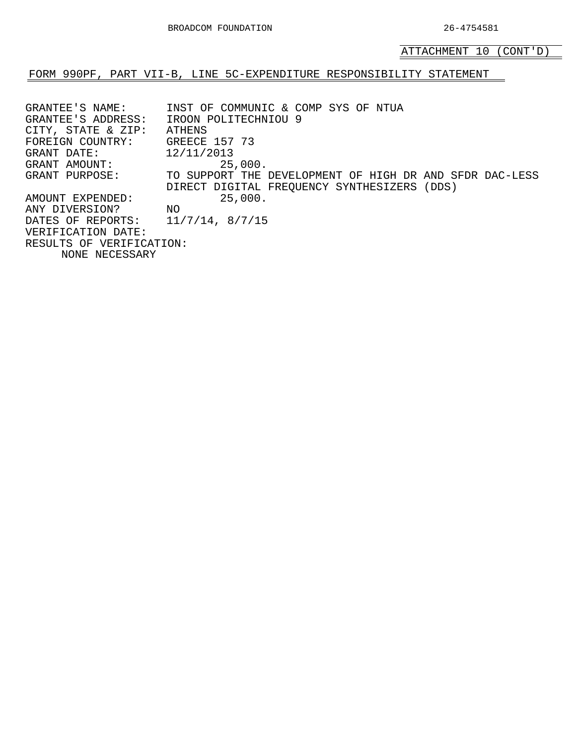ATTACHMENT 10 (CONT'D)

## FORM 990PF, PART VII-B, LINE 5C-EXPENDITURE RESPONSIBILITY STATEMENT

GRANTEE'S NAME: INST OF COMMUNIC & COMP SYS OF NTUA
GRANTEE'S ADDRESS: IROON POLITECHNIOU 9
CITY, STATE & ZIP: ATHENS
FOREIGN COUNTRY: GREECE 157 73
GRANT DATE: 12/11/2013
GRANT AMOUNT: 25,000.
GRANT PURPOSE: TO SUPPORT THE DEVELOPMENT OF HIGH DR AND SFDR DAC-LESS DIRECT DIGITAL FREQUENCY SYNTHESIZERS (DDS)
AMOUNT EXPENDED: 25,000.
ANY DIVERSION? NO
DATES OF REPORTS: 11/7/14, 8/7/15
VERIFICATION DATE:
RESULTS OF VERIFICATION:
NONE NECESSARY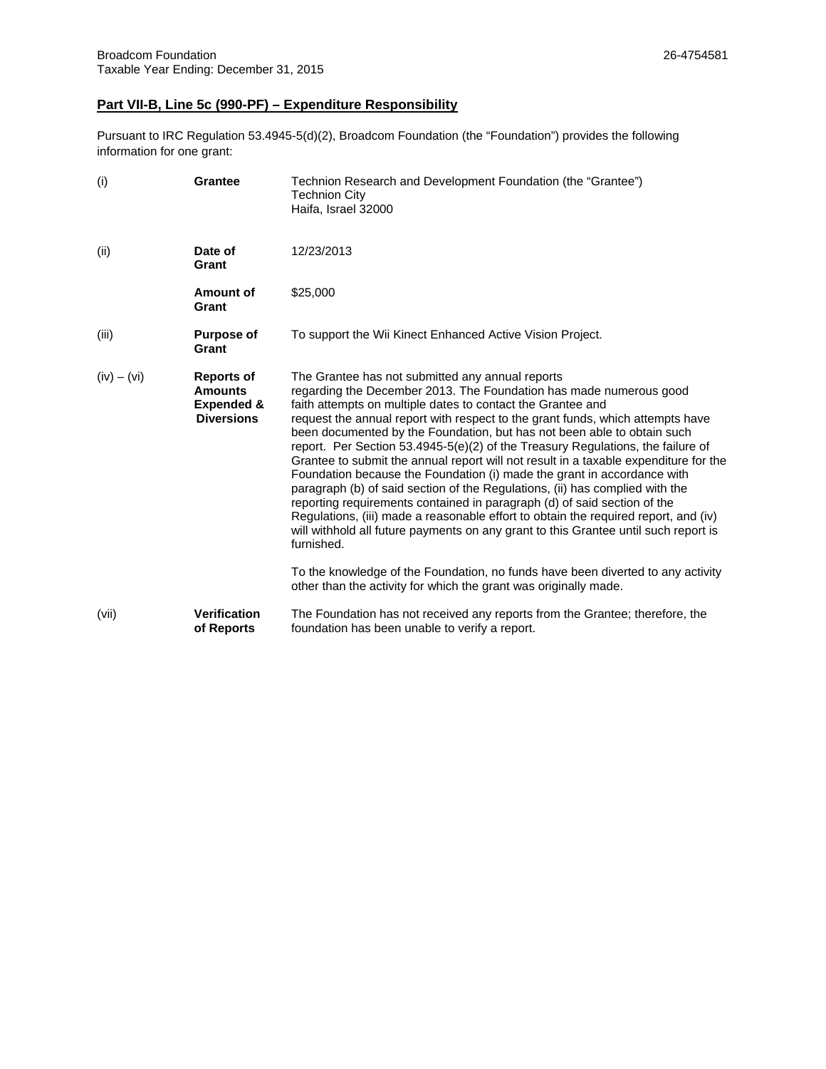Broadcom Foundation 26-4754581
Taxable Year Ending: December 31, 2015

## Part VII-B, Line 5c (990-PF) – Expenditure Responsibility

Pursuant to IRC Regulation 53.4945-5(d)(2), Broadcom Foundation (the "Foundation") provides the following information for one grant:

| | | |
|---|---|---|
| (i) | **Grantee** | Technion Research and Development Foundation (the "Grantee")<br>Technion City<br>Haifa, Israel 32000 |
| (ii) | **Date of Grant** | 12/23/2013 |
| | **Amount of Grant** | $25,000 |
| (iii) | **Purpose of Grant** | To support the Wii Kinect Enhanced Active Vision Project. |
| (iv) – (vi) | **Reports of Amounts Expended & Diversions** | The Grantee has not submitted any annual reports regarding the December 2013. The Foundation has made numerous good faith attempts on multiple dates to contact the Grantee and request the annual report with respect to the grant funds, which attempts have been documented by the Foundation, but has not been able to obtain such report. Per Section 53.4945-5(e)(2) of the Treasury Regulations, the failure of Grantee to submit the annual report will not result in a taxable expenditure for the Foundation because the Foundation (i) made the grant in accordance with paragraph (b) of said section of the Regulations, (ii) has complied with the reporting requirements contained in paragraph (d) of said section of the Regulations, (iii) made a reasonable effort to obtain the required report, and (iv) will withhold all future payments on any grant to this Grantee until such report is furnished.<br><br>To the knowledge of the Foundation, no funds have been diverted to any activity other than the activity for which the grant was originally made. |
| (vii) | **Verification of Reports** | The Foundation has not received any reports from the Grantee; therefore, the foundation has been unable to verify a report. |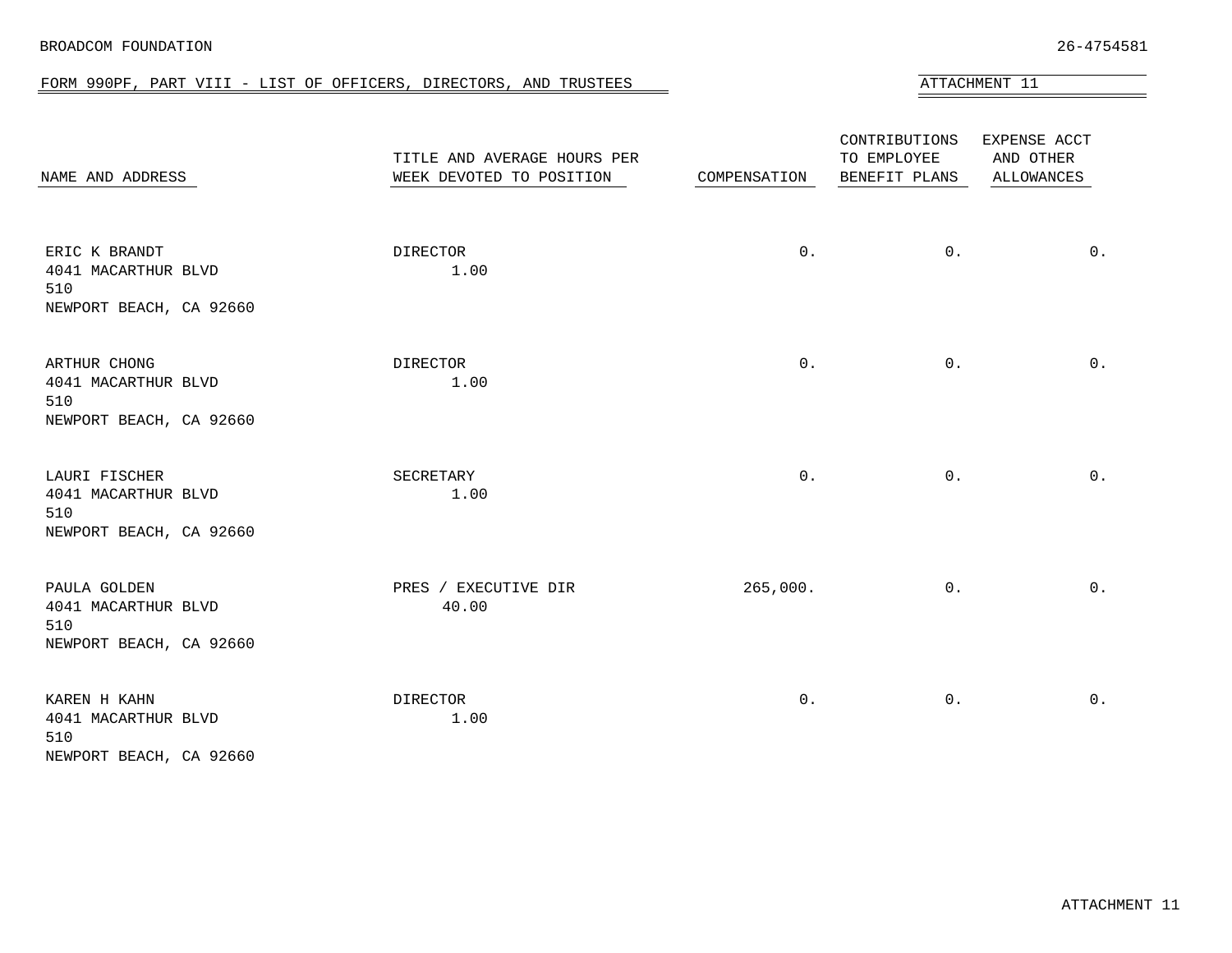BROADCOM FOUNDATION 26-4754581

## FORM 990PF, PART VIII - LIST OF OFFICERS, DIRECTORS, AND TRUSTEES

ATTACHMENT 11

| NAME AND ADDRESS | TITLE AND AVERAGE HOURS PER WEEK DEVOTED TO POSITION | COMPENSATION | CONTRIBUTIONS TO EMPLOYEE BENEFIT PLANS | EXPENSE ACCT AND OTHER ALLOWANCES |
|---|---|---|---|---|
| ERIC K BRANDT<br>4041 MACARTHUR BLVD<br>510<br>NEWPORT BEACH, CA 92660 | DIRECTOR<br>1.00 | 0. | 0. | 0. |
| ARTHUR CHONG<br>4041 MACARTHUR BLVD<br>510<br>NEWPORT BEACH, CA 92660 | DIRECTOR<br>1.00 | 0. | 0. | 0. |
| LAURI FISCHER<br>4041 MACARTHUR BLVD<br>510<br>NEWPORT BEACH, CA 92660 | SECRETARY<br>1.00 | 0. | 0. | 0. |
| PAULA GOLDEN<br>4041 MACARTHUR BLVD<br>510<br>NEWPORT BEACH, CA 92660 | PRES / EXECUTIVE DIR<br>40.00 | 265,000. | 0. | 0. |
| KAREN H KAHN<br>4041 MACARTHUR BLVD<br>510<br>NEWPORT BEACH, CA 92660 | DIRECTOR<br>1.00 | 0. | 0. | 0. |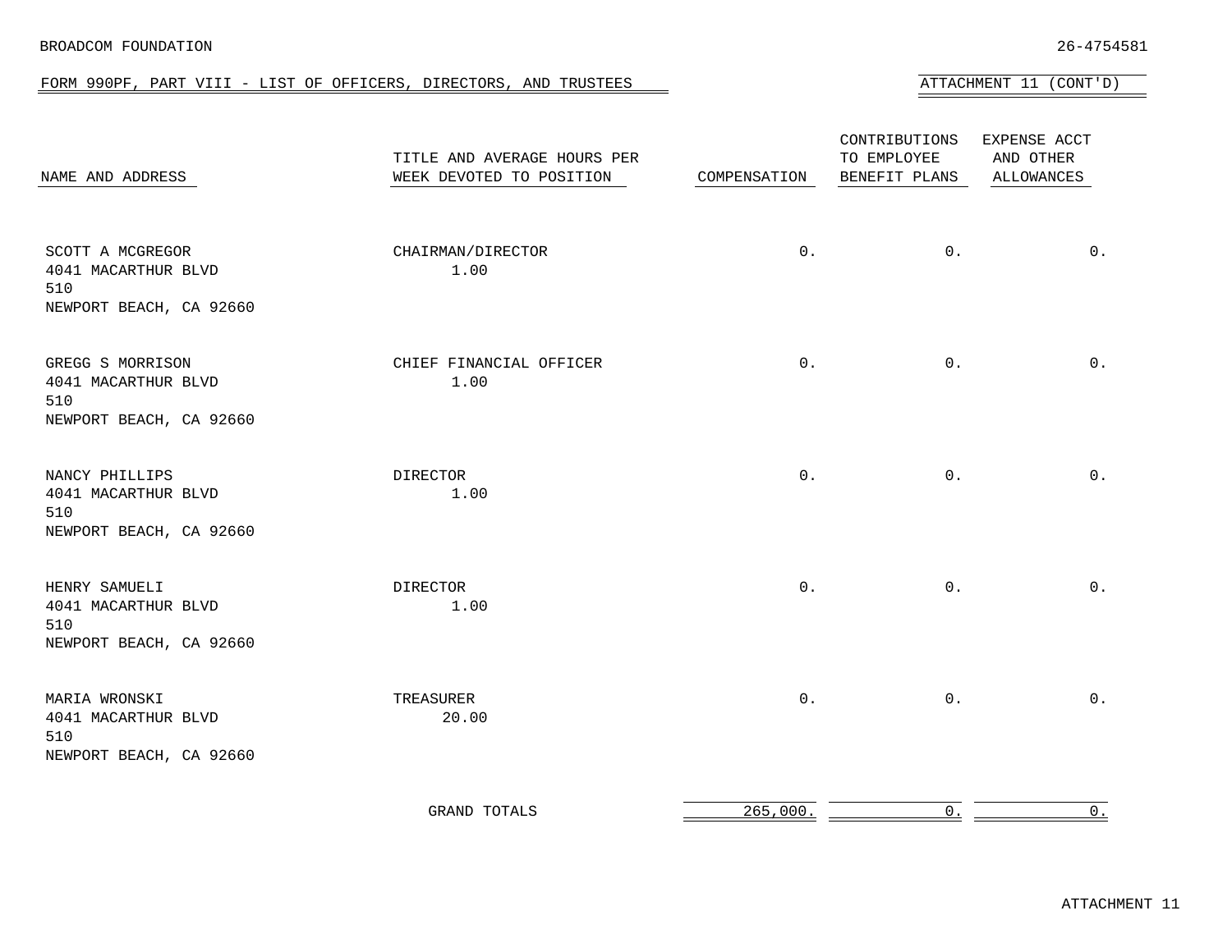BROADCOM FOUNDATION 26-4754581

FORM 990PF, PART VIII - LIST OF OFFICERS, DIRECTORS, AND TRUSTEES

ATTACHMENT 11 (CONT'D)

| NAME AND ADDRESS | TITLE AND AVERAGE HOURS PER WEEK DEVOTED TO POSITION | COMPENSATION | CONTRIBUTIONS TO EMPLOYEE BENEFIT PLANS | EXPENSE ACCT AND OTHER ALLOWANCES |
|---|---|---|---|---|
| SCOTT A MCGREGOR<br>4041 MACARTHUR BLVD<br>510<br>NEWPORT BEACH, CA 92660 | CHAIRMAN/DIRECTOR<br>1.00 | 0. | 0. | 0. |
| GREGG S MORRISON<br>4041 MACARTHUR BLVD<br>510<br>NEWPORT BEACH, CA 92660 | CHIEF FINANCIAL OFFICER<br>1.00 | 0. | 0. | 0. |
| NANCY PHILLIPS<br>4041 MACARTHUR BLVD<br>510<br>NEWPORT BEACH, CA 92660 | DIRECTOR<br>1.00 | 0. | 0. | 0. |
| HENRY SAMUELI<br>4041 MACARTHUR BLVD<br>510<br>NEWPORT BEACH, CA 92660 | DIRECTOR<br>1.00 | 0. | 0. | 0. |
| MARIA WRONSKI<br>4041 MACARTHUR BLVD<br>510<br>NEWPORT BEACH, CA 92660 | TREASURER<br>20.00 | 0. | 0. | 0. |
| | GRAND TOTALS | 265,000. | 0. | 0. |

ATTACHMENT 11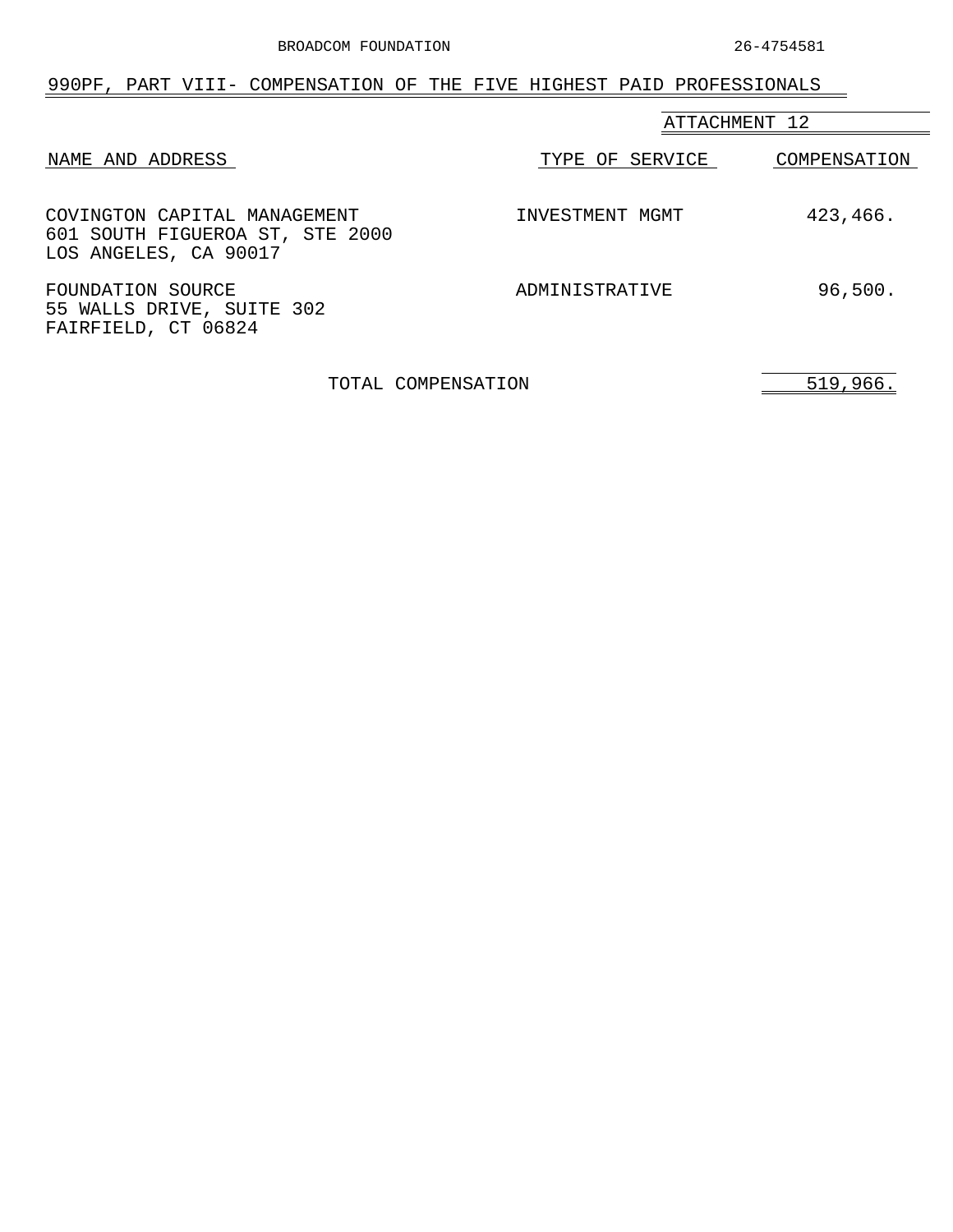BROADCOM FOUNDATION 26-4754581

## 990PF, PART VIII- COMPENSATION OF THE FIVE HIGHEST PAID PROFESSIONALS

ATTACHMENT 12

| NAME AND ADDRESS | TYPE OF SERVICE | COMPENSATION |
|---|---|---|
| COVINGTON CAPITAL MANAGEMENT<br>601 SOUTH FIGUEROA ST, STE 2000<br>LOS ANGELES, CA 90017 | INVESTMENT MGMT | 423,466. |
| FOUNDATION SOURCE<br>55 WALLS DRIVE, SUITE 302<br>FAIRFIELD, CT 06824 | ADMINISTRATIVE | 96,500. |
| TOTAL COMPENSATION | | 519,966. |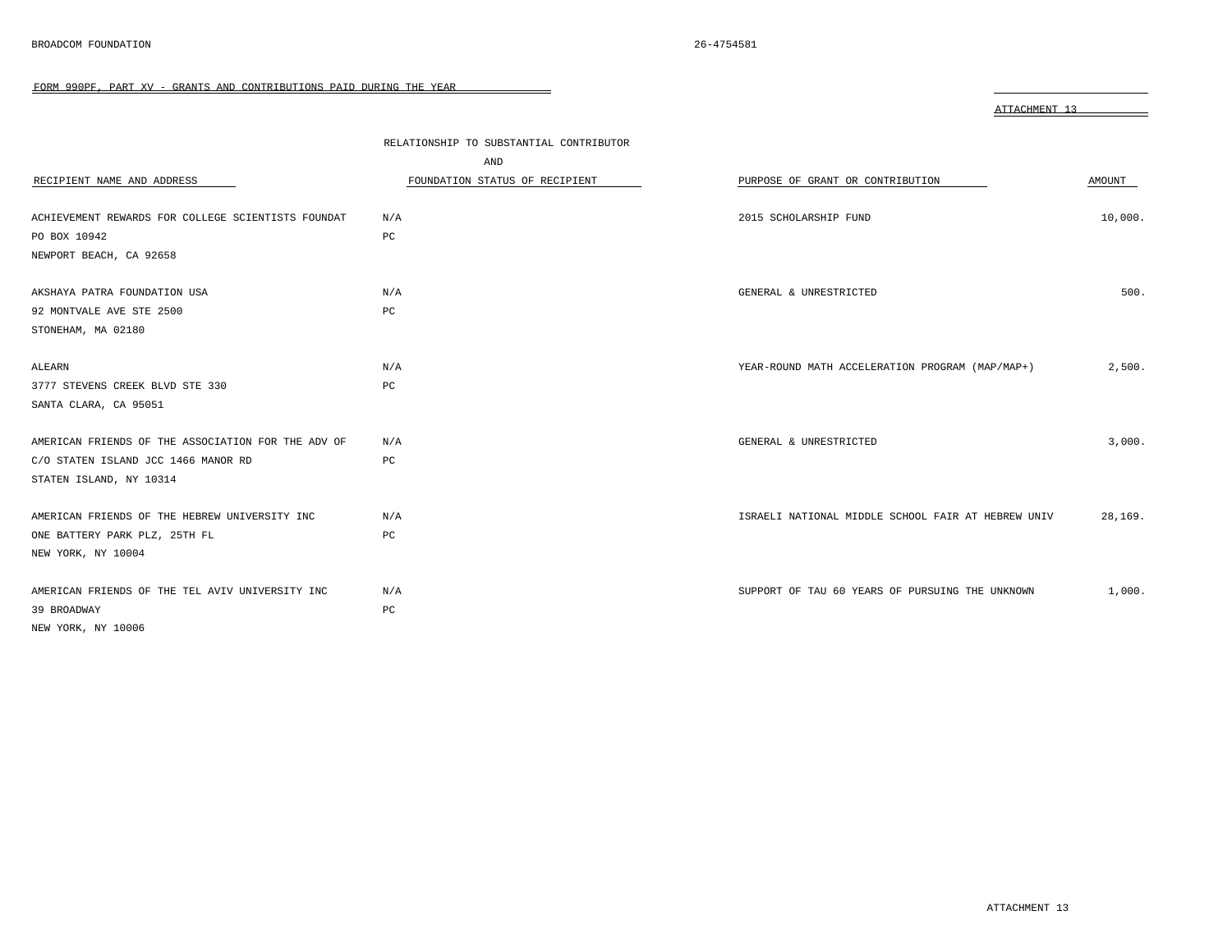BROADCOM FOUNDATION 26-4754581

FORM 990PF, PART XV - GRANTS AND CONTRIBUTIONS PAID DURING THE YEAR

ATTACHMENT 13

| RECIPIENT NAME AND ADDRESS | RELATIONSHIP TO SUBSTANTIAL CONTRIBUTOR AND FOUNDATION STATUS OF RECIPIENT | PURPOSE OF GRANT OR CONTRIBUTION | AMOUNT |
|---|---|---|---|
| ACHIEVEMENT REWARDS FOR COLLEGE SCIENTISTS FOUNDAT<br>PO BOX 10942<br>NEWPORT BEACH, CA 92658 | N/A<br>PC | 2015 SCHOLARSHIP FUND | 10,000. |
| AKSHAYA PATRA FOUNDATION USA<br>92 MONTVALE AVE STE 2500<br>STONEHAM, MA 02180 | N/A<br>PC | GENERAL & UNRESTRICTED | 500. |
| ALEARN<br>3777 STEVENS CREEK BLVD STE 330<br>SANTA CLARA, CA 95051 | N/A<br>PC | YEAR-ROUND MATH ACCELERATION PROGRAM (MAP/MAP+) | 2,500. |
| AMERICAN FRIENDS OF THE ASSOCIATION FOR THE ADV OF<br>C/O STATEN ISLAND JCC 1466 MANOR RD<br>STATEN ISLAND, NY 10314 | N/A<br>PC | GENERAL & UNRESTRICTED | 3,000. |
| AMERICAN FRIENDS OF THE HEBREW UNIVERSITY INC<br>ONE BATTERY PARK PLZ, 25TH FL<br>NEW YORK, NY 10004 | N/A<br>PC | ISRAELI NATIONAL MIDDLE SCHOOL FAIR AT HEBREW UNIV | 28,169. |
| AMERICAN FRIENDS OF THE TEL AVIV UNIVERSITY INC<br>39 BROADWAY<br>NEW YORK, NY 10006 | N/A<br>PC | SUPPORT OF TAU 60 YEARS OF PURSUING THE UNKNOWN | 1,000. |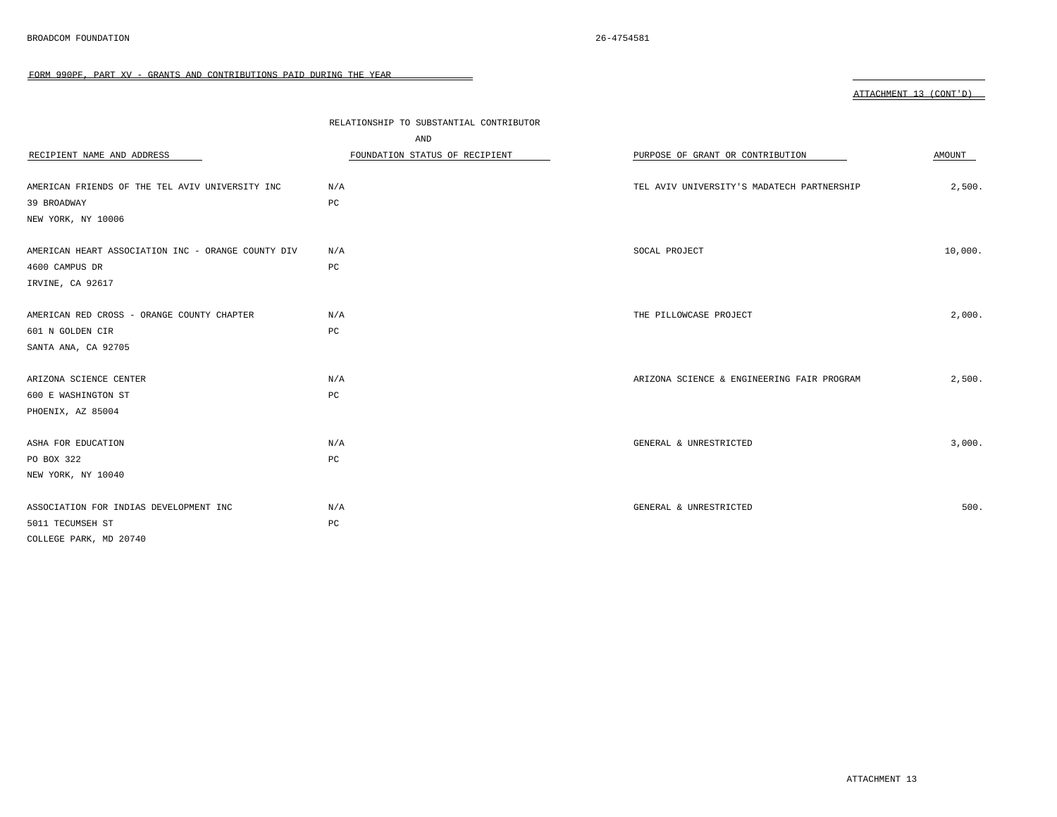BROADCOM FOUNDATION 26-4754581

FORM 990PF, PART XV - GRANTS AND CONTRIBUTIONS PAID DURING THE YEAR

ATTACHMENT 13 (CONT'D)

| RECIPIENT NAME AND ADDRESS | RELATIONSHIP TO SUBSTANTIAL CONTRIBUTOR AND FOUNDATION STATUS OF RECIPIENT | PURPOSE OF GRANT OR CONTRIBUTION | AMOUNT |
|---|---|---|---|
| AMERICAN FRIENDS OF THE TEL AVIV UNIVERSITY INC<br>39 BROADWAY<br>NEW YORK, NY 10006 | N/A<br>PC | TEL AVIV UNIVERSITY'S MADATECH PARTNERSHIP | 2,500. |
| AMERICAN HEART ASSOCIATION INC - ORANGE COUNTY DIV<br>4600 CAMPUS DR<br>IRVINE, CA 92617 | N/A<br>PC | SOCAL PROJECT | 10,000. |
| AMERICAN RED CROSS - ORANGE COUNTY CHAPTER<br>601 N GOLDEN CIR<br>SANTA ANA, CA 92705 | N/A<br>PC | THE PILLOWCASE PROJECT | 2,000. |
| ARIZONA SCIENCE CENTER<br>600 E WASHINGTON ST<br>PHOENIX, AZ 85004 | N/A<br>PC | ARIZONA SCIENCE & ENGINEERING FAIR PROGRAM | 2,500. |
| ASHA FOR EDUCATION<br>PO BOX 322<br>NEW YORK, NY 10040 | N/A<br>PC | GENERAL & UNRESTRICTED | 3,000. |
| ASSOCIATION FOR INDIAS DEVELOPMENT INC<br>5011 TECUMSEH ST<br>COLLEGE PARK, MD 20740 | N/A<br>PC | GENERAL & UNRESTRICTED | 500. |

ATTACHMENT 13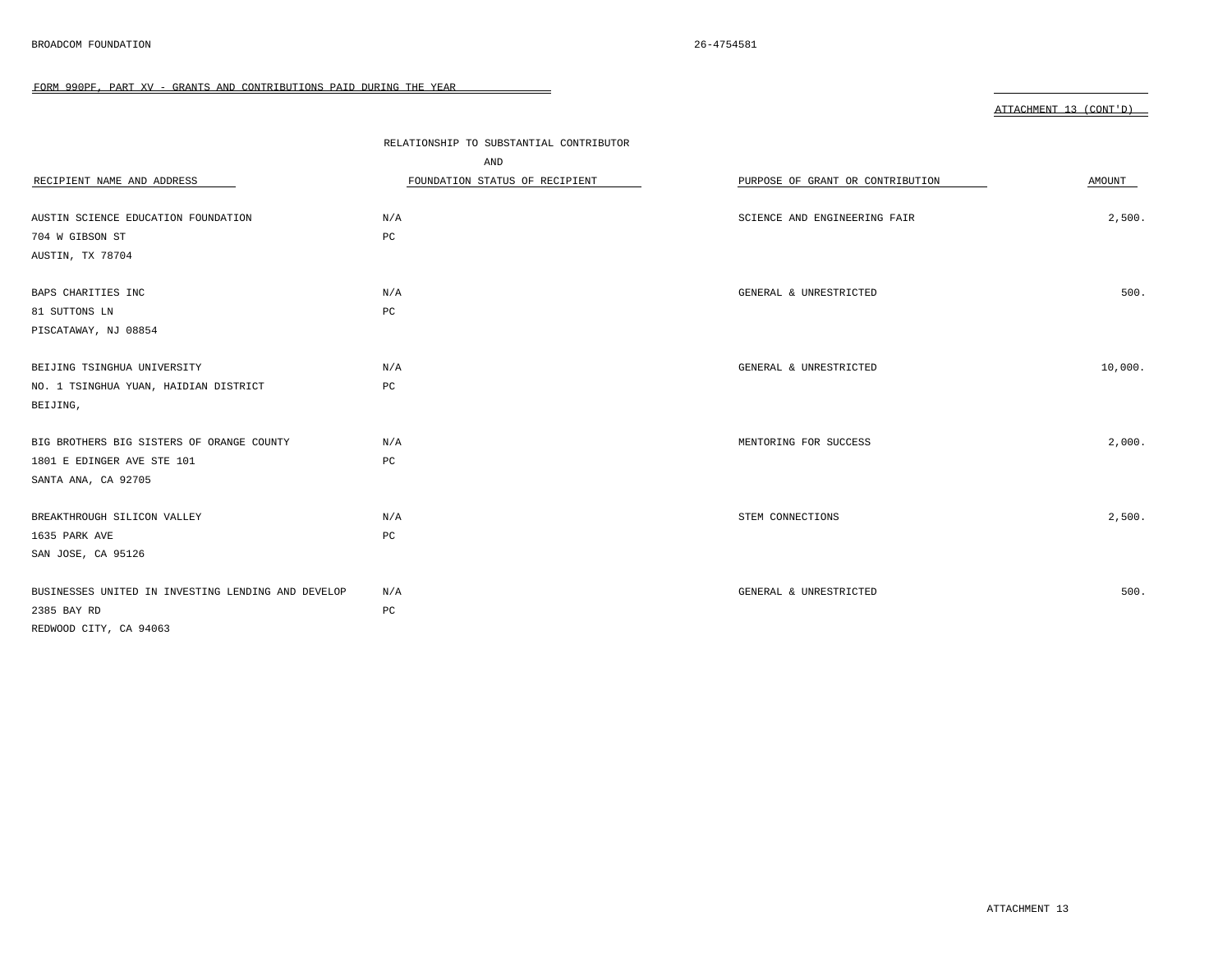BROADCOM FOUNDATION 26-4754581

FORM 990PF, PART XV - GRANTS AND CONTRIBUTIONS PAID DURING THE YEAR

ATTACHMENT 13 (CONT'D)

| RECIPIENT NAME AND ADDRESS | RELATIONSHIP TO SUBSTANTIAL CONTRIBUTOR AND FOUNDATION STATUS OF RECIPIENT | PURPOSE OF GRANT OR CONTRIBUTION | AMOUNT |
|---|---|---|---|
| AUSTIN SCIENCE EDUCATION FOUNDATION<br>704 W GIBSON ST<br>AUSTIN, TX 78704 | N/A<br>PC | SCIENCE AND ENGINEERING FAIR | 2,500. |
| BAPS CHARITIES INC<br>81 SUTTONS LN<br>PISCATAWAY, NJ 08854 | N/A<br>PC | GENERAL & UNRESTRICTED | 500. |
| BEIJING TSINGHUA UNIVERSITY<br>NO. 1 TSINGHUA YUAN, HAIDIAN DISTRICT<br>BEIJING, | N/A<br>PC | GENERAL & UNRESTRICTED | 10,000. |
| BIG BROTHERS BIG SISTERS OF ORANGE COUNTY<br>1801 E EDINGER AVE STE 101<br>SANTA ANA, CA 92705 | N/A<br>PC | MENTORING FOR SUCCESS | 2,000. |
| BREAKTHROUGH SILICON VALLEY<br>1635 PARK AVE<br>SAN JOSE, CA 95126 | N/A<br>PC | STEM CONNECTIONS | 2,500. |
| BUSINESSES UNITED IN INVESTING LENDING AND DEVELOP<br>2385 BAY RD<br>REDWOOD CITY, CA 94063 | N/A<br>PC | GENERAL & UNRESTRICTED | 500. |

ATTACHMENT 13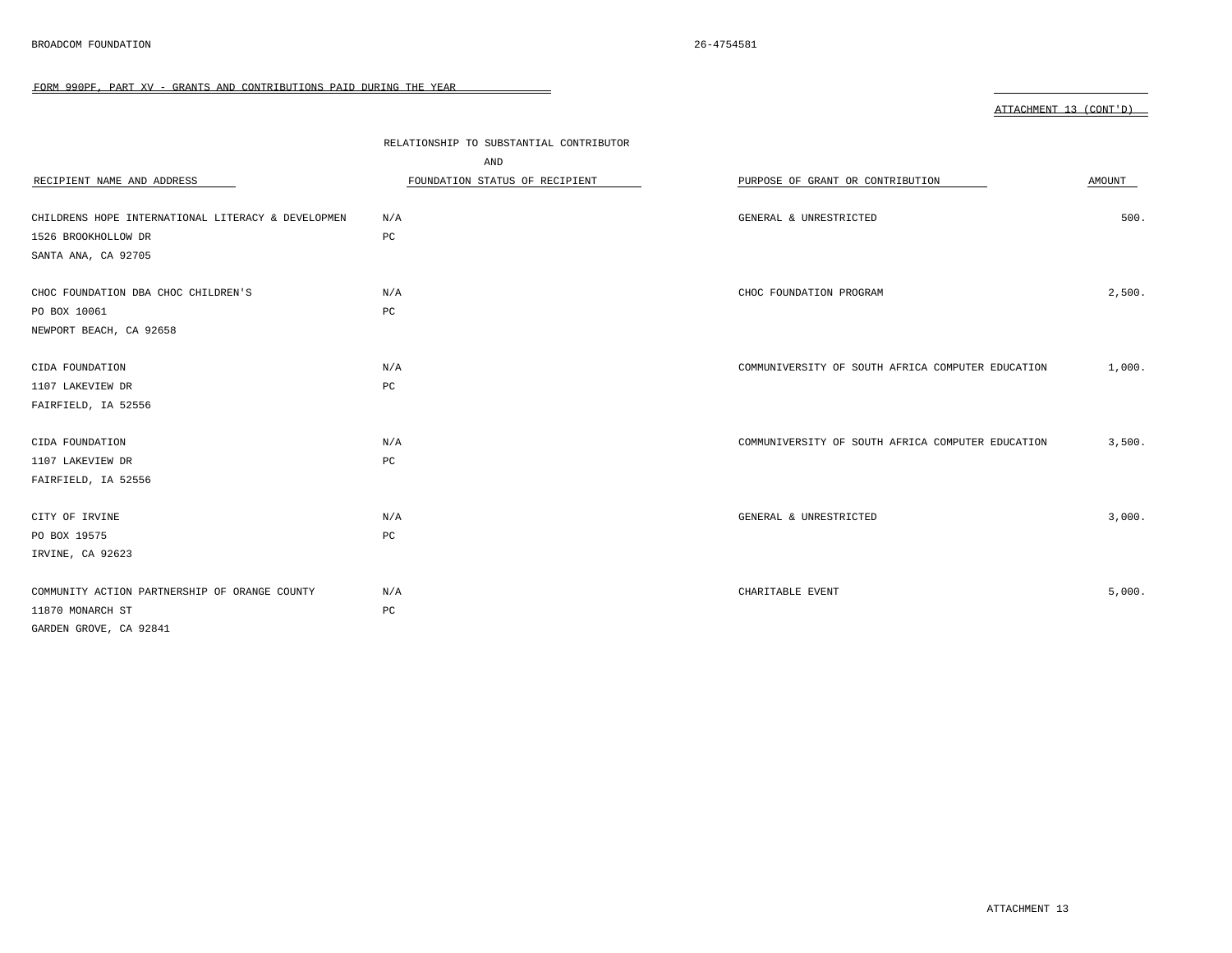FORM 990PF, PART XV - GRANTS AND CONTRIBUTIONS PAID DURING THE YEAR

ATTACHMENT 13 (CONT'D)

| RECIPIENT NAME AND ADDRESS | RELATIONSHIP TO SUBSTANTIAL CONTRIBUTOR AND FOUNDATION STATUS OF RECIPIENT | PURPOSE OF GRANT OR CONTRIBUTION | AMOUNT |
|---|---|---|---|
| CHILDRENS HOPE INTERNATIONAL LITERACY & DEVELOPMEN<br>1526 BROOKHOLLOW DR<br>SANTA ANA, CA 92705 | N/A<br>PC | GENERAL & UNRESTRICTED | 500. |
| CHOC FOUNDATION DBA CHOC CHILDREN'S<br>PO BOX 10061<br>NEWPORT BEACH, CA 92658 | N/A<br>PC | CHOC FOUNDATION PROGRAM | 2,500. |
| CIDA FOUNDATION<br>1107 LAKEVIEW DR<br>FAIRFIELD, IA 52556 | N/A<br>PC | COMMUNIVERSITY OF SOUTH AFRICA COMPUTER EDUCATION | 1,000. |
| CIDA FOUNDATION<br>1107 LAKEVIEW DR<br>FAIRFIELD, IA 52556 | N/A<br>PC | COMMUNIVERSITY OF SOUTH AFRICA COMPUTER EDUCATION | 3,500. |
| CITY OF IRVINE<br>PO BOX 19575<br>IRVINE, CA 92623 | N/A<br>PC | GENERAL & UNRESTRICTED | 3,000. |
| COMMUNITY ACTION PARTNERSHIP OF ORANGE COUNTY<br>11870 MONARCH ST<br>GARDEN GROVE, CA 92841 | N/A<br>PC | CHARITABLE EVENT | 5,000. |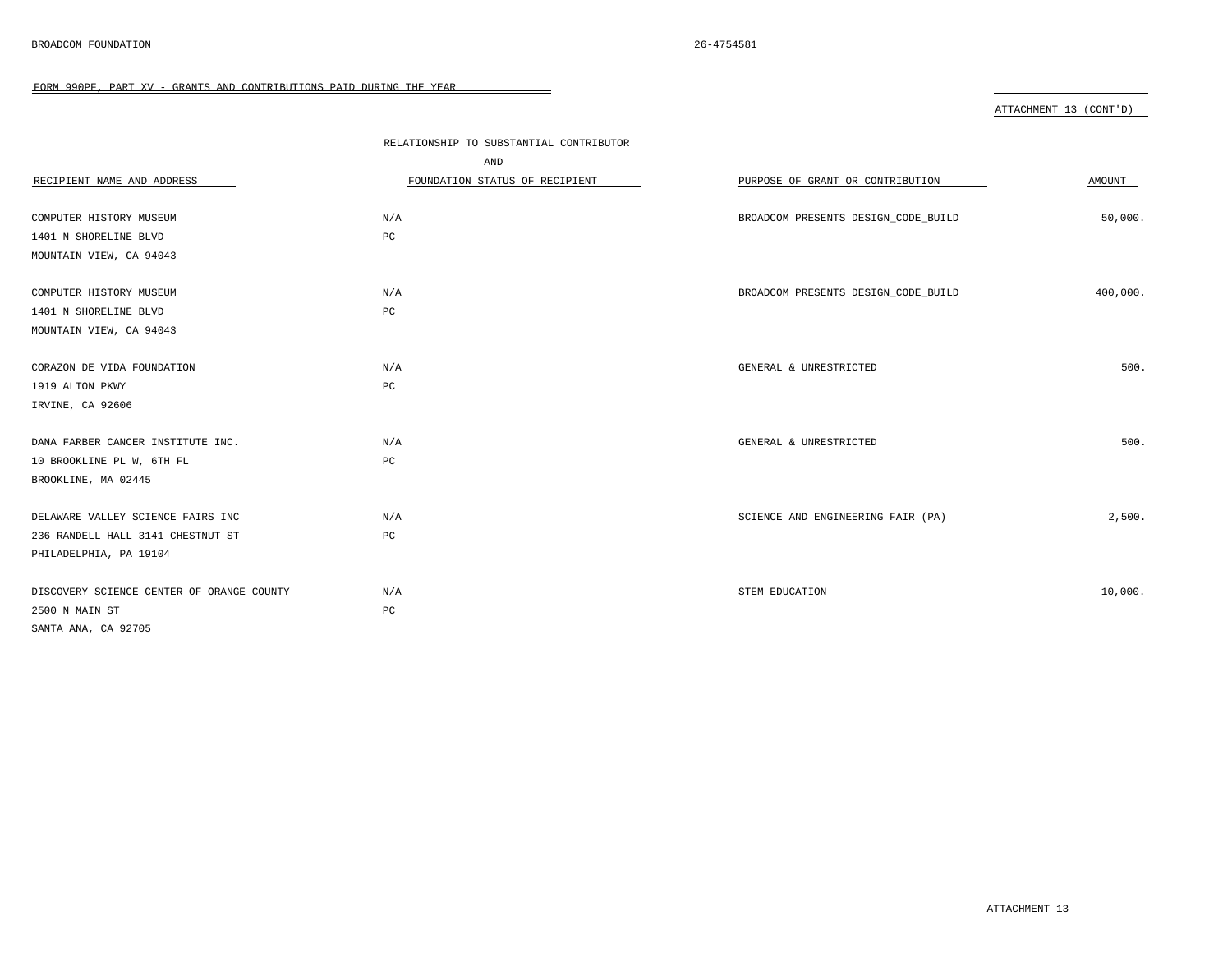BROADCOM FOUNDATION 26-4754581

FORM 990PF, PART XV - GRANTS AND CONTRIBUTIONS PAID DURING THE YEAR

ATTACHMENT 13 (CONT'D)

| RECIPIENT NAME AND ADDRESS | RELATIONSHIP TO SUBSTANTIAL CONTRIBUTOR AND FOUNDATION STATUS OF RECIPIENT | PURPOSE OF GRANT OR CONTRIBUTION | AMOUNT |
|---|---|---|---|
| COMPUTER HISTORY MUSEUM<br>1401 N SHORELINE BLVD<br>MOUNTAIN VIEW, CA 94043 | N/A<br>PC | BROADCOM PRESENTS DESIGN_CODE_BUILD | 50,000. |
| COMPUTER HISTORY MUSEUM<br>1401 N SHORELINE BLVD<br>MOUNTAIN VIEW, CA 94043 | N/A<br>PC | BROADCOM PRESENTS DESIGN_CODE_BUILD | 400,000. |
| CORAZON DE VIDA FOUNDATION<br>1919 ALTON PKWY<br>IRVINE, CA 92606 | N/A<br>PC | GENERAL & UNRESTRICTED | 500. |
| DANA FARBER CANCER INSTITUTE INC.<br>10 BROOKLINE PL W, 6TH FL<br>BROOKLINE, MA 02445 | N/A<br>PC | GENERAL & UNRESTRICTED | 500. |
| DELAWARE VALLEY SCIENCE FAIRS INC<br>236 RANDELL HALL 3141 CHESTNUT ST<br>PHILADELPHIA, PA 19104 | N/A<br>PC | SCIENCE AND ENGINEERING FAIR (PA) | 2,500. |
| DISCOVERY SCIENCE CENTER OF ORANGE COUNTY<br>2500 N MAIN ST<br>SANTA ANA, CA 92705 | N/A<br>PC | STEM EDUCATION | 10,000. |

ATTACHMENT 13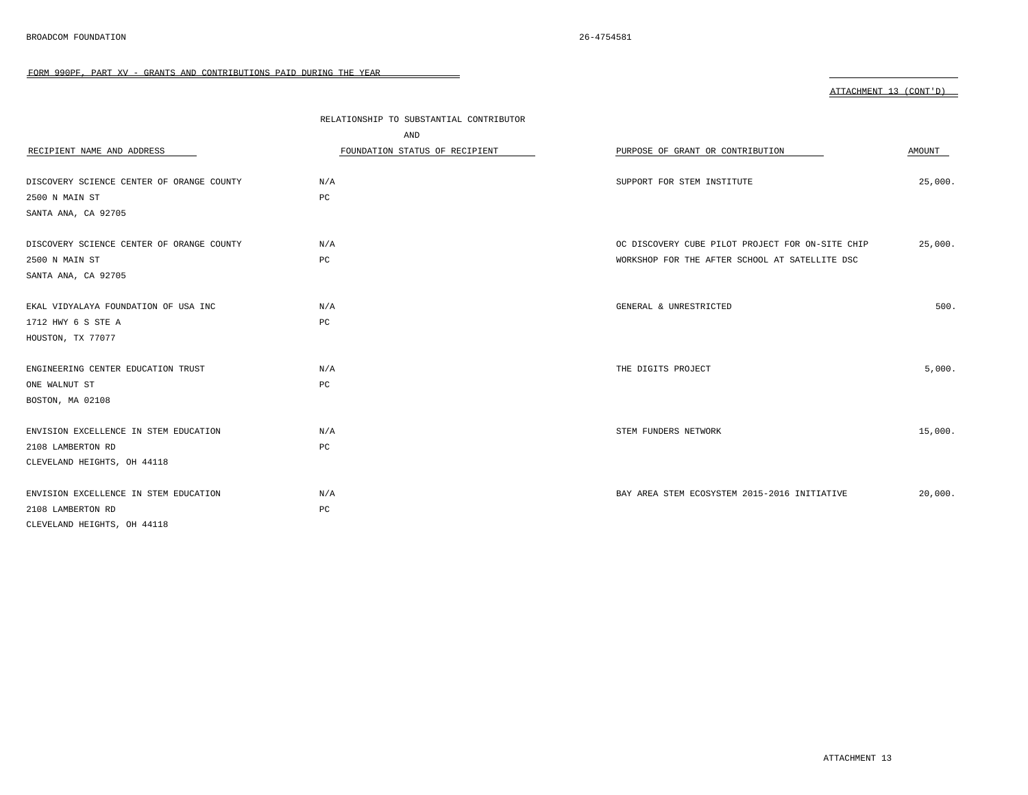FORM 990PF, PART XV - GRANTS AND CONTRIBUTIONS PAID DURING THE YEAR

ATTACHMENT 13 (CONT'D)

| RECIPIENT NAME AND ADDRESS | RELATIONSHIP TO SUBSTANTIAL CONTRIBUTOR AND FOUNDATION STATUS OF RECIPIENT | PURPOSE OF GRANT OR CONTRIBUTION | AMOUNT |
|---|---|---|---|
| DISCOVERY SCIENCE CENTER OF ORANGE COUNTY<br>2500 N MAIN ST<br>SANTA ANA, CA 92705 | N/A<br>PC | SUPPORT FOR STEM INSTITUTE | 25,000. |
| DISCOVERY SCIENCE CENTER OF ORANGE COUNTY<br>2500 N MAIN ST<br>SANTA ANA, CA 92705 | N/A<br>PC | OC DISCOVERY CUBE PILOT PROJECT FOR ON-SITE CHIP WORKSHOP FOR THE AFTER SCHOOL AT SATELLITE DSC | 25,000. |
| EKAL VIDYALAYA FOUNDATION OF USA INC<br>1712 HWY 6 S STE A<br>HOUSTON, TX 77077 | N/A<br>PC | GENERAL & UNRESTRICTED | 500. |
| ENGINEERING CENTER EDUCATION TRUST<br>ONE WALNUT ST<br>BOSTON, MA 02108 | N/A<br>PC | THE DIGITS PROJECT | 5,000. |
| ENVISION EXCELLENCE IN STEM EDUCATION<br>2108 LAMBERTON RD<br>CLEVELAND HEIGHTS, OH 44118 | N/A<br>PC | STEM FUNDERS NETWORK | 15,000. |
| ENVISION EXCELLENCE IN STEM EDUCATION<br>2108 LAMBERTON RD<br>CLEVELAND HEIGHTS, OH 44118 | N/A<br>PC | BAY AREA STEM ECOSYSTEM 2015-2016 INITIATIVE | 20,000. |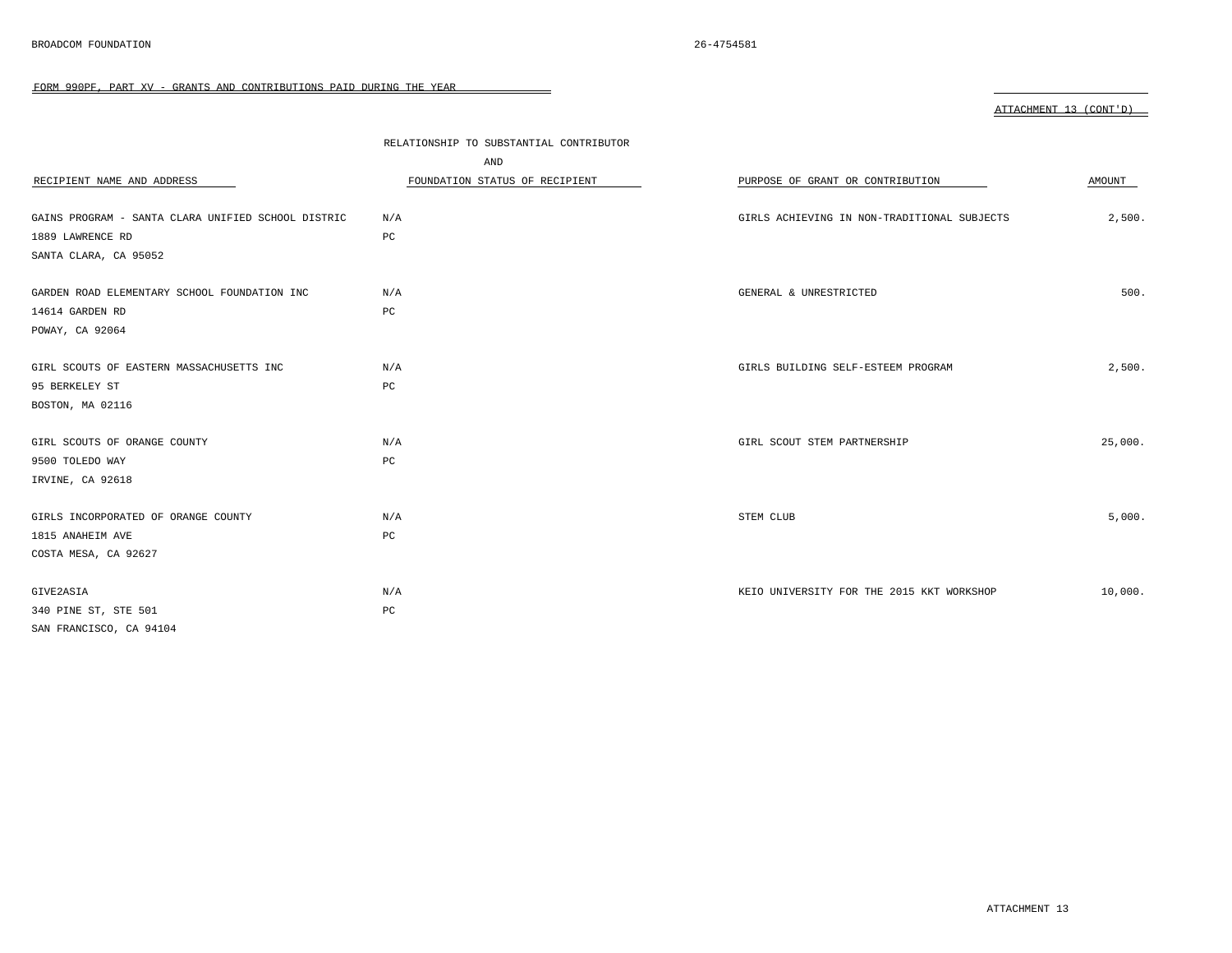BROADCOM FOUNDATION 26-4754581

FORM 990PF, PART XV - GRANTS AND CONTRIBUTIONS PAID DURING THE YEAR

ATTACHMENT 13 (CONT'D)

| RECIPIENT NAME AND ADDRESS | RELATIONSHIP TO SUBSTANTIAL CONTRIBUTOR AND FOUNDATION STATUS OF RECIPIENT | PURPOSE OF GRANT OR CONTRIBUTION | AMOUNT |
|---|---|---|---|
| GAINS PROGRAM - SANTA CLARA UNIFIED SCHOOL DISTRIC<br>1889 LAWRENCE RD<br>SANTA CLARA, CA 95052 | N/A<br>PC | GIRLS ACHIEVING IN NON-TRADITIONAL SUBJECTS | 2,500. |
| GARDEN ROAD ELEMENTARY SCHOOL FOUNDATION INC<br>14614 GARDEN RD<br>POWAY, CA 92064 | N/A<br>PC | GENERAL & UNRESTRICTED | 500. |
| GIRL SCOUTS OF EASTERN MASSACHUSETTS INC<br>95 BERKELEY ST<br>BOSTON, MA 02116 | N/A<br>PC | GIRLS BUILDING SELF-ESTEEM PROGRAM | 2,500. |
| GIRL SCOUTS OF ORANGE COUNTY<br>9500 TOLEDO WAY<br>IRVINE, CA 92618 | N/A<br>PC | GIRL SCOUT STEM PARTNERSHIP | 25,000. |
| GIRLS INCORPORATED OF ORANGE COUNTY<br>1815 ANAHEIM AVE<br>COSTA MESA, CA 92627 | N/A<br>PC | STEM CLUB | 5,000. |
| GIVE2ASIA<br>340 PINE ST, STE 501<br>SAN FRANCISCO, CA 94104 | N/A<br>PC | KEIO UNIVERSITY FOR THE 2015 KKT WORKSHOP | 10,000. |

ATTACHMENT 13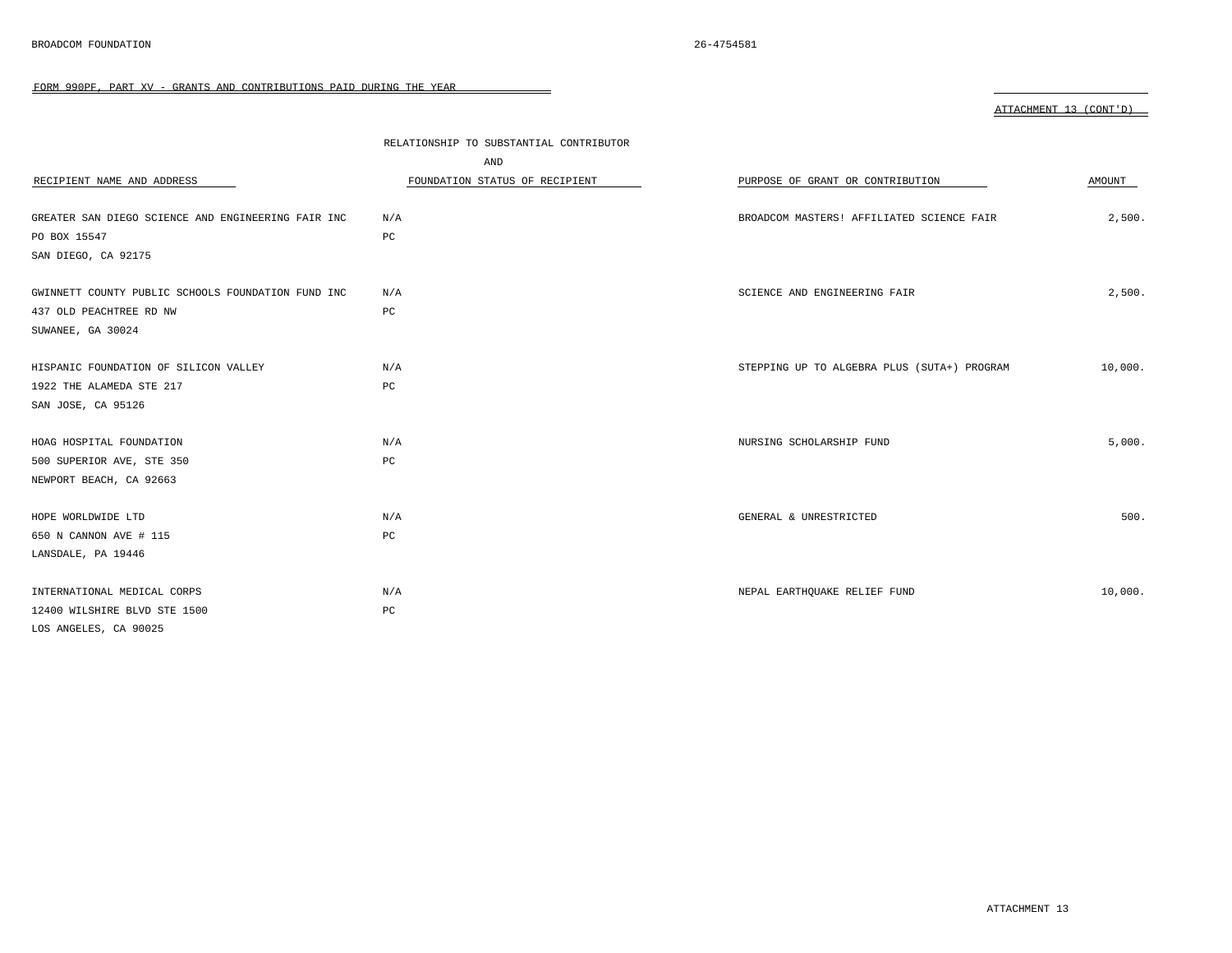BROADCOM FOUNDATION 26-4754581

FORM 990PF, PART XV - GRANTS AND CONTRIBUTIONS PAID DURING THE YEAR

ATTACHMENT 13 (CONT'D)

| RECIPIENT NAME AND ADDRESS | RELATIONSHIP TO SUBSTANTIAL CONTRIBUTOR AND FOUNDATION STATUS OF RECIPIENT | PURPOSE OF GRANT OR CONTRIBUTION | AMOUNT |
|---|---|---|---|
| GREATER SAN DIEGO SCIENCE AND ENGINEERING FAIR INC<br>PO BOX 15547<br>SAN DIEGO, CA 92175 | N/A<br>PC | BROADCOM MASTERS! AFFILIATED SCIENCE FAIR | 2,500. |
| GWINNETT COUNTY PUBLIC SCHOOLS FOUNDATION FUND INC<br>437 OLD PEACHTREE RD NW<br>SUWANEE, GA 30024 | N/A<br>PC | SCIENCE AND ENGINEERING FAIR | 2,500. |
| HISPANIC FOUNDATION OF SILICON VALLEY<br>1922 THE ALAMEDA STE 217<br>SAN JOSE, CA 95126 | N/A<br>PC | STEPPING UP TO ALGEBRA PLUS (SUTA+) PROGRAM | 10,000. |
| HOAG HOSPITAL FOUNDATION<br>500 SUPERIOR AVE, STE 350<br>NEWPORT BEACH, CA 92663 | N/A<br>PC | NURSING SCHOLARSHIP FUND | 5,000. |
| HOPE WORLDWIDE LTD<br>650 N CANNON AVE # 115<br>LANSDALE, PA 19446 | N/A<br>PC | GENERAL & UNRESTRICTED | 500. |
| INTERNATIONAL MEDICAL CORPS<br>12400 WILSHIRE BLVD STE 1500<br>LOS ANGELES, CA 90025 | N/A<br>PC | NEPAL EARTHQUAKE RELIEF FUND | 10,000. |

ATTACHMENT 13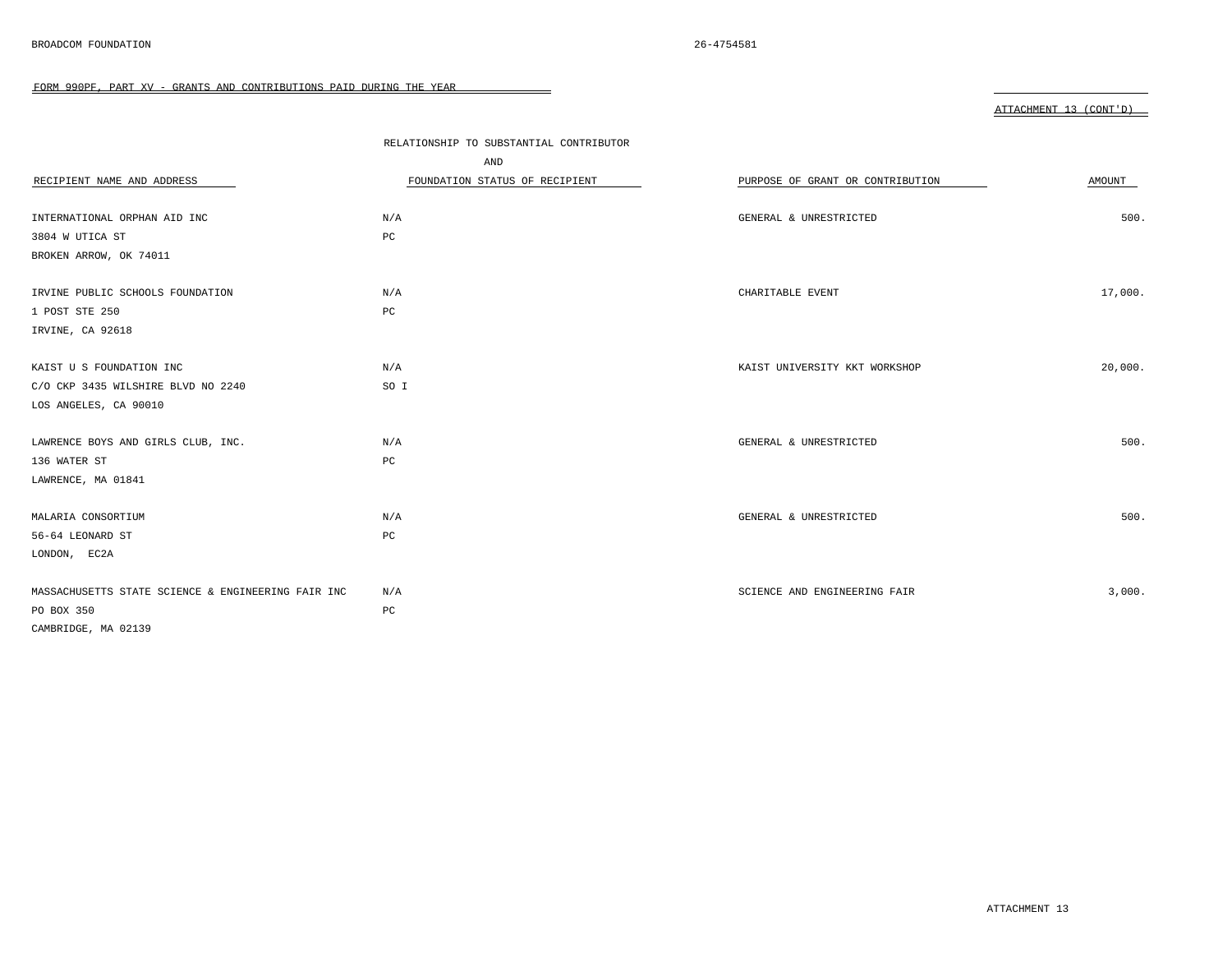BROADCOM FOUNDATION 26-4754581

FORM 990PF, PART XV - GRANTS AND CONTRIBUTIONS PAID DURING THE YEAR

ATTACHMENT 13 (CONT'D)

| RECIPIENT NAME AND ADDRESS | RELATIONSHIP TO SUBSTANTIAL CONTRIBUTOR AND FOUNDATION STATUS OF RECIPIENT | PURPOSE OF GRANT OR CONTRIBUTION | AMOUNT |
|---|---|---|---|
| INTERNATIONAL ORPHAN AID INC<br>3804 W UTICA ST<br>BROKEN ARROW, OK 74011 | N/A<br>PC | GENERAL & UNRESTRICTED | 500. |
| IRVINE PUBLIC SCHOOLS FOUNDATION<br>1 POST STE 250<br>IRVINE, CA 92618 | N/A<br>PC | CHARITABLE EVENT | 17,000. |
| KAIST U S FOUNDATION INC<br>C/O CKP 3435 WILSHIRE BLVD NO 2240<br>LOS ANGELES, CA 90010 | N/A<br>SO I | KAIST UNIVERSITY KKT WORKSHOP | 20,000. |
| LAWRENCE BOYS AND GIRLS CLUB, INC.<br>136 WATER ST<br>LAWRENCE, MA 01841 | N/A<br>PC | GENERAL & UNRESTRICTED | 500. |
| MALARIA CONSORTIUM<br>56-64 LEONARD ST<br>LONDON, EC2A | N/A<br>PC | GENERAL & UNRESTRICTED | 500. |
| MASSACHUSETTS STATE SCIENCE & ENGINEERING FAIR INC<br>PO BOX 350<br>CAMBRIDGE, MA 02139 | N/A<br>PC | SCIENCE AND ENGINEERING FAIR | 3,000. |

ATTACHMENT 13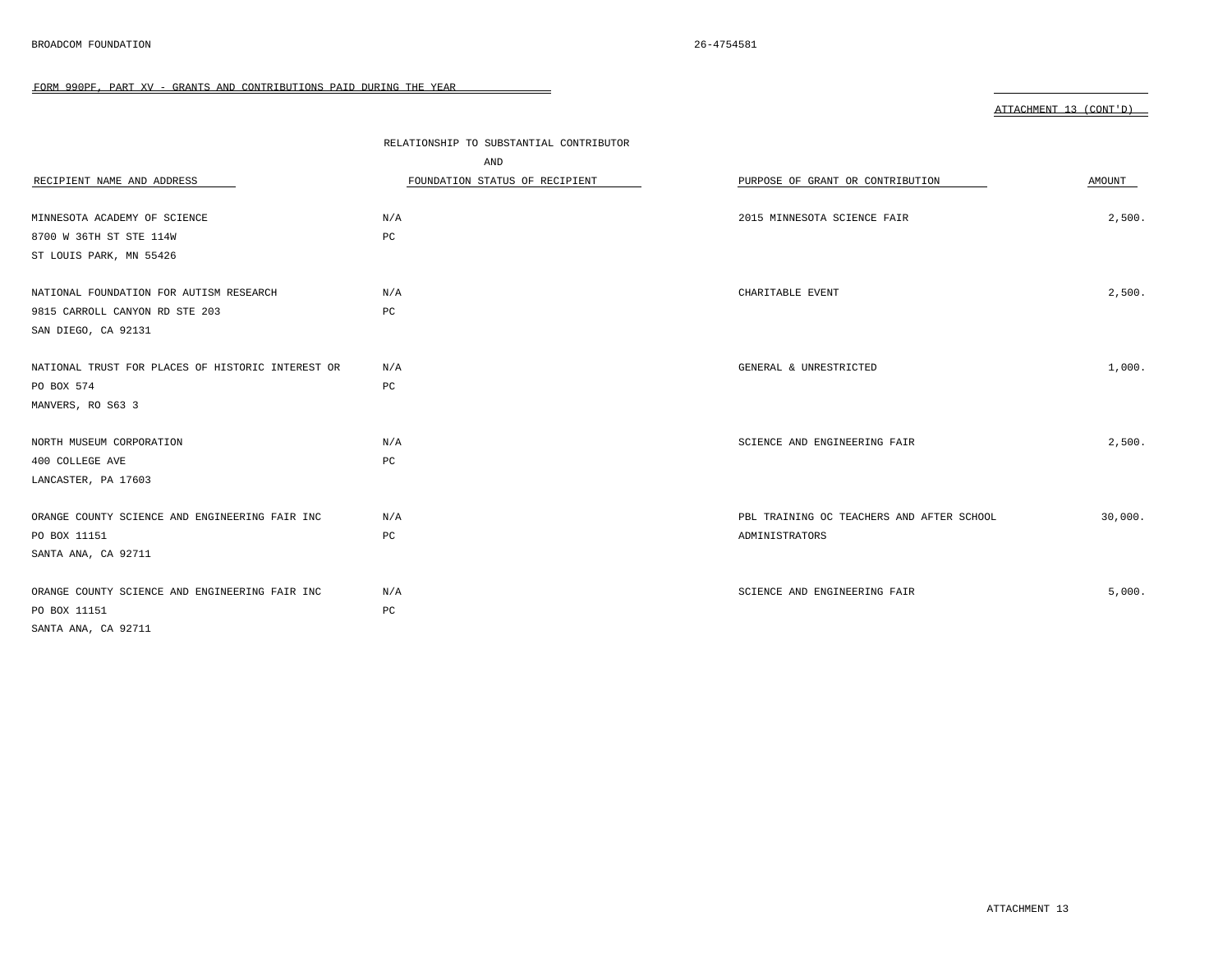BROADCOM FOUNDATION 26-4754581

FORM 990PF, PART XV - GRANTS AND CONTRIBUTIONS PAID DURING THE YEAR

ATTACHMENT 13 (CONT'D)

| RECIPIENT NAME AND ADDRESS | RELATIONSHIP TO SUBSTANTIAL CONTRIBUTOR AND FOUNDATION STATUS OF RECIPIENT | PURPOSE OF GRANT OR CONTRIBUTION | AMOUNT |
|---|---|---|---|
| MINNESOTA ACADEMY OF SCIENCE<br>8700 W 36TH ST STE 114W<br>ST LOUIS PARK, MN 55426 | N/A<br>PC | 2015 MINNESOTA SCIENCE FAIR | 2,500. |
| NATIONAL FOUNDATION FOR AUTISM RESEARCH<br>9815 CARROLL CANYON RD STE 203<br>SAN DIEGO, CA 92131 | N/A<br>PC | CHARITABLE EVENT | 2,500. |
| NATIONAL TRUST FOR PLACES OF HISTORIC INTEREST OR<br>PO BOX 574<br>MANVERS, RO S63 3 | N/A<br>PC | GENERAL & UNRESTRICTED | 1,000. |
| NORTH MUSEUM CORPORATION<br>400 COLLEGE AVE<br>LANCASTER, PA 17603 | N/A<br>PC | SCIENCE AND ENGINEERING FAIR | 2,500. |
| ORANGE COUNTY SCIENCE AND ENGINEERING FAIR INC<br>PO BOX 11151<br>SANTA ANA, CA 92711 | N/A<br>PC | PBL TRAINING OC TEACHERS AND AFTER SCHOOL ADMINISTRATORS | 30,000. |
| ORANGE COUNTY SCIENCE AND ENGINEERING FAIR INC<br>PO BOX 11151<br>SANTA ANA, CA 92711 | N/A<br>PC | SCIENCE AND ENGINEERING FAIR | 5,000. |

ATTACHMENT 13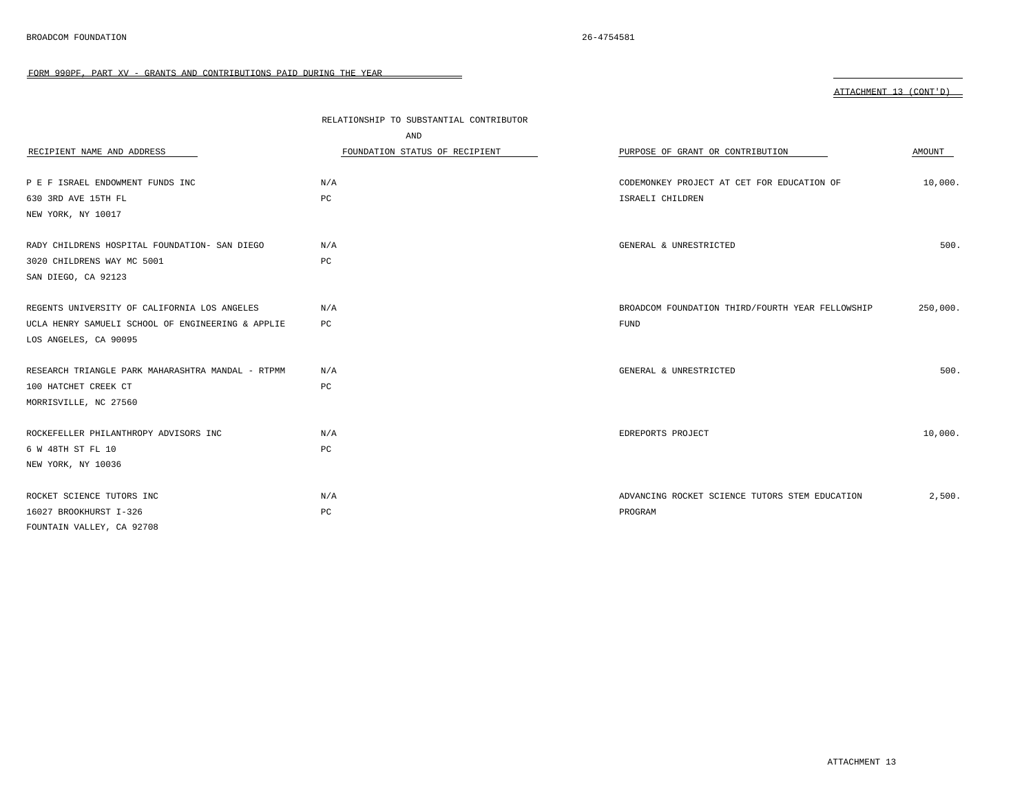BROADCOM FOUNDATION 26-4754581

FORM 990PF, PART XV - GRANTS AND CONTRIBUTIONS PAID DURING THE YEAR

ATTACHMENT 13 (CONT'D)

| RECIPIENT NAME AND ADDRESS | RELATIONSHIP TO SUBSTANTIAL CONTRIBUTOR AND FOUNDATION STATUS OF RECIPIENT | PURPOSE OF GRANT OR CONTRIBUTION | AMOUNT |
|---|---|---|---|
| P E F ISRAEL ENDOWMENT FUNDS INC<br>630 3RD AVE 15TH FL<br>NEW YORK, NY 10017 | N/A<br>PC | CODEMONKEY PROJECT AT CET FOR EDUCATION OF ISRAELI CHILDREN | 10,000. |
| RADY CHILDRENS HOSPITAL FOUNDATION- SAN DIEGO<br>3020 CHILDRENS WAY MC 5001<br>SAN DIEGO, CA 92123 | N/A<br>PC | GENERAL & UNRESTRICTED | 500. |
| REGENTS UNIVERSITY OF CALIFORNIA LOS ANGELES<br>UCLA HENRY SAMUELI SCHOOL OF ENGINEERING & APPLIE<br>LOS ANGELES, CA 90095 | N/A<br>PC | BROADCOM FOUNDATION THIRD/FOURTH YEAR FELLOWSHIP FUND | 250,000. |
| RESEARCH TRIANGLE PARK MAHARASHTRA MANDAL - RTPMM<br>100 HATCHET CREEK CT<br>MORRISVILLE, NC 27560 | N/A<br>PC | GENERAL & UNRESTRICTED | 500. |
| ROCKEFELLER PHILANTHROPY ADVISORS INC<br>6 W 48TH ST FL 10<br>NEW YORK, NY 10036 | N/A<br>PC | EDREPORTS PROJECT | 10,000. |
| ROCKET SCIENCE TUTORS INC<br>16027 BROOKHURST I-326<br>FOUNTAIN VALLEY, CA 92708 | N/A<br>PC | ADVANCING ROCKET SCIENCE TUTORS STEM EDUCATION PROGRAM | 2,500. |

ATTACHMENT 13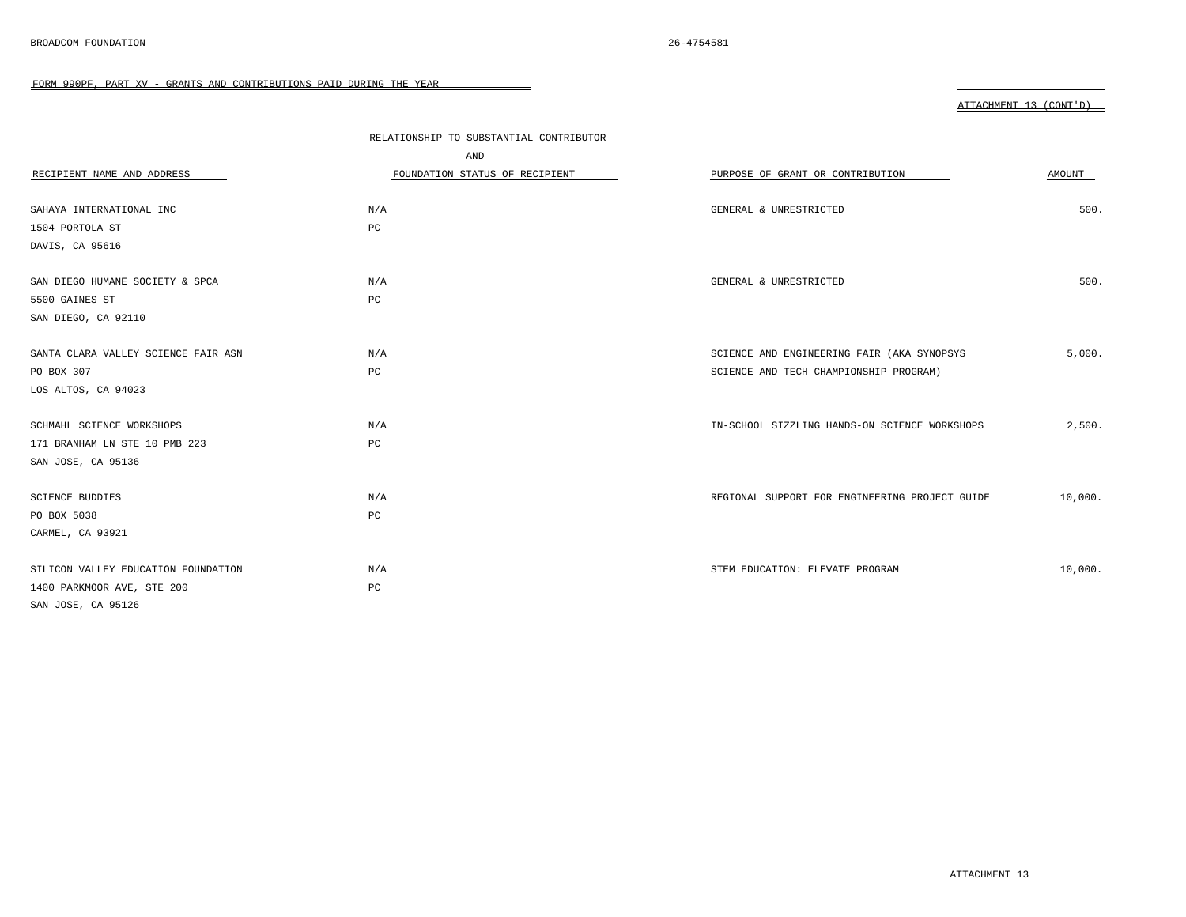FORM 990PF, PART XV - GRANTS AND CONTRIBUTIONS PAID DURING THE YEAR

ATTACHMENT 13 (CONT'D)

| RECIPIENT NAME AND ADDRESS | RELATIONSHIP TO SUBSTANTIAL CONTRIBUTOR AND FOUNDATION STATUS OF RECIPIENT | PURPOSE OF GRANT OR CONTRIBUTION | AMOUNT |
|---|---|---|---|
| SAHAYA INTERNATIONAL INC<br>1504 PORTOLA ST<br>DAVIS, CA 95616 | N/A<br>PC | GENERAL & UNRESTRICTED | 500. |
| SAN DIEGO HUMANE SOCIETY & SPCA<br>5500 GAINES ST<br>SAN DIEGO, CA 92110 | N/A<br>PC | GENERAL & UNRESTRICTED | 500. |
| SANTA CLARA VALLEY SCIENCE FAIR ASN<br>PO BOX 307<br>LOS ALTOS, CA 94023 | N/A<br>PC | SCIENCE AND ENGINEERING FAIR (AKA SYNOPSYS SCIENCE AND TECH CHAMPIONSHIP PROGRAM) | 5,000. |
| SCHMAHL SCIENCE WORKSHOPS<br>171 BRANHAM LN STE 10 PMB 223<br>SAN JOSE, CA 95136 | N/A<br>PC | IN-SCHOOL SIZZLING HANDS-ON SCIENCE WORKSHOPS | 2,500. |
| SCIENCE BUDDIES<br>PO BOX 5038<br>CARMEL, CA 93921 | N/A<br>PC | REGIONAL SUPPORT FOR ENGINEERING PROJECT GUIDE | 10,000. |
| SILICON VALLEY EDUCATION FOUNDATION<br>1400 PARKMOOR AVE, STE 200<br>SAN JOSE, CA 95126 | N/A<br>PC | STEM EDUCATION: ELEVATE PROGRAM | 10,000. |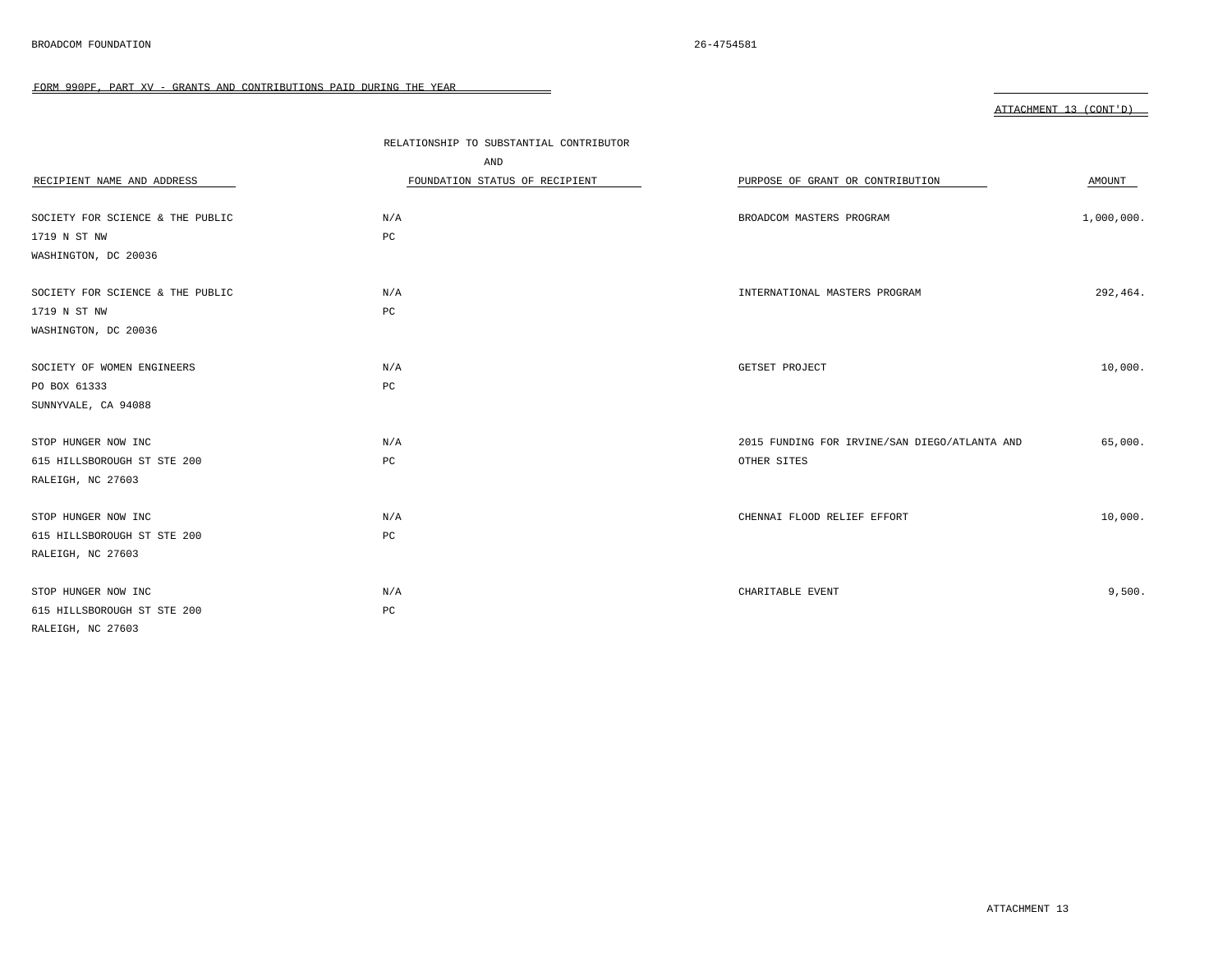BROADCOM FOUNDATION 26-4754581

FORM 990PF, PART XV - GRANTS AND CONTRIBUTIONS PAID DURING THE YEAR

ATTACHMENT 13 (CONT'D)

| RECIPIENT NAME AND ADDRESS | RELATIONSHIP TO SUBSTANTIAL CONTRIBUTOR AND FOUNDATION STATUS OF RECIPIENT | PURPOSE OF GRANT OR CONTRIBUTION | AMOUNT |
|---|---|---|---|
| SOCIETY FOR SCIENCE & THE PUBLIC<br>1719 N ST NW<br>WASHINGTON, DC 20036 | N/A<br>PC | BROADCOM MASTERS PROGRAM | 1,000,000. |
| SOCIETY FOR SCIENCE & THE PUBLIC<br>1719 N ST NW<br>WASHINGTON, DC 20036 | N/A<br>PC | INTERNATIONAL MASTERS PROGRAM | 292,464. |
| SOCIETY OF WOMEN ENGINEERS<br>PO BOX 61333<br>SUNNYVALE, CA 94088 | N/A<br>PC | GETSET PROJECT | 10,000. |
| STOP HUNGER NOW INC<br>615 HILLSBOROUGH ST STE 200<br>RALEIGH, NC 27603 | N/A<br>PC | 2015 FUNDING FOR IRVINE/SAN DIEGO/ATLANTA AND OTHER SITES | 65,000. |
| STOP HUNGER NOW INC<br>615 HILLSBOROUGH ST STE 200<br>RALEIGH, NC 27603 | N/A<br>PC | CHENNAI FLOOD RELIEF EFFORT | 10,000. |
| STOP HUNGER NOW INC<br>615 HILLSBOROUGH ST STE 200<br>RALEIGH, NC 27603 | N/A<br>PC | CHARITABLE EVENT | 9,500. |

ATTACHMENT 13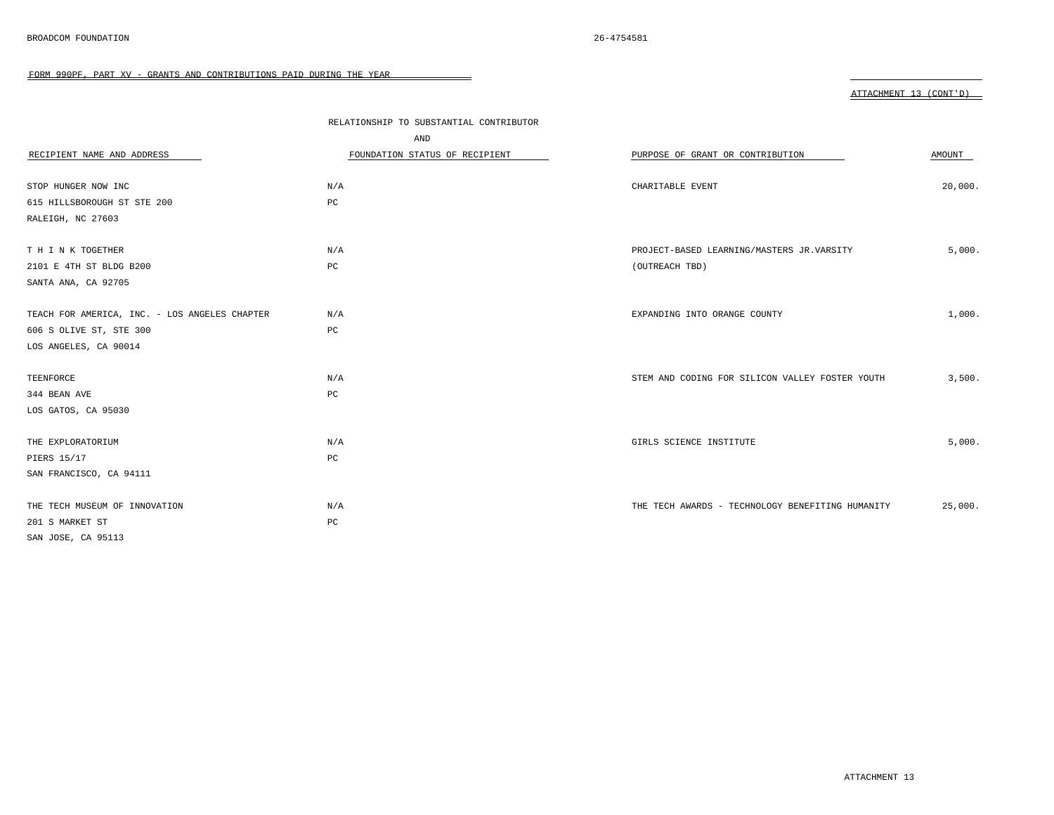BROADCOM FOUNDATION 26-4754581

FORM 990PF, PART XV - GRANTS AND CONTRIBUTIONS PAID DURING THE YEAR

ATTACHMENT 13 (CONT'D)

| RECIPIENT NAME AND ADDRESS | RELATIONSHIP TO SUBSTANTIAL CONTRIBUTOR AND FOUNDATION STATUS OF RECIPIENT | PURPOSE OF GRANT OR CONTRIBUTION | AMOUNT |
|---|---|---|---|
| STOP HUNGER NOW INC<br>615 HILLSBOROUGH ST STE 200<br>RALEIGH, NC 27603 | N/A<br>PC | CHARITABLE EVENT | 20,000. |
| T H I N K TOGETHER<br>2101 E 4TH ST BLDG B200<br>SANTA ANA, CA 92705 | N/A<br>PC | PROJECT-BASED LEARNING/MASTERS JR.VARSITY (OUTREACH TBD) | 5,000. |
| TEACH FOR AMERICA, INC. - LOS ANGELES CHAPTER<br>606 S OLIVE ST, STE 300<br>LOS ANGELES, CA 90014 | N/A<br>PC | EXPANDING INTO ORANGE COUNTY | 1,000. |
| TEENFORCE<br>344 BEAN AVE<br>LOS GATOS, CA 95030 | N/A<br>PC | STEM AND CODING FOR SILICON VALLEY FOSTER YOUTH | 3,500. |
| THE EXPLORATORIUM<br>PIERS 15/17<br>SAN FRANCISCO, CA 94111 | N/A<br>PC | GIRLS SCIENCE INSTITUTE | 5,000. |
| THE TECH MUSEUM OF INNOVATION<br>201 S MARKET ST<br>SAN JOSE, CA 95113 | N/A<br>PC | THE TECH AWARDS - TECHNOLOGY BENEFITING HUMANITY | 25,000. |

ATTACHMENT 13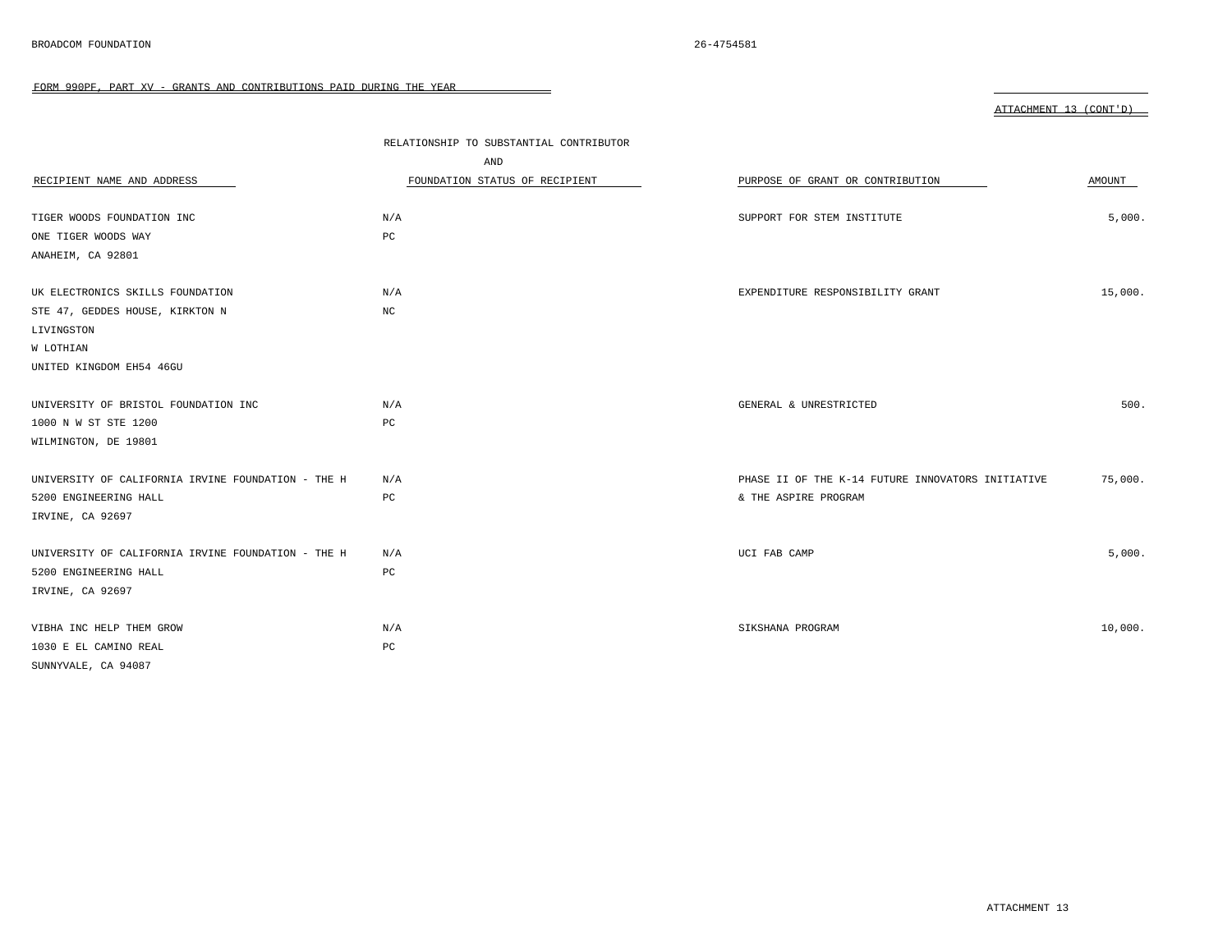BROADCOM FOUNDATION 26-4754581

FORM 990PF, PART XV - GRANTS AND CONTRIBUTIONS PAID DURING THE YEAR

ATTACHMENT 13 (CONT'D)

| RECIPIENT NAME AND ADDRESS | RELATIONSHIP TO SUBSTANTIAL CONTRIBUTOR AND FOUNDATION STATUS OF RECIPIENT | PURPOSE OF GRANT OR CONTRIBUTION | AMOUNT |
|---|---|---|---|
| TIGER WOODS FOUNDATION INC<br>ONE TIGER WOODS WAY<br>ANAHEIM, CA 92801 | N/A<br>PC | SUPPORT FOR STEM INSTITUTE | 5,000. |
| UK ELECTRONICS SKILLS FOUNDATION<br>STE 47, GEDDES HOUSE, KIRKTON N<br>LIVINGSTON<br>W LOTHIAN<br>UNITED KINGDOM EH54 46GU | N/A<br>NC | EXPENDITURE RESPONSIBILITY GRANT | 15,000. |
| UNIVERSITY OF BRISTOL FOUNDATION INC<br>1000 N W ST STE 1200<br>WILMINGTON, DE 19801 | N/A<br>PC | GENERAL & UNRESTRICTED | 500. |
| UNIVERSITY OF CALIFORNIA IRVINE FOUNDATION - THE H<br>5200 ENGINEERING HALL<br>IRVINE, CA 92697 | N/A<br>PC | PHASE II OF THE K-14 FUTURE INNOVATORS INITIATIVE & THE ASPIRE PROGRAM | 75,000. |
| UNIVERSITY OF CALIFORNIA IRVINE FOUNDATION - THE H<br>5200 ENGINEERING HALL<br>IRVINE, CA 92697 | N/A<br>PC | UCI FAB CAMP | 5,000. |
| VIBHA INC HELP THEM GROW<br>1030 E EL CAMINO REAL<br>SUNNYVALE, CA 94087 | N/A<br>PC | SIKSHANA PROGRAM | 10,000. |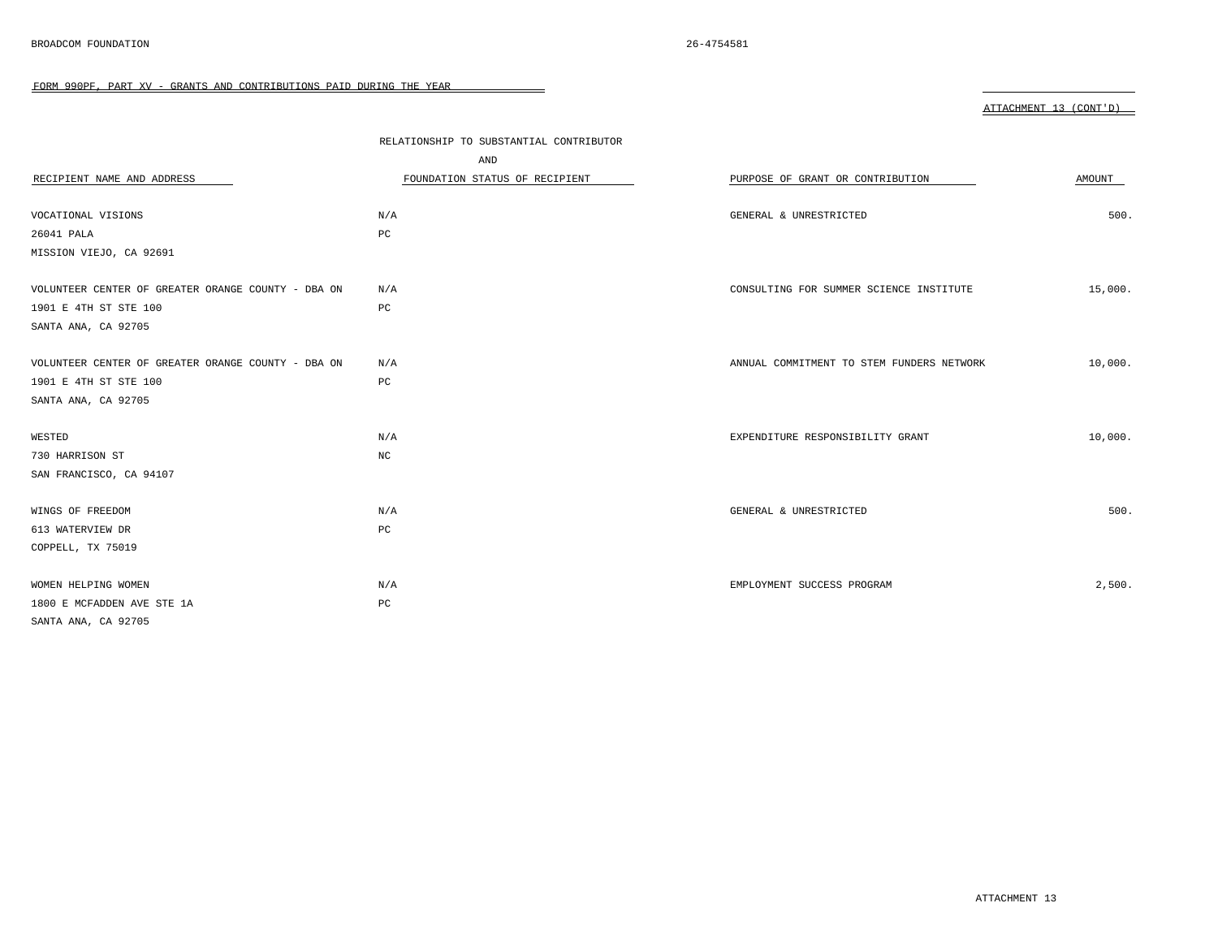BROADCOM FOUNDATION 26-4754581

FORM 990PF, PART XV - GRANTS AND CONTRIBUTIONS PAID DURING THE YEAR

ATTACHMENT 13 (CONT'D)

| RECIPIENT NAME AND ADDRESS | RELATIONSHIP TO SUBSTANTIAL CONTRIBUTOR AND FOUNDATION STATUS OF RECIPIENT | PURPOSE OF GRANT OR CONTRIBUTION | AMOUNT |
|---|---|---|---|
| VOCATIONAL VISIONS<br>26041 PALA<br>MISSION VIEJO, CA 92691 | N/A<br>PC | GENERAL & UNRESTRICTED | 500. |
| VOLUNTEER CENTER OF GREATER ORANGE COUNTY - DBA ON<br>1901 E 4TH ST STE 100<br>SANTA ANA, CA 92705 | N/A<br>PC | CONSULTING FOR SUMMER SCIENCE INSTITUTE | 15,000. |
| VOLUNTEER CENTER OF GREATER ORANGE COUNTY - DBA ON<br>1901 E 4TH ST STE 100<br>SANTA ANA, CA 92705 | N/A<br>PC | ANNUAL COMMITMENT TO STEM FUNDERS NETWORK | 10,000. |
| WESTED<br>730 HARRISON ST<br>SAN FRANCISCO, CA 94107 | N/A<br>NC | EXPENDITURE RESPONSIBILITY GRANT | 10,000. |
| WINGS OF FREEDOM<br>613 WATERVIEW DR<br>COPPELL, TX 75019 | N/A<br>PC | GENERAL & UNRESTRICTED | 500. |
| WOMEN HELPING WOMEN<br>1800 E MCFADDEN AVE STE 1A<br>SANTA ANA, CA 92705 | N/A<br>PC | EMPLOYMENT SUCCESS PROGRAM | 2,500. |

ATTACHMENT 13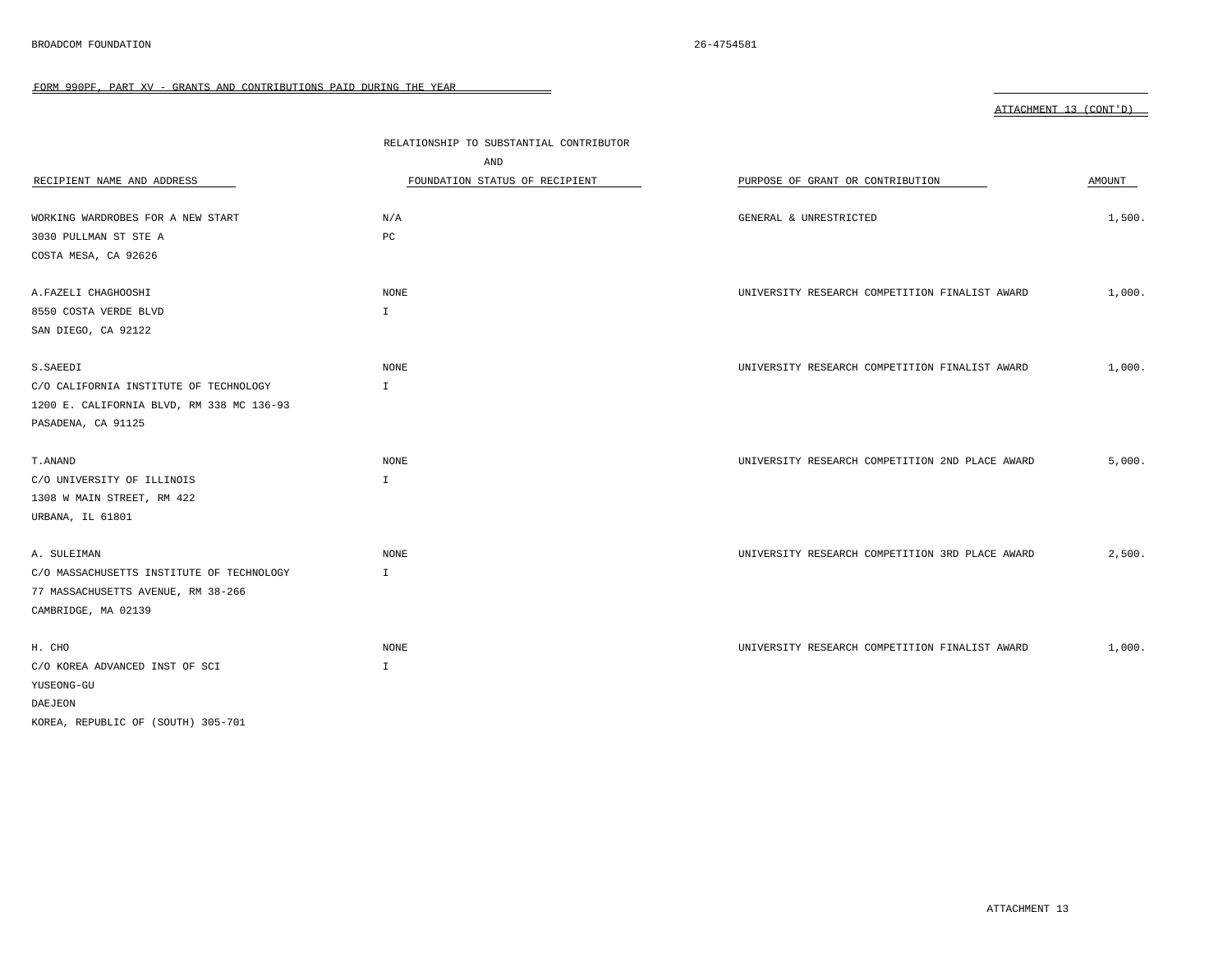BROADCOM FOUNDATION 26-4754581

FORM 990PF, PART XV - GRANTS AND CONTRIBUTIONS PAID DURING THE YEAR

ATTACHMENT 13 (CONT'D)

| RECIPIENT NAME AND ADDRESS | RELATIONSHIP TO SUBSTANTIAL CONTRIBUTOR AND FOUNDATION STATUS OF RECIPIENT | PURPOSE OF GRANT OR CONTRIBUTION | AMOUNT |
|---|---|---|---|
| WORKING WARDROBES FOR A NEW START<br>3030 PULLMAN ST STE A<br>COSTA MESA, CA 92626 | N/A<br>PC | GENERAL & UNRESTRICTED | 1,500. |
| A.FAZELI CHAGHOOSHI<br>8550 COSTA VERDE BLVD<br>SAN DIEGO, CA 92122 | NONE<br>I | UNIVERSITY RESEARCH COMPETITION FINALIST AWARD | 1,000. |
| S.SAEEDI<br>C/O CALIFORNIA INSTITUTE OF TECHNOLOGY<br>1200 E. CALIFORNIA BLVD, RM 338 MC 136-93<br>PASADENA, CA 91125 | NONE<br>I | UNIVERSITY RESEARCH COMPETITION FINALIST AWARD | 1,000. |
| T.ANAND<br>C/O UNIVERSITY OF ILLINOIS<br>1308 W MAIN STREET, RM 422<br>URBANA, IL 61801 | NONE<br>I | UNIVERSITY RESEARCH COMPETITION 2ND PLACE AWARD | 5,000. |
| A. SULEIMAN<br>C/O MASSACHUSETTS INSTITUTE OF TECHNOLOGY<br>77 MASSACHUSETTS AVENUE, RM 38-266<br>CAMBRIDGE, MA 02139 | NONE<br>I | UNIVERSITY RESEARCH COMPETITION 3RD PLACE AWARD | 2,500. |
| H. CHO<br>C/O KOREA ADVANCED INST OF SCI<br>YUSEONG-GU<br>DAEJEON<br>KOREA, REPUBLIC OF (SOUTH) 305-701 | NONE<br>I | UNIVERSITY RESEARCH COMPETITION FINALIST AWARD | 1,000. |

ATTACHMENT 13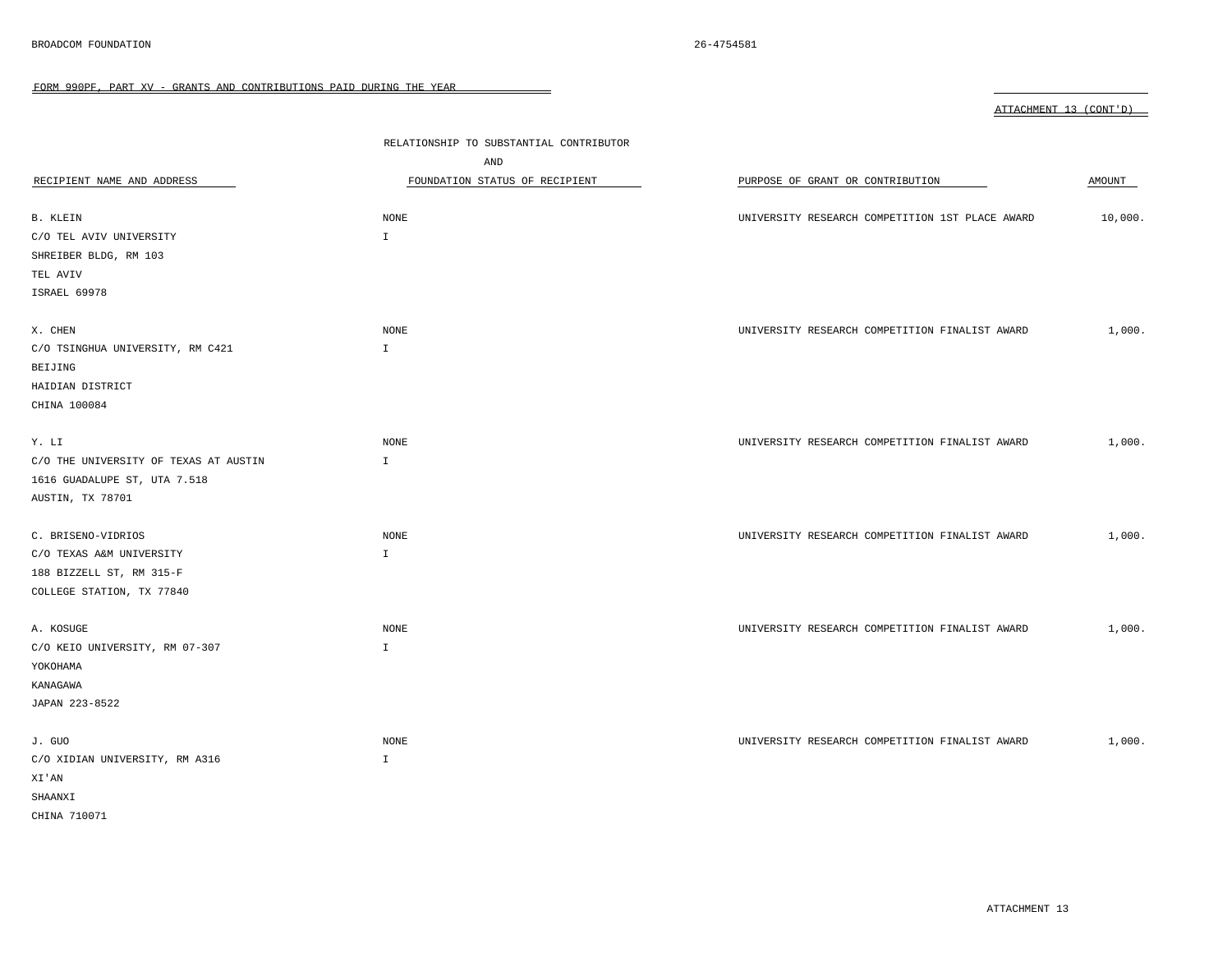BROADCOM FOUNDATION 26-4754581

FORM 990PF, PART XV - GRANTS AND CONTRIBUTIONS PAID DURING THE YEAR

ATTACHMENT 13 (CONT'D)

| RECIPIENT NAME AND ADDRESS | RELATIONSHIP TO SUBSTANTIAL CONTRIBUTOR AND FOUNDATION STATUS OF RECIPIENT | PURPOSE OF GRANT OR CONTRIBUTION | AMOUNT |
|---|---|---|---|
| B. KLEIN<br>C/O TEL AVIV UNIVERSITY<br>SHREIBER BLDG, RM 103<br>TEL AVIV<br>ISRAEL 69978 | NONE<br>I | UNIVERSITY RESEARCH COMPETITION 1ST PLACE AWARD | 10,000. |
| X. CHEN<br>C/O TSINGHUA UNIVERSITY, RM C421<br>BEIJING<br>HAIDIAN DISTRICT<br>CHINA 100084 | NONE<br>I | UNIVERSITY RESEARCH COMPETITION FINALIST AWARD | 1,000. |
| Y. LI<br>C/O THE UNIVERSITY OF TEXAS AT AUSTIN<br>1616 GUADALUPE ST, UTA 7.518<br>AUSTIN, TX 78701 | NONE<br>I | UNIVERSITY RESEARCH COMPETITION FINALIST AWARD | 1,000. |
| C. BRISENO-VIDRIOS<br>C/O TEXAS A&M UNIVERSITY<br>188 BIZZELL ST, RM 315-F<br>COLLEGE STATION, TX 77840 | NONE<br>I | UNIVERSITY RESEARCH COMPETITION FINALIST AWARD | 1,000. |
| A. KOSUGE<br>C/O KEIO UNIVERSITY, RM 07-307<br>YOKOHAMA<br>KANAGAWA<br>JAPAN 223-8522 | NONE<br>I | UNIVERSITY RESEARCH COMPETITION FINALIST AWARD | 1,000. |
| J. GUO<br>C/O XIDIAN UNIVERSITY, RM A316<br>XI'AN<br>SHAANXI<br>CHINA 710071 | NONE<br>I | UNIVERSITY RESEARCH COMPETITION FINALIST AWARD | 1,000. |

ATTACHMENT 13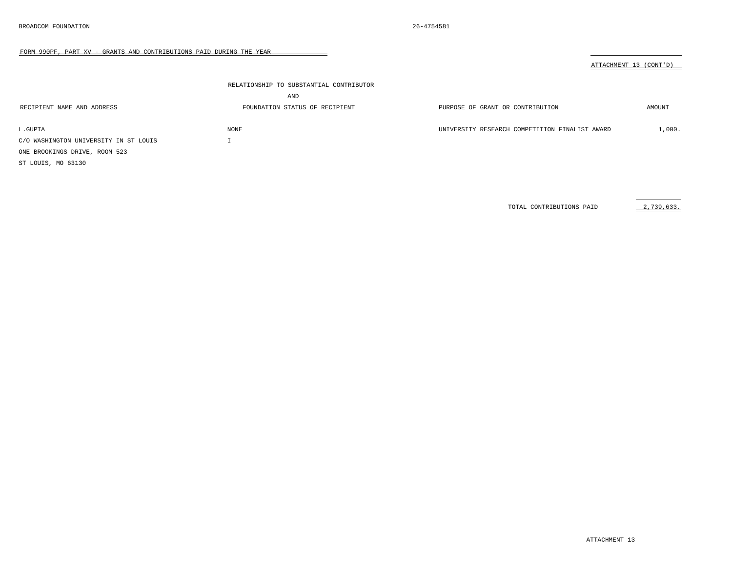BROADCOM FOUNDATION 26-4754581

FORM 990PF, PART XV - GRANTS AND CONTRIBUTIONS PAID DURING THE YEAR

ATTACHMENT 13 (CONT'D)

| RECIPIENT NAME AND ADDRESS | RELATIONSHIP TO SUBSTANTIAL CONTRIBUTOR AND FOUNDATION STATUS OF RECIPIENT | PURPOSE OF GRANT OR CONTRIBUTION | AMOUNT |
|---|---|---|---|
| L.GUPTA<br>C/O WASHINGTON UNIVERSITY IN ST LOUIS<br>ONE BROOKINGS DRIVE, ROOM 523<br>ST LOUIS, MO 63130 | NONE<br>I | UNIVERSITY RESEARCH COMPETITION FINALIST AWARD | 1,000. |
| | | TOTAL CONTRIBUTIONS PAID | 2,739,633. |

ATTACHMENT 13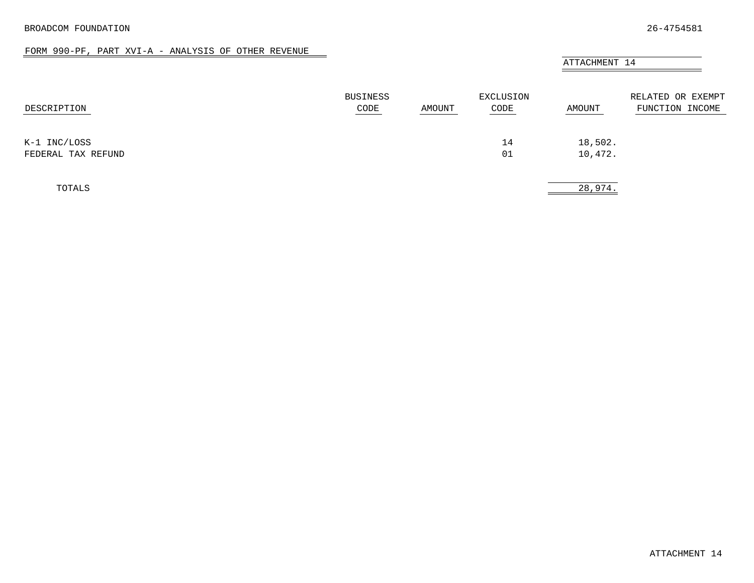BROADCOM FOUNDATION 26-4754581

FORM 990-PF, PART XVI-A - ANALYSIS OF OTHER REVENUE

ATTACHMENT 14

| DESCRIPTION | BUSINESS CODE | AMOUNT | EXCLUSION CODE | AMOUNT | RELATED OR EXEMPT FUNCTION INCOME |
|---|---|---|---|---|---|
| K-1 INC/LOSS | | | 14 | 18,502. | |
| FEDERAL TAX REFUND | | | 01 | 10,472. | |
| TOTALS | | | | 28,974. | |

ATTACHMENT 14